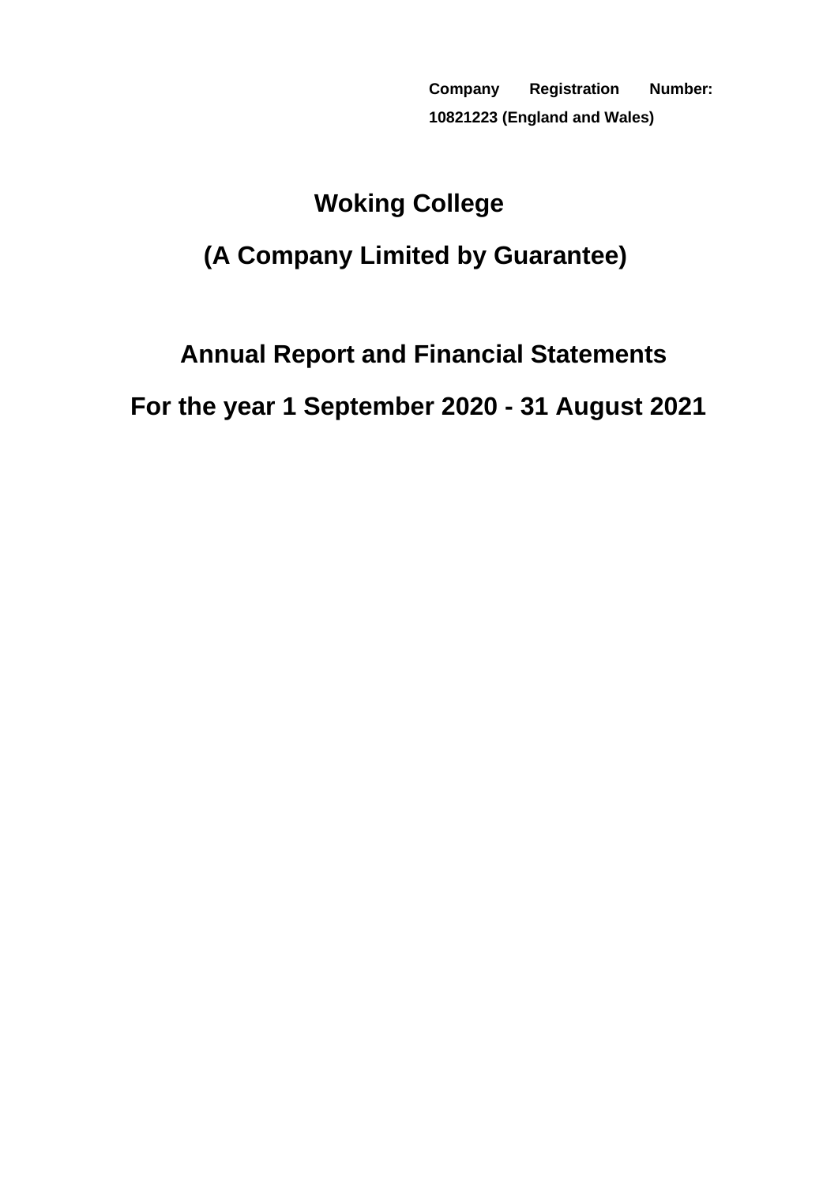**Company Registration Number: 10821223 (England and Wales)**

# Woking College

## (A Company Limited by Guarantee)

## Annual Report and Financial Statements

## For the year 1 September 2020 - 31 August 2021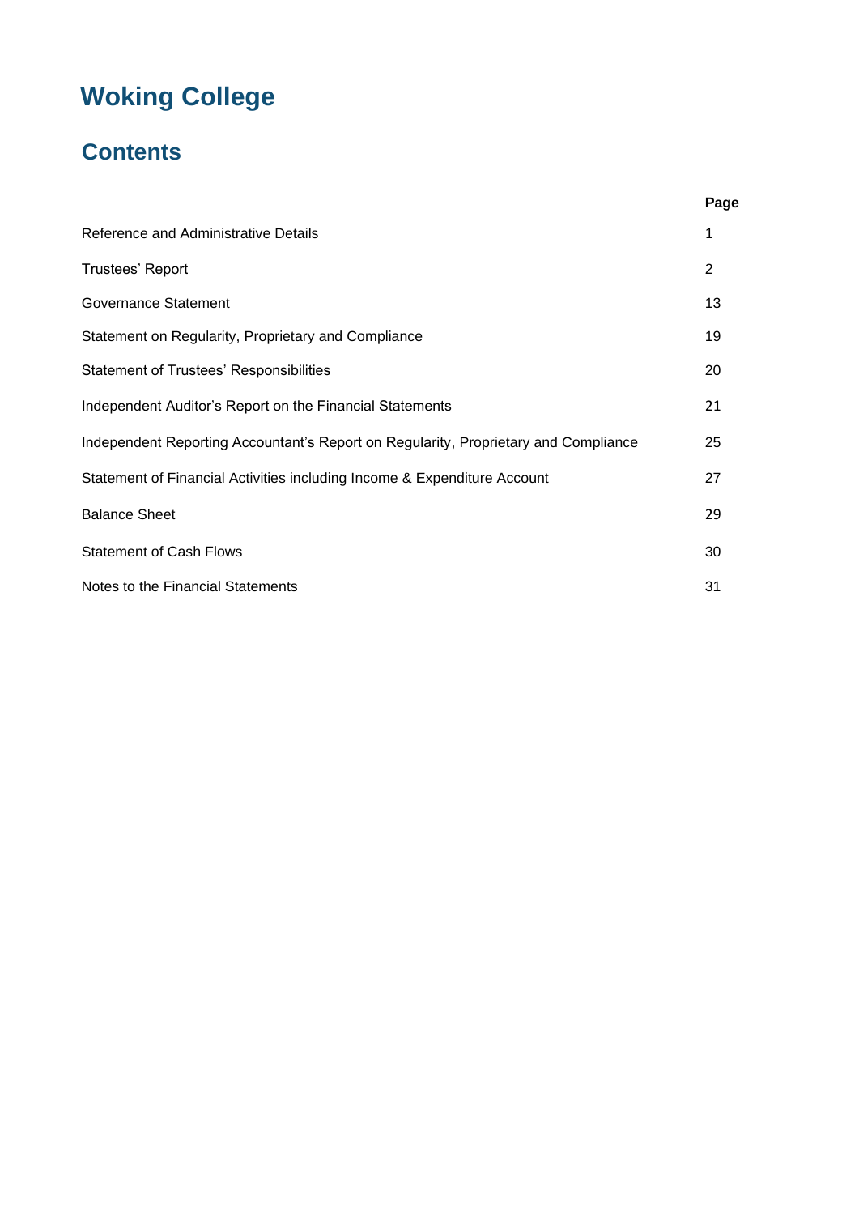# Woking College

## Contents

| | Page |
|---|---|
| Reference and Administrative Details | 1 |
| Trustees' Report | 2 |
| Governance Statement | 13 |
| Statement on Regularity, Proprietary and Compliance | 19 |
| Statement of Trustees' Responsibilities | 20 |
| Independent Auditor's Report on the Financial Statements | 21 |
| Independent Reporting Accountant's Report on Regularity, Proprietary and Compliance | 25 |
| Statement of Financial Activities including Income & Expenditure Account | 27 |
| Balance Sheet | 29 |
| Statement of Cash Flows | 30 |
| Notes to the Financial Statements | 31 |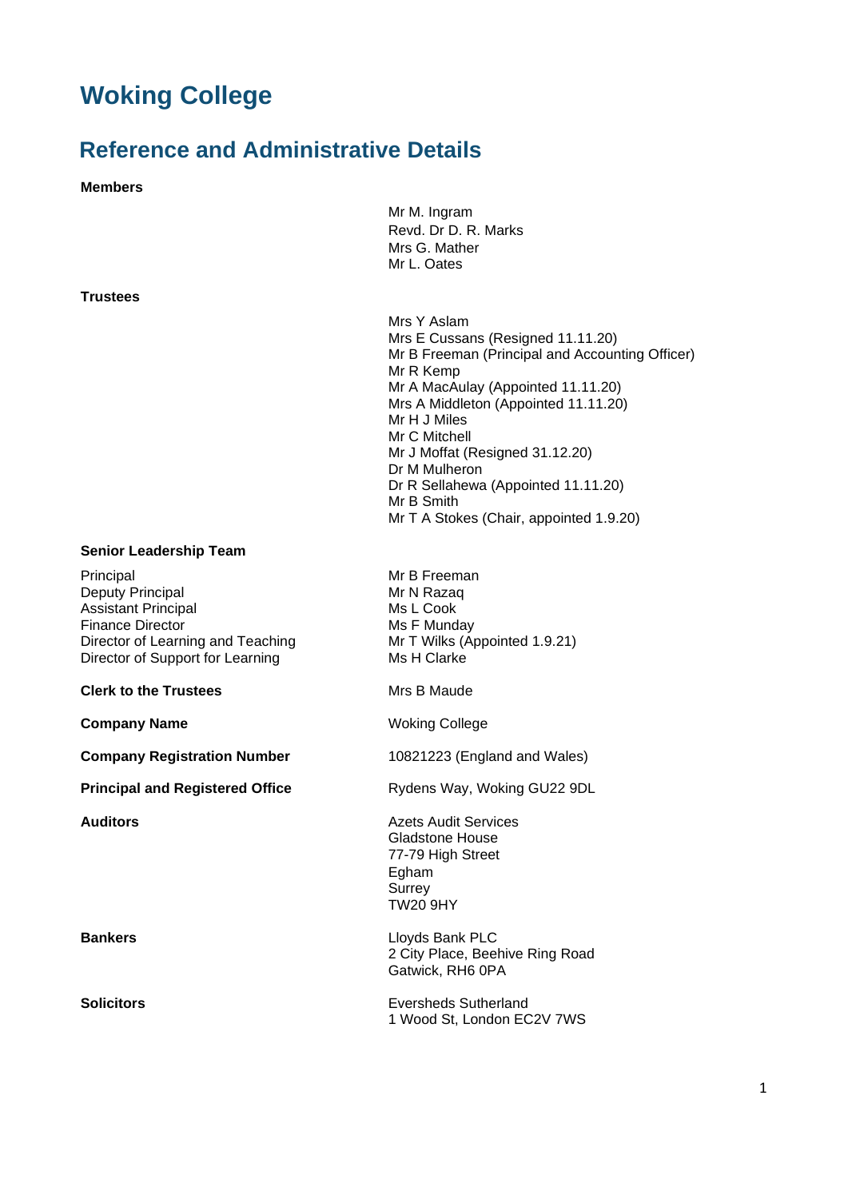# Woking College

## Reference and Administrative Details

**Members**

Mr M. Ingram
Revd. Dr D. R. Marks
Mrs G. Mather
Mr L. Oates

**Trustees**

Mrs Y Aslam
Mrs E Cussans (Resigned 11.11.20)
Mr B Freeman (Principal and Accounting Officer)
Mr R Kemp
Mr A MacAulay (Appointed 11.11.20)
Mrs A Middleton (Appointed 11.11.20)
Mr H J Miles
Mr C Mitchell
Mr J Moffat (Resigned 31.12.20)
Dr M Mulheron
Dr R Sellahewa (Appointed 11.11.20)
Mr B Smith
Mr T A Stokes (Chair, appointed 1.9.20)

**Senior Leadership Team**

| | |
|---|---|
| Principal | Mr B Freeman |
| Deputy Principal | Mr N Razaq |
| Assistant Principal | Ms L Cook |
| Finance Director | Ms F Munday |
| Director of Learning and Teaching | Mr T Wilks (Appointed 1.9.21) |
| Director of Support for Learning | Ms H Clarke |

**Clerk to the Trustees** — Mrs B Maude

**Company Name** — Woking College

**Company Registration Number** — 10821223 (England and Wales)

**Principal and Registered Office** — Rydens Way, Woking GU22 9DL

**Auditors**

Azets Audit Services
Gladstone House
77-79 High Street
Egham
Surrey
TW20 9HY

**Bankers**

Lloyds Bank PLC
2 City Place, Beehive Ring Road
Gatwick, RH6 0PA

**Solicitors**

Eversheds Sutherland
1 Wood St, London EC2V 7WS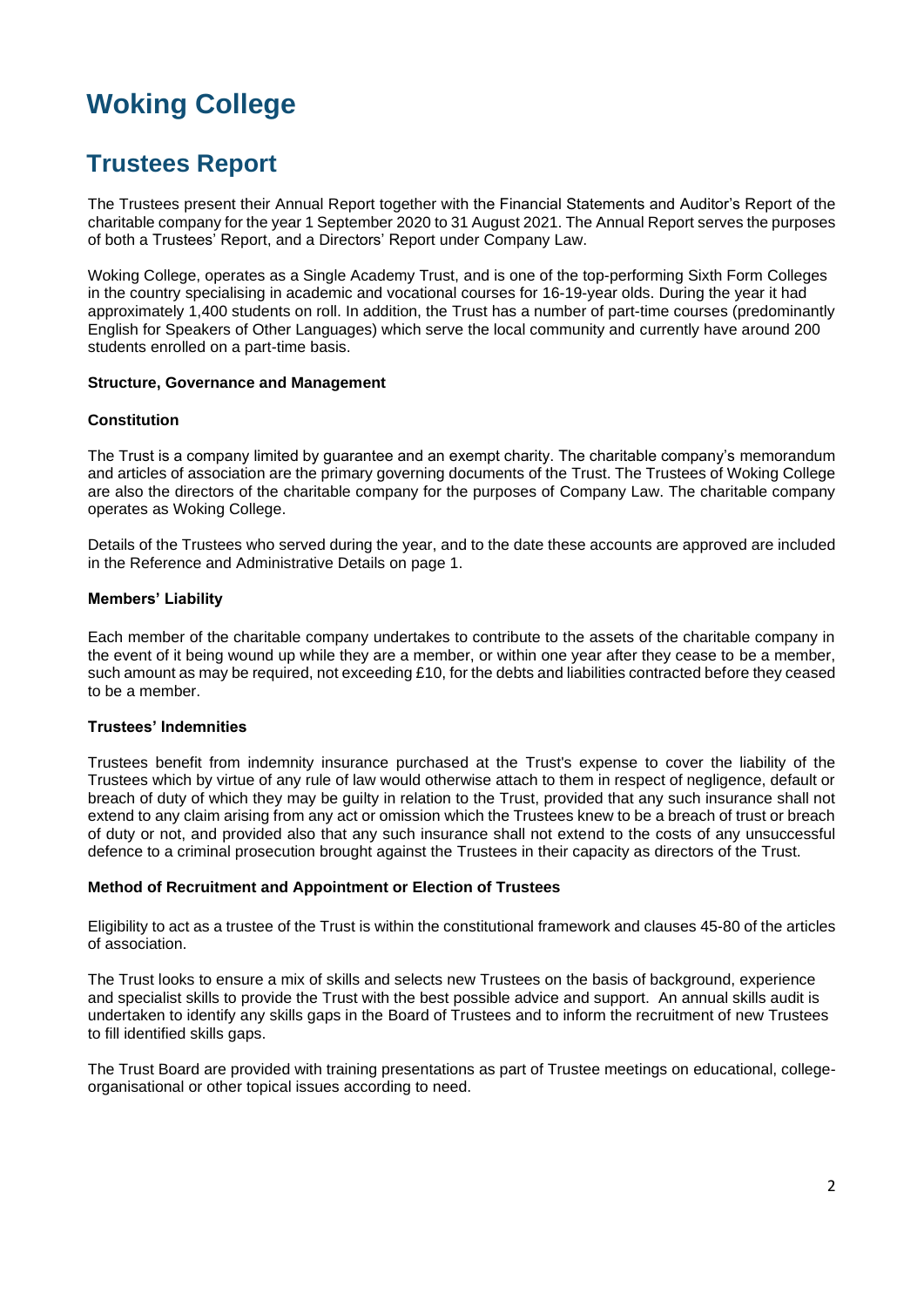# Woking College

## Trustees Report

The Trustees present their Annual Report together with the Financial Statements and Auditor's Report of the charitable company for the year 1 September 2020 to 31 August 2021. The Annual Report serves the purposes of both a Trustees' Report, and a Directors' Report under Company Law.

Woking College, operates as a Single Academy Trust, and is one of the top-performing Sixth Form Colleges in the country specialising in academic and vocational courses for 16-19-year olds. During the year it had approximately 1,400 students on roll. In addition, the Trust has a number of part-time courses (predominantly English for Speakers of Other Languages) which serve the local community and currently have around 200 students enrolled on a part-time basis.

**Structure, Governance and Management**

**Constitution**

The Trust is a company limited by guarantee and an exempt charity. The charitable company's memorandum and articles of association are the primary governing documents of the Trust. The Trustees of Woking College are also the directors of the charitable company for the purposes of Company Law. The charitable company operates as Woking College.

Details of the Trustees who served during the year, and to the date these accounts are approved are included in the Reference and Administrative Details on page 1.

**Members' Liability**

Each member of the charitable company undertakes to contribute to the assets of the charitable company in the event of it being wound up while they are a member, or within one year after they cease to be a member, such amount as may be required, not exceeding £10, for the debts and liabilities contracted before they ceased to be a member.

**Trustees' Indemnities**

Trustees benefit from indemnity insurance purchased at the Trust's expense to cover the liability of the Trustees which by virtue of any rule of law would otherwise attach to them in respect of negligence, default or breach of duty of which they may be guilty in relation to the Trust, provided that any such insurance shall not extend to any claim arising from any act or omission which the Trustees knew to be a breach of trust or breach of duty or not, and provided also that any such insurance shall not extend to the costs of any unsuccessful defence to a criminal prosecution brought against the Trustees in their capacity as directors of the Trust.

**Method of Recruitment and Appointment or Election of Trustees**

Eligibility to act as a trustee of the Trust is within the constitutional framework and clauses 45-80 of the articles of association.

The Trust looks to ensure a mix of skills and selects new Trustees on the basis of background, experience and specialist skills to provide the Trust with the best possible advice and support. An annual skills audit is undertaken to identify any skills gaps in the Board of Trustees and to inform the recruitment of new Trustees to fill identified skills gaps.

The Trust Board are provided with training presentations as part of Trustee meetings on educational, college-organisational or other topical issues according to need.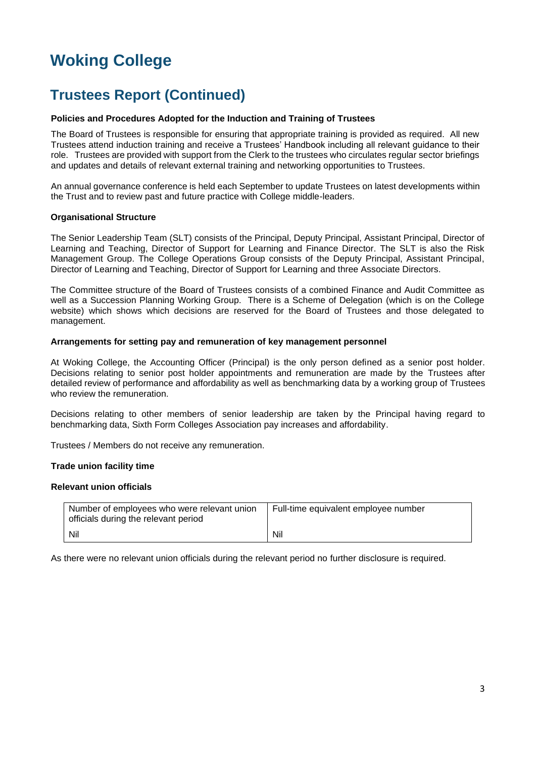# Woking College

## Trustees Report (Continued)

**Policies and Procedures Adopted for the Induction and Training of Trustees**

The Board of Trustees is responsible for ensuring that appropriate training is provided as required. All new Trustees attend induction training and receive a Trustees' Handbook including all relevant guidance to their role. Trustees are provided with support from the Clerk to the trustees who circulates regular sector briefings and updates and details of relevant external training and networking opportunities to Trustees.

An annual governance conference is held each September to update Trustees on latest developments within the Trust and to review past and future practice with College middle-leaders.

**Organisational Structure**

The Senior Leadership Team (SLT) consists of the Principal, Deputy Principal, Assistant Principal, Director of Learning and Teaching, Director of Support for Learning and Finance Director. The SLT is also the Risk Management Group. The College Operations Group consists of the Deputy Principal, Assistant Principal, Director of Learning and Teaching, Director of Support for Learning and three Associate Directors.

The Committee structure of the Board of Trustees consists of a combined Finance and Audit Committee as well as a Succession Planning Working Group. There is a Scheme of Delegation (which is on the College website) which shows which decisions are reserved for the Board of Trustees and those delegated to management.

**Arrangements for setting pay and remuneration of key management personnel**

At Woking College, the Accounting Officer (Principal) is the only person defined as a senior post holder. Decisions relating to senior post holder appointments and remuneration are made by the Trustees after detailed review of performance and affordability as well as benchmarking data by a working group of Trustees who review the remuneration.

Decisions relating to other members of senior leadership are taken by the Principal having regard to benchmarking data, Sixth Form Colleges Association pay increases and affordability.

Trustees / Members do not receive any remuneration.

**Trade union facility time**

**Relevant union officials**

| Number of employees who were relevant union officials during the relevant period | Full-time equivalent employee number |
|---|---|
| Nil | Nil |

As there were no relevant union officials during the relevant period no further disclosure is required.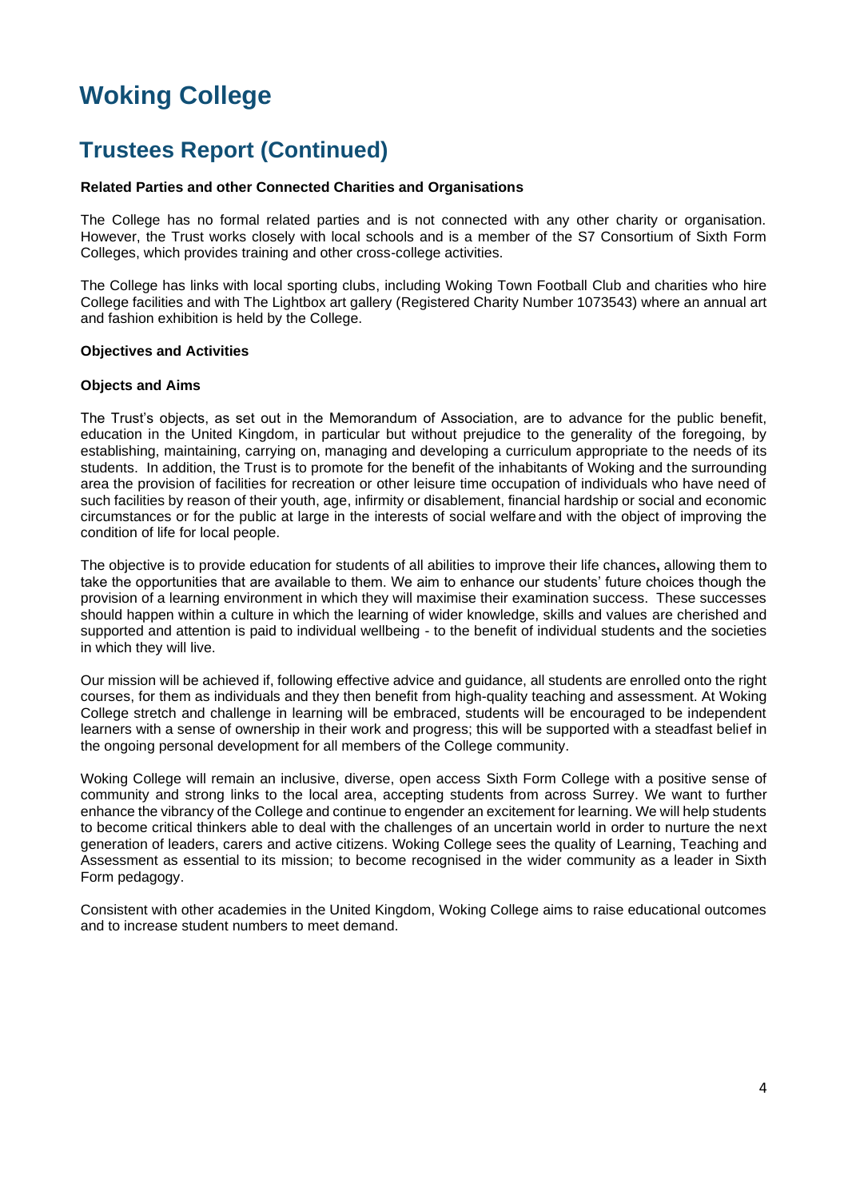# Woking College

## Trustees Report (Continued)

**Related Parties and other Connected Charities and Organisations**

The College has no formal related parties and is not connected with any other charity or organisation. However, the Trust works closely with local schools and is a member of the S7 Consortium of Sixth Form Colleges, which provides training and other cross-college activities.

The College has links with local sporting clubs, including Woking Town Football Club and charities who hire College facilities and with The Lightbox art gallery (Registered Charity Number 1073543) where an annual art and fashion exhibition is held by the College.

**Objectives and Activities**

**Objects and Aims**

The Trust's objects, as set out in the Memorandum of Association, are to advance for the public benefit, education in the United Kingdom, in particular but without prejudice to the generality of the foregoing, by establishing, maintaining, carrying on, managing and developing a curriculum appropriate to the needs of its students. In addition, the Trust is to promote for the benefit of the inhabitants of Woking and the surrounding area the provision of facilities for recreation or other leisure time occupation of individuals who have need of such facilities by reason of their youth, age, infirmity or disablement, financial hardship or social and economic circumstances or for the public at large in the interests of social welfare and with the object of improving the condition of life for local people.

The objective is to provide education for students of all abilities to improve their life chances**,** allowing them to take the opportunities that are available to them. We aim to enhance our students' future choices though the provision of a learning environment in which they will maximise their examination success. These successes should happen within a culture in which the learning of wider knowledge, skills and values are cherished and supported and attention is paid to individual wellbeing - to the benefit of individual students and the societies in which they will live.

Our mission will be achieved if, following effective advice and guidance, all students are enrolled onto the right courses, for them as individuals and they then benefit from high-quality teaching and assessment. At Woking College stretch and challenge in learning will be embraced, students will be encouraged to be independent learners with a sense of ownership in their work and progress; this will be supported with a steadfast belief in the ongoing personal development for all members of the College community.

Woking College will remain an inclusive, diverse, open access Sixth Form College with a positive sense of community and strong links to the local area, accepting students from across Surrey. We want to further enhance the vibrancy of the College and continue to engender an excitement for learning. We will help students to become critical thinkers able to deal with the challenges of an uncertain world in order to nurture the next generation of leaders, carers and active citizens. Woking College sees the quality of Learning, Teaching and Assessment as essential to its mission; to become recognised in the wider community as a leader in Sixth Form pedagogy.

Consistent with other academies in the United Kingdom, Woking College aims to raise educational outcomes and to increase student numbers to meet demand.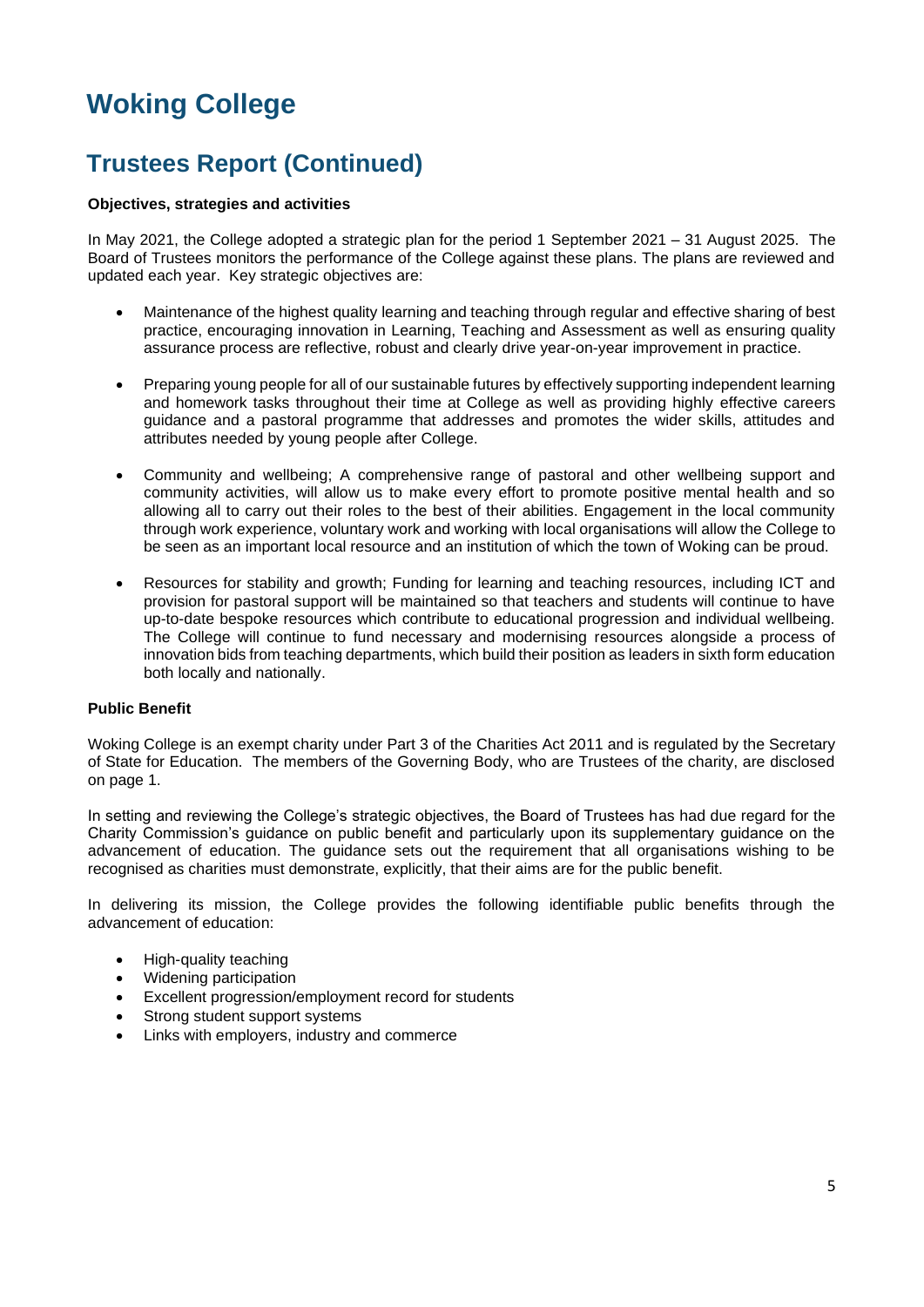# Woking College

## Trustees Report (Continued)

**Objectives, strategies and activities**

In May 2021, the College adopted a strategic plan for the period 1 September 2021 – 31 August 2025. The Board of Trustees monitors the performance of the College against these plans. The plans are reviewed and updated each year. Key strategic objectives are:

- Maintenance of the highest quality learning and teaching through regular and effective sharing of best practice, encouraging innovation in Learning, Teaching and Assessment as well as ensuring quality assurance process are reflective, robust and clearly drive year-on-year improvement in practice.
- Preparing young people for all of our sustainable futures by effectively supporting independent learning and homework tasks throughout their time at College as well as providing highly effective careers guidance and a pastoral programme that addresses and promotes the wider skills, attitudes and attributes needed by young people after College.
- Community and wellbeing; A comprehensive range of pastoral and other wellbeing support and community activities, will allow us to make every effort to promote positive mental health and so allowing all to carry out their roles to the best of their abilities. Engagement in the local community through work experience, voluntary work and working with local organisations will allow the College to be seen as an important local resource and an institution of which the town of Woking can be proud.
- Resources for stability and growth; Funding for learning and teaching resources, including ICT and provision for pastoral support will be maintained so that teachers and students will continue to have up-to-date bespoke resources which contribute to educational progression and individual wellbeing. The College will continue to fund necessary and modernising resources alongside a process of innovation bids from teaching departments, which build their position as leaders in sixth form education both locally and nationally.

**Public Benefit**

Woking College is an exempt charity under Part 3 of the Charities Act 2011 and is regulated by the Secretary of State for Education. The members of the Governing Body, who are Trustees of the charity, are disclosed on page 1.

In setting and reviewing the College's strategic objectives, the Board of Trustees has had due regard for the Charity Commission's guidance on public benefit and particularly upon its supplementary guidance on the advancement of education. The guidance sets out the requirement that all organisations wishing to be recognised as charities must demonstrate, explicitly, that their aims are for the public benefit.

In delivering its mission, the College provides the following identifiable public benefits through the advancement of education:

- High-quality teaching
- Widening participation
- Excellent progression/employment record for students
- Strong student support systems
- Links with employers, industry and commerce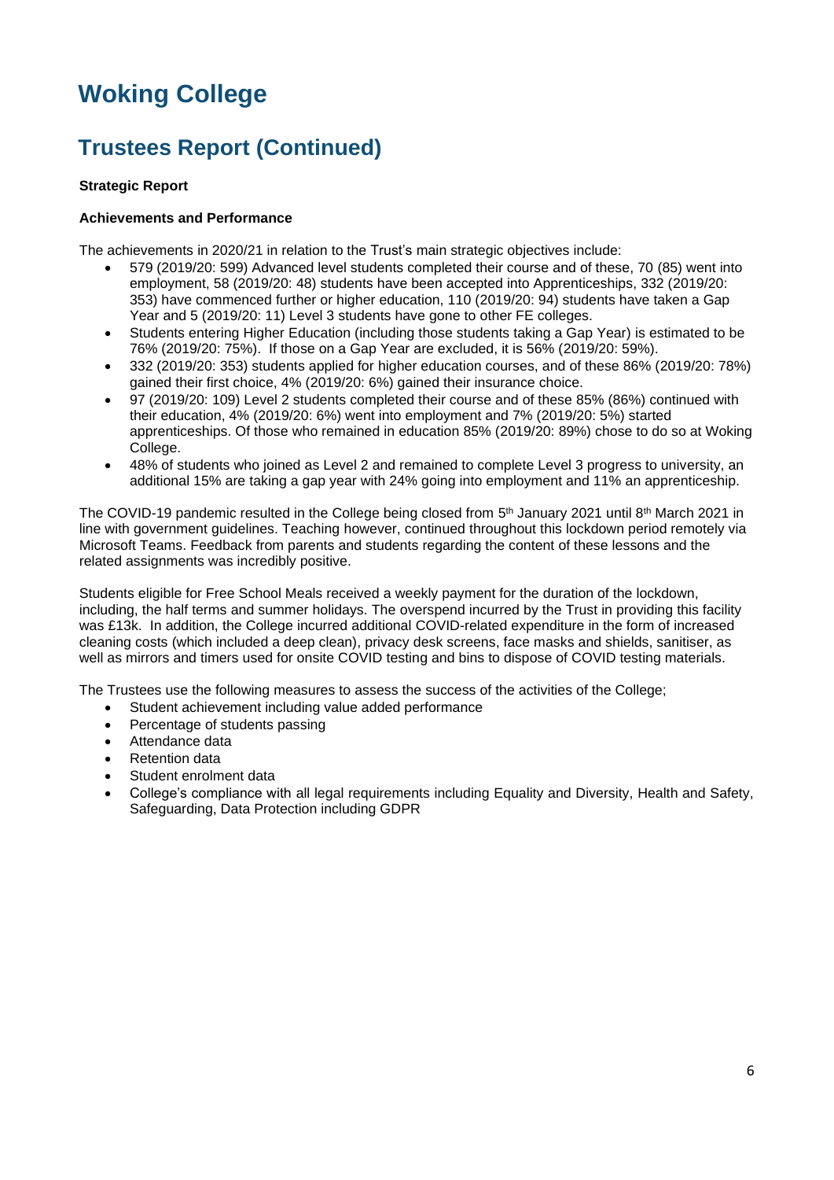# Woking College

## Trustees Report (Continued)

**Strategic Report**

**Achievements and Performance**

The achievements in 2020/21 in relation to the Trust's main strategic objectives include:

- 579 (2019/20: 599) Advanced level students completed their course and of these, 70 (85) went into employment, 58 (2019/20: 48) students have been accepted into Apprenticeships, 332 (2019/20: 353) have commenced further or higher education, 110 (2019/20: 94) students have taken a Gap Year and 5 (2019/20: 11) Level 3 students have gone to other FE colleges.
- Students entering Higher Education (including those students taking a Gap Year) is estimated to be 76% (2019/20: 75%). If those on a Gap Year are excluded, it is 56% (2019/20: 59%).
- 332 (2019/20: 353) students applied for higher education courses, and of these 86% (2019/20: 78%) gained their first choice, 4% (2019/20: 6%) gained their insurance choice.
- 97 (2019/20: 109) Level 2 students completed their course and of these 85% (86%) continued with their education, 4% (2019/20: 6%) went into employment and 7% (2019/20: 5%) started apprenticeships. Of those who remained in education 85% (2019/20: 89%) chose to do so at Woking College.
- 48% of students who joined as Level 2 and remained to complete Level 3 progress to university, an additional 15% are taking a gap year with 24% going into employment and 11% an apprenticeship.

The COVID-19 pandemic resulted in the College being closed from 5th January 2021 until 8th March 2021 in line with government guidelines. Teaching however, continued throughout this lockdown period remotely via Microsoft Teams. Feedback from parents and students regarding the content of these lessons and the related assignments was incredibly positive.

Students eligible for Free School Meals received a weekly payment for the duration of the lockdown, including, the half terms and summer holidays. The overspend incurred by the Trust in providing this facility was £13k. In addition, the College incurred additional COVID-related expenditure in the form of increased cleaning costs (which included a deep clean), privacy desk screens, face masks and shields, sanitiser, as well as mirrors and timers used for onsite COVID testing and bins to dispose of COVID testing materials.

The Trustees use the following measures to assess the success of the activities of the College;

- Student achievement including value added performance
- Percentage of students passing
- Attendance data
- Retention data
- Student enrolment data
- College's compliance with all legal requirements including Equality and Diversity, Health and Safety, Safeguarding, Data Protection including GDPR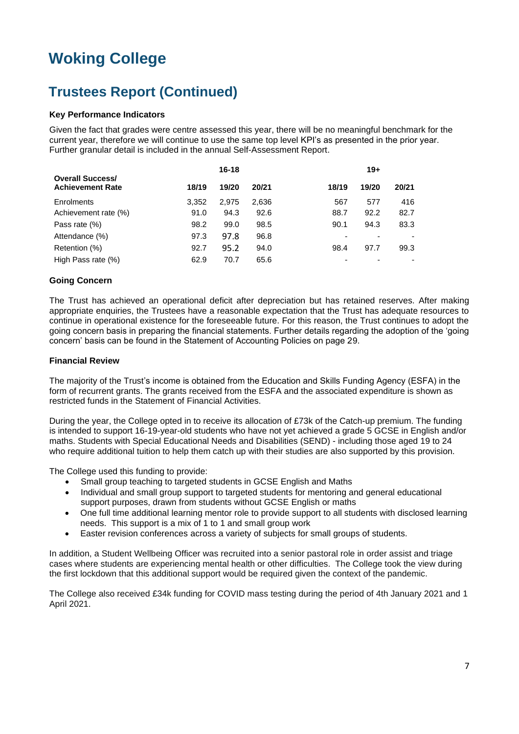# Woking College

## Trustees Report (Continued)

### Key Performance Indicators

Given the fact that grades were centre assessed this year, there will be no meaningful benchmark for the current year, therefore we will continue to use the same top level KPI's as presented in the prior year. Further granular detail is included in the annual Self-Assessment Report.

| Overall Success/ Achievement Rate | 16-18 | | | 19+ | | |
|---|---|---|---|---|---|---|
| | 18/19 | 19/20 | 20/21 | 18/19 | 19/20 | 20/21 |
| Enrolments | 3,352 | 2,975 | 2,636 | 567 | 577 | 416 |
| Achievement rate (%) | 91.0 | 94.3 | 92.6 | 88.7 | 92.2 | 82.7 |
| Pass rate (%) | 98.2 | 99.0 | 98.5 | 90.1 | 94.3 | 83.3 |
| Attendance (%) | 97.3 | 97.8 | 96.8 | - | - | - |
| Retention (%) | 92.7 | 95.2 | 94.0 | 98.4 | 97.7 | 99.3 |
| High Pass rate (%) | 62.9 | 70.7 | 65.6 | - | - | - |

### Going Concern

The Trust has achieved an operational deficit after depreciation but has retained reserves. After making appropriate enquiries, the Trustees have a reasonable expectation that the Trust has adequate resources to continue in operational existence for the foreseeable future. For this reason, the Trust continues to adopt the going concern basis in preparing the financial statements. Further details regarding the adoption of the 'going concern' basis can be found in the Statement of Accounting Policies on page 29.

### Financial Review

The majority of the Trust's income is obtained from the Education and Skills Funding Agency (ESFA) in the form of recurrent grants. The grants received from the ESFA and the associated expenditure is shown as restricted funds in the Statement of Financial Activities.

During the year, the College opted in to receive its allocation of £73k of the Catch-up premium. The funding is intended to support 16-19-year-old students who have not yet achieved a grade 5 GCSE in English and/or maths. Students with Special Educational Needs and Disabilities (SEND) - including those aged 19 to 24 who require additional tuition to help them catch up with their studies are also supported by this provision.

The College used this funding to provide:

- Small group teaching to targeted students in GCSE English and Maths
- Individual and small group support to targeted students for mentoring and general educational support purposes, drawn from students without GCSE English or maths
- One full time additional learning mentor role to provide support to all students with disclosed learning needs. This support is a mix of 1 to 1 and small group work
- Easter revision conferences across a variety of subjects for small groups of students.

In addition, a Student Wellbeing Officer was recruited into a senior pastoral role in order assist and triage cases where students are experiencing mental health or other difficulties. The College took the view during the first lockdown that this additional support would be required given the context of the pandemic.

The College also received £34k funding for COVID mass testing during the period of 4th January 2021 and 1 April 2021.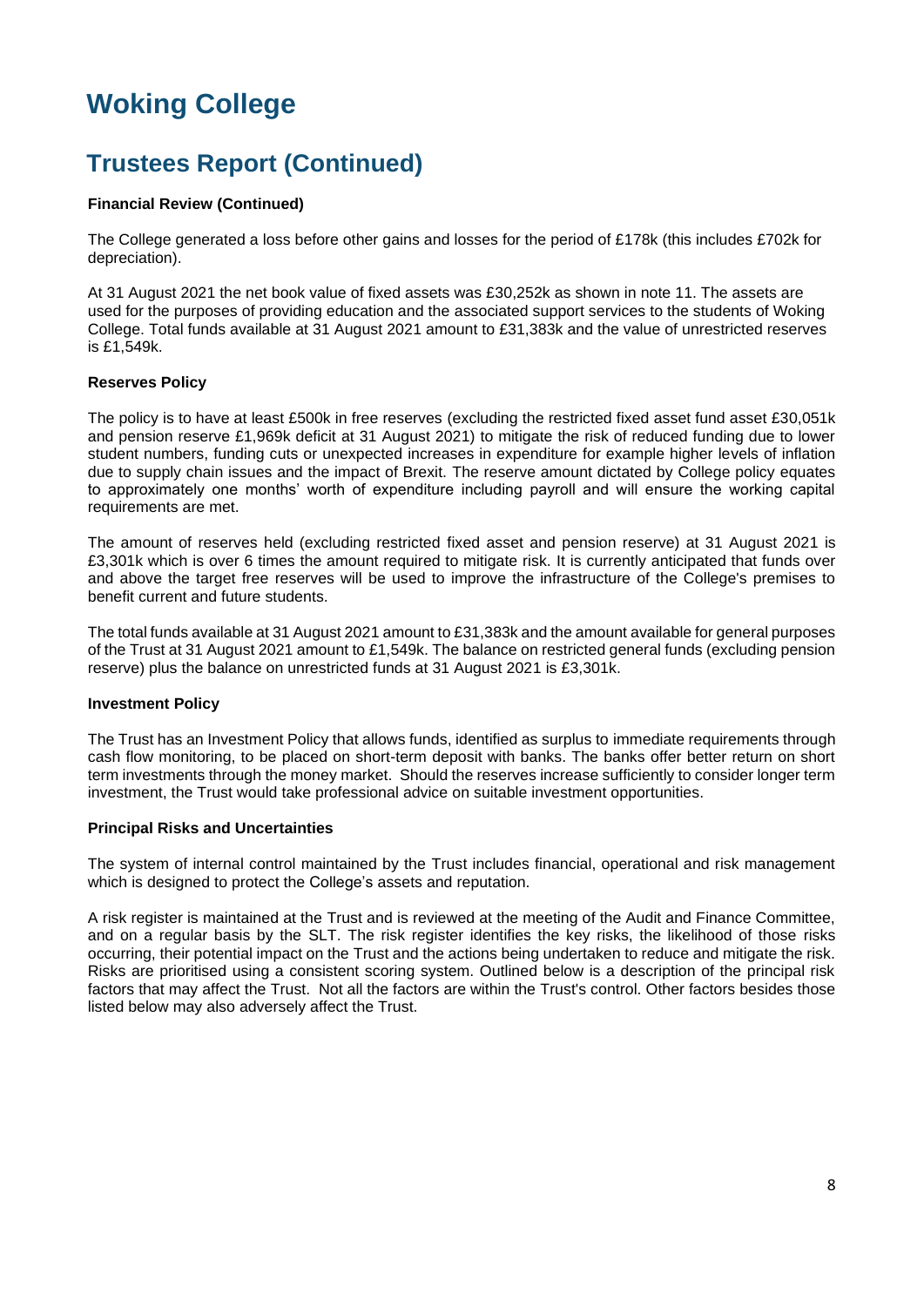# Woking College

## Trustees Report (Continued)

**Financial Review (Continued)**

The College generated a loss before other gains and losses for the period of £178k (this includes £702k for depreciation).

At 31 August 2021 the net book value of fixed assets was £30,252k as shown in note 11. The assets are used for the purposes of providing education and the associated support services to the students of Woking College. Total funds available at 31 August 2021 amount to £31,383k and the value of unrestricted reserves is £1,549k.

**Reserves Policy**

The policy is to have at least £500k in free reserves (excluding the restricted fixed asset fund asset £30,051k and pension reserve £1,969k deficit at 31 August 2021) to mitigate the risk of reduced funding due to lower student numbers, funding cuts or unexpected increases in expenditure for example higher levels of inflation due to supply chain issues and the impact of Brexit. The reserve amount dictated by College policy equates to approximately one months' worth of expenditure including payroll and will ensure the working capital requirements are met.

The amount of reserves held (excluding restricted fixed asset and pension reserve) at 31 August 2021 is £3,301k which is over 6 times the amount required to mitigate risk. It is currently anticipated that funds over and above the target free reserves will be used to improve the infrastructure of the College's premises to benefit current and future students.

The total funds available at 31 August 2021 amount to £31,383k and the amount available for general purposes of the Trust at 31 August 2021 amount to £1,549k. The balance on restricted general funds (excluding pension reserve) plus the balance on unrestricted funds at 31 August 2021 is £3,301k.

**Investment Policy**

The Trust has an Investment Policy that allows funds, identified as surplus to immediate requirements through cash flow monitoring, to be placed on short-term deposit with banks. The banks offer better return on short term investments through the money market. Should the reserves increase sufficiently to consider longer term investment, the Trust would take professional advice on suitable investment opportunities.

**Principal Risks and Uncertainties**

The system of internal control maintained by the Trust includes financial, operational and risk management which is designed to protect the College's assets and reputation.

A risk register is maintained at the Trust and is reviewed at the meeting of the Audit and Finance Committee, and on a regular basis by the SLT. The risk register identifies the key risks, the likelihood of those risks occurring, their potential impact on the Trust and the actions being undertaken to reduce and mitigate the risk. Risks are prioritised using a consistent scoring system. Outlined below is a description of the principal risk factors that may affect the Trust. Not all the factors are within the Trust's control. Other factors besides those listed below may also adversely affect the Trust.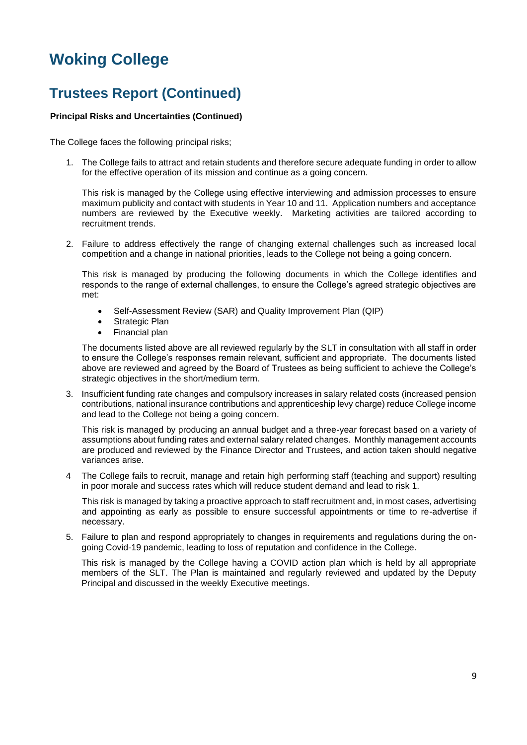# Woking College

## Trustees Report (Continued)

**Principal Risks and Uncertainties (Continued)**

The College faces the following principal risks;

1. The College fails to attract and retain students and therefore secure adequate funding in order to allow for the effective operation of its mission and continue as a going concern.

   This risk is managed by the College using effective interviewing and admission processes to ensure maximum publicity and contact with students in Year 10 and 11. Application numbers and acceptance numbers are reviewed by the Executive weekly. Marketing activities are tailored according to recruitment trends.

2. Failure to address effectively the range of changing external challenges such as increased local competition and a change in national priorities, leads to the College not being a going concern.

   This risk is managed by producing the following documents in which the College identifies and responds to the range of external challenges, to ensure the College's agreed strategic objectives are met:

   - Self-Assessment Review (SAR) and Quality Improvement Plan (QIP)
   - Strategic Plan
   - Financial plan

   The documents listed above are all reviewed regularly by the SLT in consultation with all staff in order to ensure the College's responses remain relevant, sufficient and appropriate. The documents listed above are reviewed and agreed by the Board of Trustees as being sufficient to achieve the College's strategic objectives in the short/medium term.

3. Insufficient funding rate changes and compulsory increases in salary related costs (increased pension contributions, national insurance contributions and apprenticeship levy charge) reduce College income and lead to the College not being a going concern.

   This risk is managed by producing an annual budget and a three-year forecast based on a variety of assumptions about funding rates and external salary related changes. Monthly management accounts are produced and reviewed by the Finance Director and Trustees, and action taken should negative variances arise.

4. The College fails to recruit, manage and retain high performing staff (teaching and support) resulting in poor morale and success rates which will reduce student demand and lead to risk 1.

   This risk is managed by taking a proactive approach to staff recruitment and, in most cases, advertising and appointing as early as possible to ensure successful appointments or time to re-advertise if necessary.

5. Failure to plan and respond appropriately to changes in requirements and regulations during the on-going Covid-19 pandemic, leading to loss of reputation and confidence in the College.

   This risk is managed by the College having a COVID action plan which is held by all appropriate members of the SLT. The Plan is maintained and regularly reviewed and updated by the Deputy Principal and discussed in the weekly Executive meetings.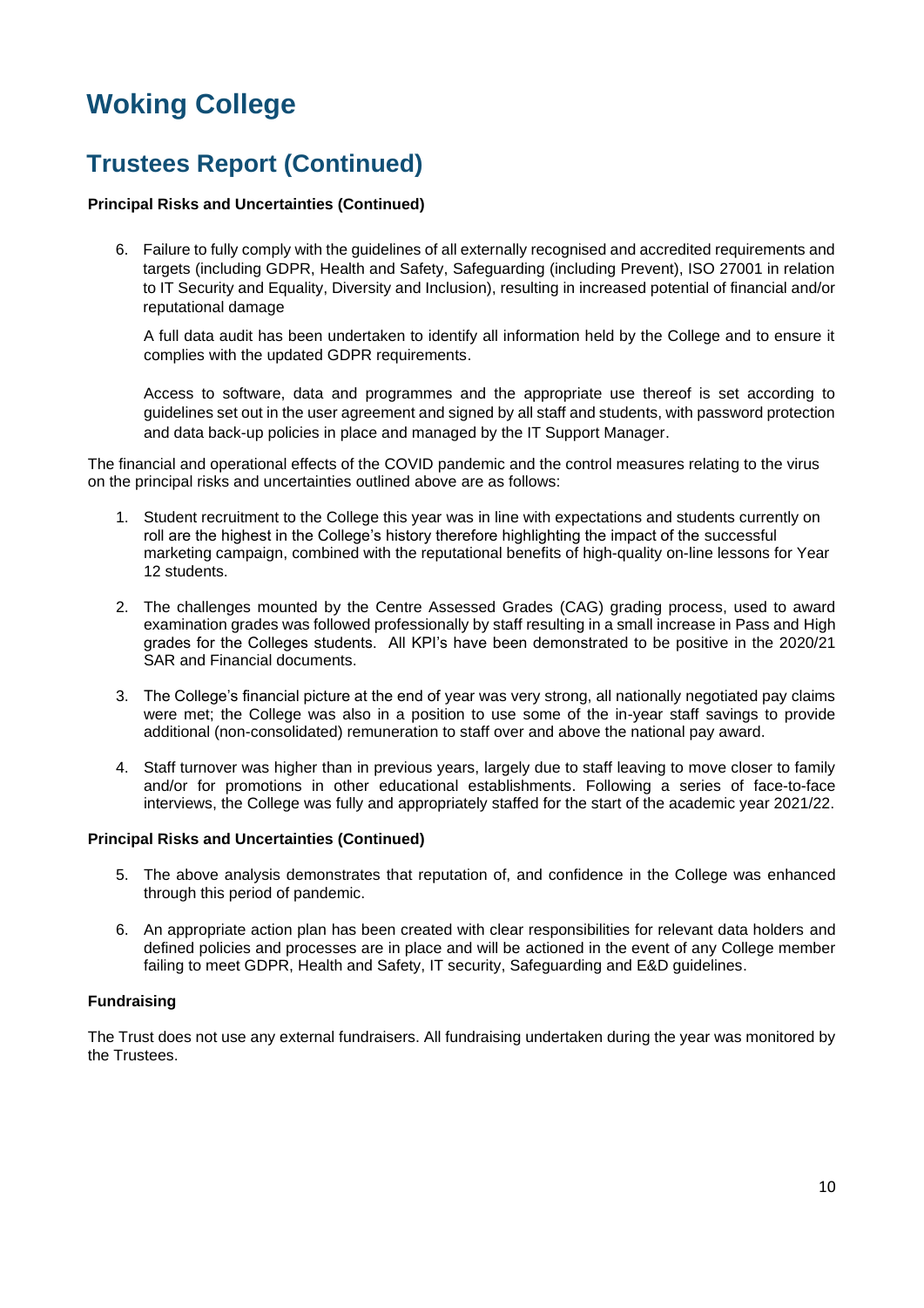# Woking College

## Trustees Report (Continued)

**Principal Risks and Uncertainties (Continued)**

6. Failure to fully comply with the guidelines of all externally recognised and accredited requirements and targets (including GDPR, Health and Safety, Safeguarding (including Prevent), ISO 27001 in relation to IT Security and Equality, Diversity and Inclusion), resulting in increased potential of financial and/or reputational damage

   A full data audit has been undertaken to identify all information held by the College and to ensure it complies with the updated GDPR requirements.

   Access to software, data and programmes and the appropriate use thereof is set according to guidelines set out in the user agreement and signed by all staff and students, with password protection and data back-up policies in place and managed by the IT Support Manager.

The financial and operational effects of the COVID pandemic and the control measures relating to the virus on the principal risks and uncertainties outlined above are as follows:

1. Student recruitment to the College this year was in line with expectations and students currently on roll are the highest in the College's history therefore highlighting the impact of the successful marketing campaign, combined with the reputational benefits of high-quality on-line lessons for Year 12 students.

2. The challenges mounted by the Centre Assessed Grades (CAG) grading process, used to award examination grades was followed professionally by staff resulting in a small increase in Pass and High grades for the Colleges students. All KPI's have been demonstrated to be positive in the 2020/21 SAR and Financial documents.

3. The College's financial picture at the end of year was very strong, all nationally negotiated pay claims were met; the College was also in a position to use some of the in-year staff savings to provide additional (non-consolidated) remuneration to staff over and above the national pay award.

4. Staff turnover was higher than in previous years, largely due to staff leaving to move closer to family and/or for promotions in other educational establishments. Following a series of face-to-face interviews, the College was fully and appropriately staffed for the start of the academic year 2021/22.

**Principal Risks and Uncertainties (Continued)**

5. The above analysis demonstrates that reputation of, and confidence in the College was enhanced through this period of pandemic.

6. An appropriate action plan has been created with clear responsibilities for relevant data holders and defined policies and processes are in place and will be actioned in the event of any College member failing to meet GDPR, Health and Safety, IT security, Safeguarding and E&D guidelines.

**Fundraising**

The Trust does not use any external fundraisers. All fundraising undertaken during the year was monitored by the Trustees.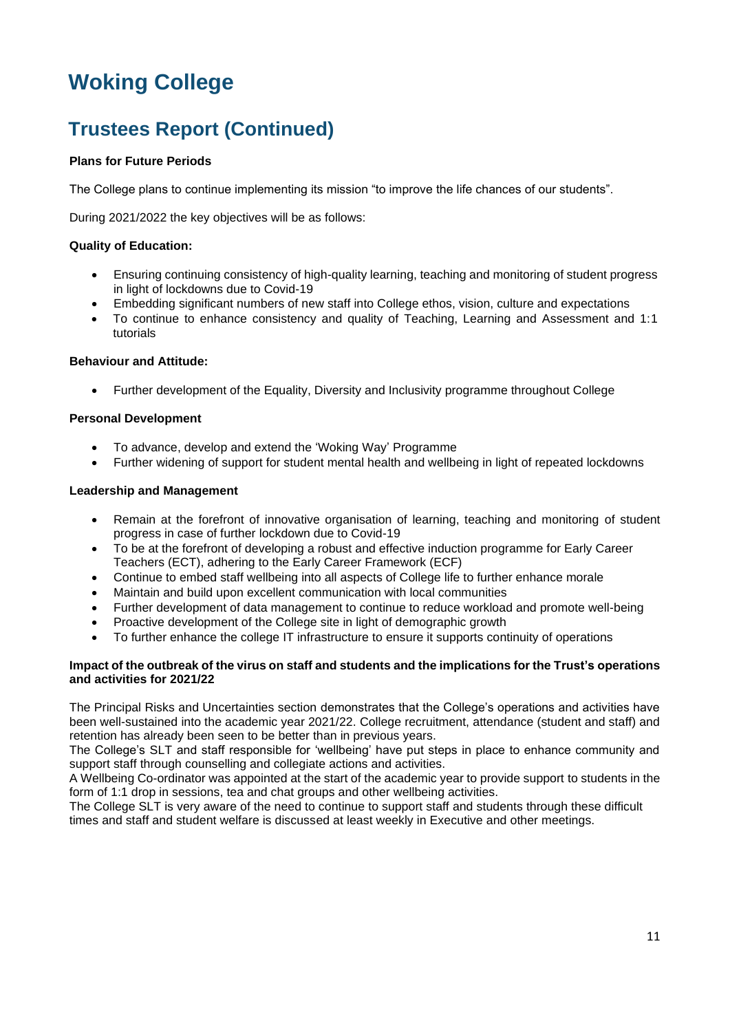# Woking College

## Trustees Report (Continued)

**Plans for Future Periods**

The College plans to continue implementing its mission "to improve the life chances of our students".

During 2021/2022 the key objectives will be as follows:

**Quality of Education:**

- Ensuring continuing consistency of high-quality learning, teaching and monitoring of student progress in light of lockdowns due to Covid-19
- Embedding significant numbers of new staff into College ethos, vision, culture and expectations
- To continue to enhance consistency and quality of Teaching, Learning and Assessment and 1:1 tutorials

**Behaviour and Attitude:**

- Further development of the Equality, Diversity and Inclusivity programme throughout College

**Personal Development**

- To advance, develop and extend the 'Woking Way' Programme
- Further widening of support for student mental health and wellbeing in light of repeated lockdowns

**Leadership and Management**

- Remain at the forefront of innovative organisation of learning, teaching and monitoring of student progress in case of further lockdown due to Covid-19
- To be at the forefront of developing a robust and effective induction programme for Early Career Teachers (ECT), adhering to the Early Career Framework (ECF)
- Continue to embed staff wellbeing into all aspects of College life to further enhance morale
- Maintain and build upon excellent communication with local communities
- Further development of data management to continue to reduce workload and promote well-being
- Proactive development of the College site in light of demographic growth
- To further enhance the college IT infrastructure to ensure it supports continuity of operations

**Impact of the outbreak of the virus on staff and students and the implications for the Trust's operations and activities for 2021/22**

The Principal Risks and Uncertainties section demonstrates that the College's operations and activities have been well-sustained into the academic year 2021/22. College recruitment, attendance (student and staff) and retention has already been seen to be better than in previous years.
The College's SLT and staff responsible for 'wellbeing' have put steps in place to enhance community and support staff through counselling and collegiate actions and activities.
A Wellbeing Co-ordinator was appointed at the start of the academic year to provide support to students in the form of 1:1 drop in sessions, tea and chat groups and other wellbeing activities.
The College SLT is very aware of the need to continue to support staff and students through these difficult times and staff and student welfare is discussed at least weekly in Executive and other meetings.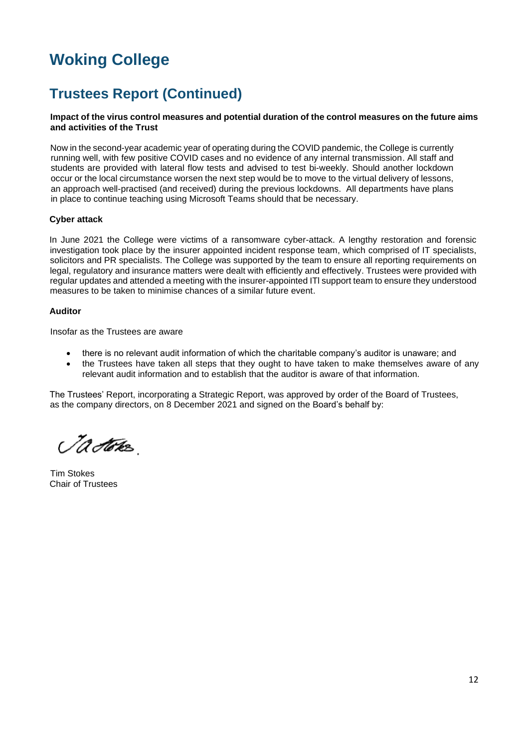# Woking College

## Trustees Report (Continued)

**Impact of the virus control measures and potential duration of the control measures on the future aims and activities of the Trust**

Now in the second-year academic year of operating during the COVID pandemic, the College is currently running well, with few positive COVID cases and no evidence of any internal transmission. All staff and students are provided with lateral flow tests and advised to test bi-weekly. Should another lockdown occur or the local circumstance worsen the next step would be to move to the virtual delivery of lessons, an approach well-practised (and received) during the previous lockdowns. All departments have plans in place to continue teaching using Microsoft Teams should that be necessary.

**Cyber attack**

In June 2021 the College were victims of a ransomware cyber-attack. A lengthy restoration and forensic investigation took place by the insurer appointed incident response team, which comprised of IT specialists, solicitors and PR specialists. The College was supported by the team to ensure all reporting requirements on legal, regulatory and insurance matters were dealt with efficiently and effectively. Trustees were provided with regular updates and attended a meeting with the insurer-appointed ITl support team to ensure they understood measures to be taken to minimise chances of a similar future event.

**Auditor**

Insofar as the Trustees are aware

- there is no relevant audit information of which the charitable company's auditor is unaware; and
- the Trustees have taken all steps that they ought to have taken to make themselves aware of any relevant audit information and to establish that the auditor is aware of that information.

The Trustees' Report, incorporating a Strategic Report, was approved by order of the Board of Trustees, as the company directors, on 8 December 2021 and signed on the Board's behalf by:

Tim Stokes
Chair of Trustees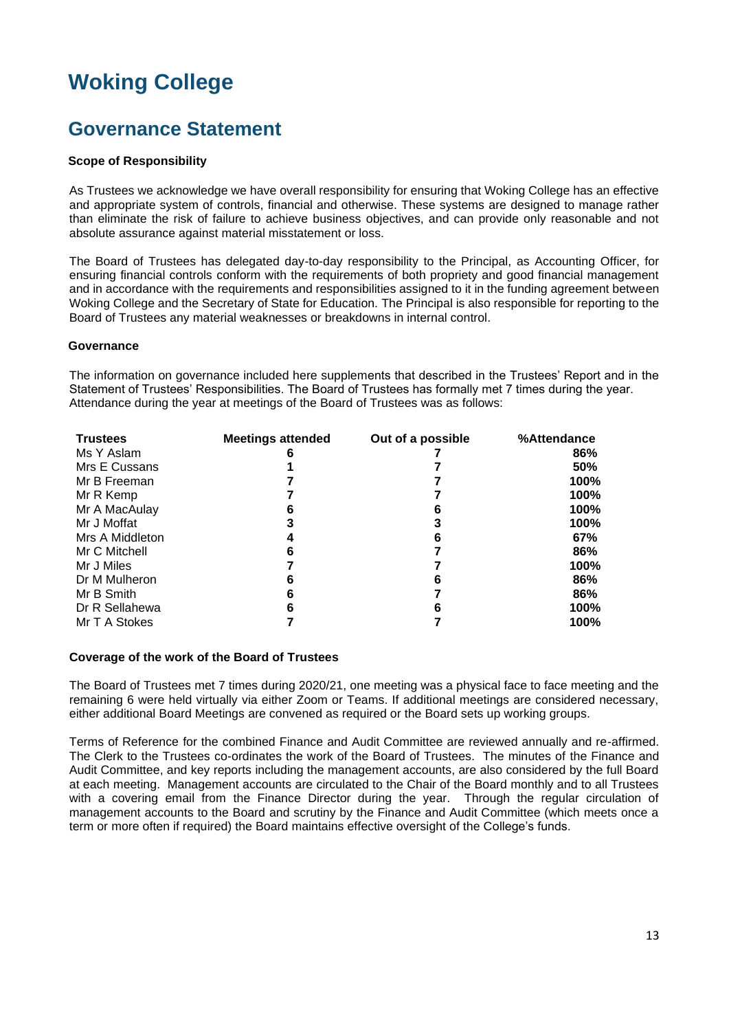# Woking College

## Governance Statement

**Scope of Responsibility**

As Trustees we acknowledge we have overall responsibility for ensuring that Woking College has an effective and appropriate system of controls, financial and otherwise. These systems are designed to manage rather than eliminate the risk of failure to achieve business objectives, and can provide only reasonable and not absolute assurance against material misstatement or loss.

The Board of Trustees has delegated day-to-day responsibility to the Principal, as Accounting Officer, for ensuring financial controls conform with the requirements of both propriety and good financial management and in accordance with the requirements and responsibilities assigned to it in the funding agreement between Woking College and the Secretary of State for Education. The Principal is also responsible for reporting to the Board of Trustees any material weaknesses or breakdowns in internal control.

**Governance**

The information on governance included here supplements that described in the Trustees' Report and in the Statement of Trustees' Responsibilities. The Board of Trustees has formally met 7 times during the year. Attendance during the year at meetings of the Board of Trustees was as follows:

| Trustees | Meetings attended | Out of a possible | %Attendance |
|---|---|---|---|
| Ms Y Aslam | 6 | 7 | 86% |
| Mrs E Cussans | 1 | 7 | 50% |
| Mr B Freeman | 7 | 7 | 100% |
| Mr R Kemp | 7 | 7 | 100% |
| Mr A MacAulay | 6 | 6 | 100% |
| Mr J Moffat | 3 | 3 | 100% |
| Mrs A Middleton | 4 | 6 | 67% |
| Mr C Mitchell | 6 | 7 | 86% |
| Mr J Miles | 7 | 7 | 100% |
| Dr M Mulheron | 6 | 6 | 86% |
| Mr B Smith | 6 | 7 | 86% |
| Dr R Sellahewa | 6 | 6 | 100% |
| Mr T A Stokes | 7 | 7 | 100% |

**Coverage of the work of the Board of Trustees**

The Board of Trustees met 7 times during 2020/21, one meeting was a physical face to face meeting and the remaining 6 were held virtually via either Zoom or Teams. If additional meetings are considered necessary, either additional Board Meetings are convened as required or the Board sets up working groups.

Terms of Reference for the combined Finance and Audit Committee are reviewed annually and re-affirmed. The Clerk to the Trustees co-ordinates the work of the Board of Trustees. The minutes of the Finance and Audit Committee, and key reports including the management accounts, are also considered by the full Board at each meeting. Management accounts are circulated to the Chair of the Board monthly and to all Trustees with a covering email from the Finance Director during the year. Through the regular circulation of management accounts to the Board and scrutiny by the Finance and Audit Committee (which meets once a term or more often if required) the Board maintains effective oversight of the College's funds.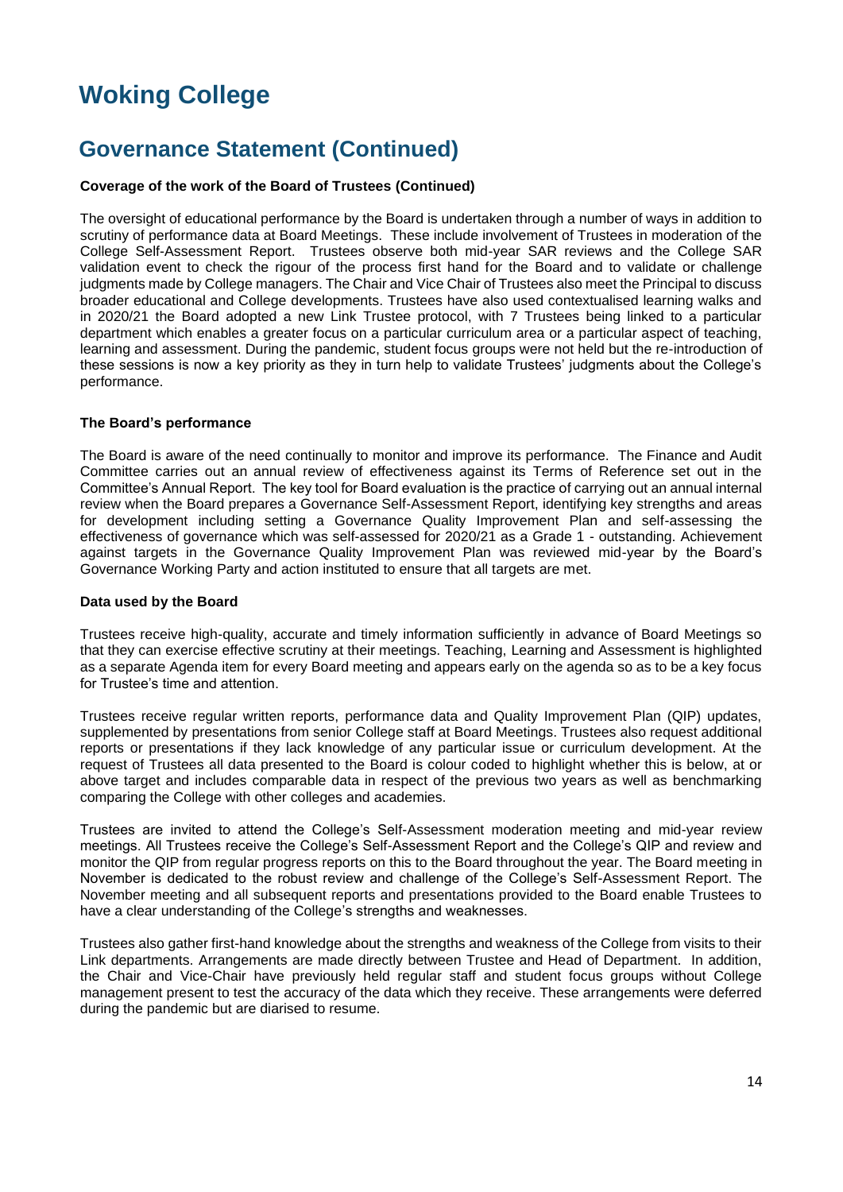# Woking College

## Governance Statement (Continued)

**Coverage of the work of the Board of Trustees (Continued)**

The oversight of educational performance by the Board is undertaken through a number of ways in addition to scrutiny of performance data at Board Meetings. These include involvement of Trustees in moderation of the College Self-Assessment Report. Trustees observe both mid-year SAR reviews and the College SAR validation event to check the rigour of the process first hand for the Board and to validate or challenge judgments made by College managers. The Chair and Vice Chair of Trustees also meet the Principal to discuss broader educational and College developments. Trustees have also used contextualised learning walks and in 2020/21 the Board adopted a new Link Trustee protocol, with 7 Trustees being linked to a particular department which enables a greater focus on a particular curriculum area or a particular aspect of teaching, learning and assessment. During the pandemic, student focus groups were not held but the re-introduction of these sessions is now a key priority as they in turn help to validate Trustees' judgments about the College's performance.

**The Board's performance**

The Board is aware of the need continually to monitor and improve its performance. The Finance and Audit Committee carries out an annual review of effectiveness against its Terms of Reference set out in the Committee's Annual Report. The key tool for Board evaluation is the practice of carrying out an annual internal review when the Board prepares a Governance Self-Assessment Report, identifying key strengths and areas for development including setting a Governance Quality Improvement Plan and self-assessing the effectiveness of governance which was self-assessed for 2020/21 as a Grade 1 - outstanding. Achievement against targets in the Governance Quality Improvement Plan was reviewed mid-year by the Board's Governance Working Party and action instituted to ensure that all targets are met.

**Data used by the Board**

Trustees receive high-quality, accurate and timely information sufficiently in advance of Board Meetings so that they can exercise effective scrutiny at their meetings. Teaching, Learning and Assessment is highlighted as a separate Agenda item for every Board meeting and appears early on the agenda so as to be a key focus for Trustee's time and attention.

Trustees receive regular written reports, performance data and Quality Improvement Plan (QIP) updates, supplemented by presentations from senior College staff at Board Meetings. Trustees also request additional reports or presentations if they lack knowledge of any particular issue or curriculum development. At the request of Trustees all data presented to the Board is colour coded to highlight whether this is below, at or above target and includes comparable data in respect of the previous two years as well as benchmarking comparing the College with other colleges and academies.

Trustees are invited to attend the College's Self-Assessment moderation meeting and mid-year review meetings. All Trustees receive the College's Self-Assessment Report and the College's QIP and review and monitor the QIP from regular progress reports on this to the Board throughout the year. The Board meeting in November is dedicated to the robust review and challenge of the College's Self-Assessment Report. The November meeting and all subsequent reports and presentations provided to the Board enable Trustees to have a clear understanding of the College's strengths and weaknesses.

Trustees also gather first-hand knowledge about the strengths and weakness of the College from visits to their Link departments. Arrangements are made directly between Trustee and Head of Department. In addition, the Chair and Vice-Chair have previously held regular staff and student focus groups without College management present to test the accuracy of the data which they receive. These arrangements were deferred during the pandemic but are diarised to resume.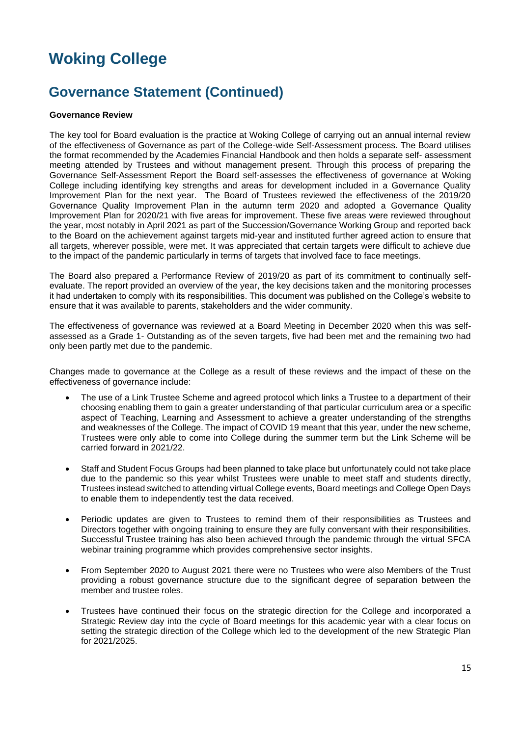# Woking College

## Governance Statement (Continued)

**Governance Review**

The key tool for Board evaluation is the practice at Woking College of carrying out an annual internal review of the effectiveness of Governance as part of the College-wide Self-Assessment process. The Board utilises the format recommended by the Academies Financial Handbook and then holds a separate self- assessment meeting attended by Trustees and without management present. Through this process of preparing the Governance Self-Assessment Report the Board self-assesses the effectiveness of governance at Woking College including identifying key strengths and areas for development included in a Governance Quality Improvement Plan for the next year. The Board of Trustees reviewed the effectiveness of the 2019/20 Governance Quality Improvement Plan in the autumn term 2020 and adopted a Governance Quality Improvement Plan for 2020/21 with five areas for improvement. These five areas were reviewed throughout the year, most notably in April 2021 as part of the Succession/Governance Working Group and reported back to the Board on the achievement against targets mid-year and instituted further agreed action to ensure that all targets, wherever possible, were met. It was appreciated that certain targets were difficult to achieve due to the impact of the pandemic particularly in terms of targets that involved face to face meetings.

The Board also prepared a Performance Review of 2019/20 as part of its commitment to continually self-evaluate. The report provided an overview of the year, the key decisions taken and the monitoring processes it had undertaken to comply with its responsibilities. This document was published on the College's website to ensure that it was available to parents, stakeholders and the wider community.

The effectiveness of governance was reviewed at a Board Meeting in December 2020 when this was self-assessed as a Grade 1- Outstanding as of the seven targets, five had been met and the remaining two had only been partly met due to the pandemic.

Changes made to governance at the College as a result of these reviews and the impact of these on the effectiveness of governance include:

- The use of a Link Trustee Scheme and agreed protocol which links a Trustee to a department of their choosing enabling them to gain a greater understanding of that particular curriculum area or a specific aspect of Teaching, Learning and Assessment to achieve a greater understanding of the strengths and weaknesses of the College. The impact of COVID 19 meant that this year, under the new scheme, Trustees were only able to come into College during the summer term but the Link Scheme will be carried forward in 2021/22.

- Staff and Student Focus Groups had been planned to take place but unfortunately could not take place due to the pandemic so this year whilst Trustees were unable to meet staff and students directly, Trustees instead switched to attending virtual College events, Board meetings and College Open Days to enable them to independently test the data received.

- Periodic updates are given to Trustees to remind them of their responsibilities as Trustees and Directors together with ongoing training to ensure they are fully conversant with their responsibilities. Successful Trustee training has also been achieved through the pandemic through the virtual SFCA webinar training programme which provides comprehensive sector insights.

- From September 2020 to August 2021 there were no Trustees who were also Members of the Trust providing a robust governance structure due to the significant degree of separation between the member and trustee roles.

- Trustees have continued their focus on the strategic direction for the College and incorporated a Strategic Review day into the cycle of Board meetings for this academic year with a clear focus on setting the strategic direction of the College which led to the development of the new Strategic Plan for 2021/2025.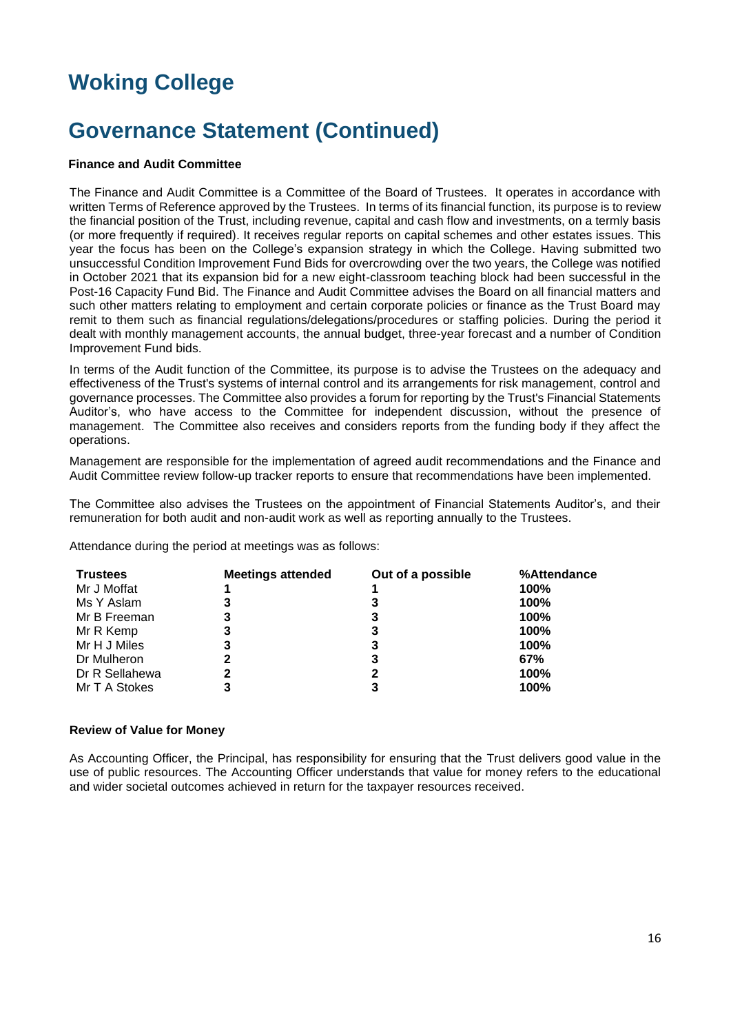# Woking College

# Governance Statement (Continued)

**Finance and Audit Committee**

The Finance and Audit Committee is a Committee of the Board of Trustees. It operates in accordance with written Terms of Reference approved by the Trustees. In terms of its financial function, its purpose is to review the financial position of the Trust, including revenue, capital and cash flow and investments, on a termly basis (or more frequently if required). It receives regular reports on capital schemes and other estates issues. This year the focus has been on the College's expansion strategy in which the College. Having submitted two unsuccessful Condition Improvement Fund Bids for overcrowding over the two years, the College was notified in October 2021 that its expansion bid for a new eight-classroom teaching block had been successful in the Post-16 Capacity Fund Bid. The Finance and Audit Committee advises the Board on all financial matters and such other matters relating to employment and certain corporate policies or finance as the Trust Board may remit to them such as financial regulations/delegations/procedures or staffing policies. During the period it dealt with monthly management accounts, the annual budget, three-year forecast and a number of Condition Improvement Fund bids.

In terms of the Audit function of the Committee, its purpose is to advise the Trustees on the adequacy and effectiveness of the Trust's systems of internal control and its arrangements for risk management, control and governance processes. The Committee also provides a forum for reporting by the Trust's Financial Statements Auditor's, who have access to the Committee for independent discussion, without the presence of management. The Committee also receives and considers reports from the funding body if they affect the operations.

Management are responsible for the implementation of agreed audit recommendations and the Finance and Audit Committee review follow-up tracker reports to ensure that recommendations have been implemented.

The Committee also advises the Trustees on the appointment of Financial Statements Auditor's, and their remuneration for both audit and non-audit work as well as reporting annually to the Trustees.

Attendance during the period at meetings was as follows:

| Trustees | Meetings attended | Out of a possible | %Attendance |
|---|---|---|---|
| Mr J Moffat | **1** | **1** | **100%** |
| Ms Y Aslam | **3** | **3** | **100%** |
| Mr B Freeman | **3** | **3** | **100%** |
| Mr R Kemp | **3** | **3** | **100%** |
| Mr H J Miles | **3** | **3** | **100%** |
| Dr Mulheron | **2** | **3** | **67%** |
| Dr R Sellahewa | **2** | **2** | **100%** |
| Mr T A Stokes | **3** | **3** | **100%** |

**Review of Value for Money**

As Accounting Officer, the Principal, has responsibility for ensuring that the Trust delivers good value in the use of public resources. The Accounting Officer understands that value for money refers to the educational and wider societal outcomes achieved in return for the taxpayer resources received.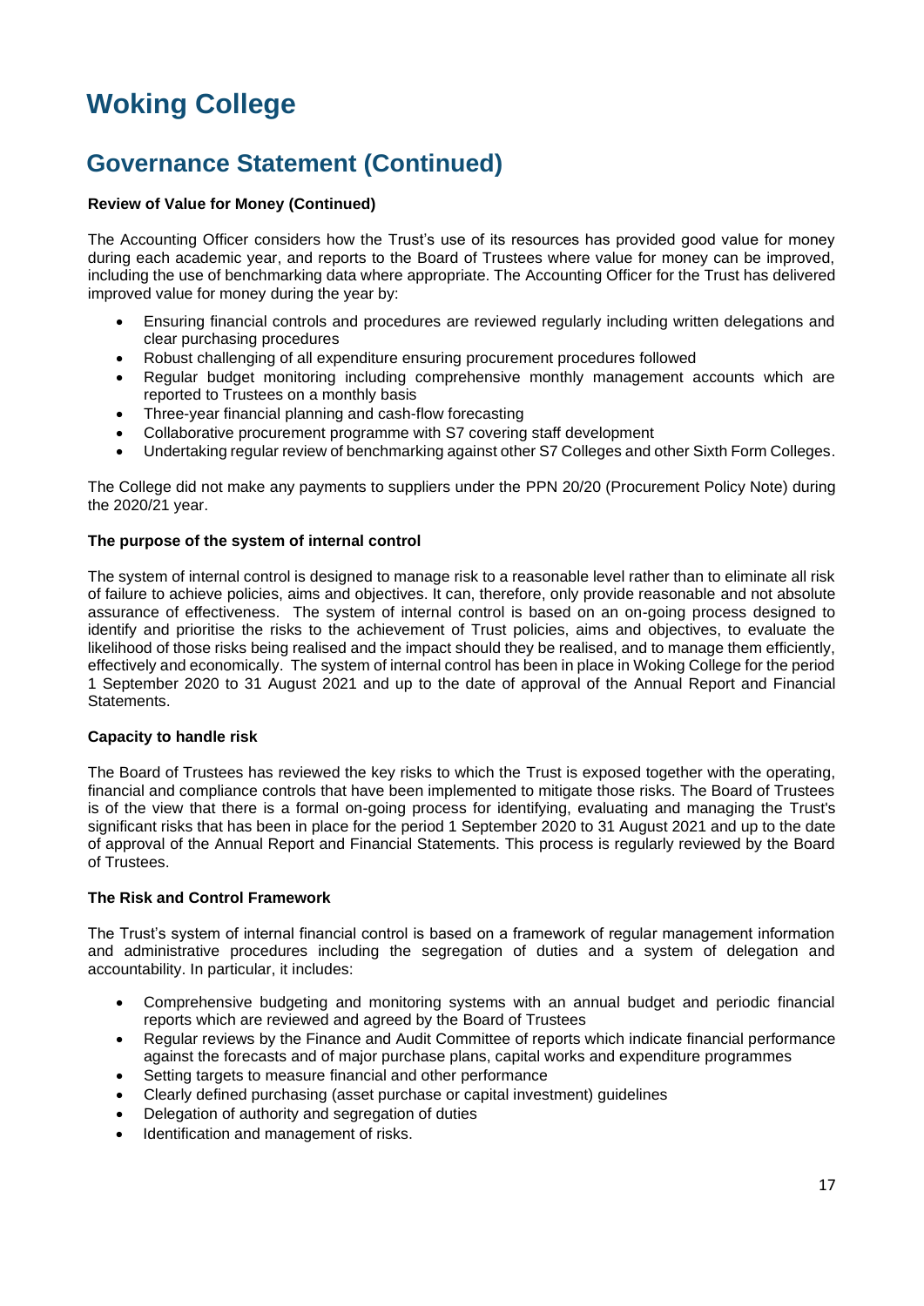# Woking College

## Governance Statement (Continued)

**Review of Value for Money (Continued)**

The Accounting Officer considers how the Trust's use of its resources has provided good value for money during each academic year, and reports to the Board of Trustees where value for money can be improved, including the use of benchmarking data where appropriate. The Accounting Officer for the Trust has delivered improved value for money during the year by:

- Ensuring financial controls and procedures are reviewed regularly including written delegations and clear purchasing procedures
- Robust challenging of all expenditure ensuring procurement procedures followed
- Regular budget monitoring including comprehensive monthly management accounts which are reported to Trustees on a monthly basis
- Three-year financial planning and cash-flow forecasting
- Collaborative procurement programme with S7 covering staff development
- Undertaking regular review of benchmarking against other S7 Colleges and other Sixth Form Colleges.

The College did not make any payments to suppliers under the PPN 20/20 (Procurement Policy Note) during the 2020/21 year.

**The purpose of the system of internal control**

The system of internal control is designed to manage risk to a reasonable level rather than to eliminate all risk of failure to achieve policies, aims and objectives. It can, therefore, only provide reasonable and not absolute assurance of effectiveness. The system of internal control is based on an on-going process designed to identify and prioritise the risks to the achievement of Trust policies, aims and objectives, to evaluate the likelihood of those risks being realised and the impact should they be realised, and to manage them efficiently, effectively and economically. The system of internal control has been in place in Woking College for the period 1 September 2020 to 31 August 2021 and up to the date of approval of the Annual Report and Financial Statements.

**Capacity to handle risk**

The Board of Trustees has reviewed the key risks to which the Trust is exposed together with the operating, financial and compliance controls that have been implemented to mitigate those risks. The Board of Trustees is of the view that there is a formal on-going process for identifying, evaluating and managing the Trust's significant risks that has been in place for the period 1 September 2020 to 31 August 2021 and up to the date of approval of the Annual Report and Financial Statements. This process is regularly reviewed by the Board of Trustees.

**The Risk and Control Framework**

The Trust's system of internal financial control is based on a framework of regular management information and administrative procedures including the segregation of duties and a system of delegation and accountability. In particular, it includes:

- Comprehensive budgeting and monitoring systems with an annual budget and periodic financial reports which are reviewed and agreed by the Board of Trustees
- Regular reviews by the Finance and Audit Committee of reports which indicate financial performance against the forecasts and of major purchase plans, capital works and expenditure programmes
- Setting targets to measure financial and other performance
- Clearly defined purchasing (asset purchase or capital investment) guidelines
- Delegation of authority and segregation of duties
- Identification and management of risks.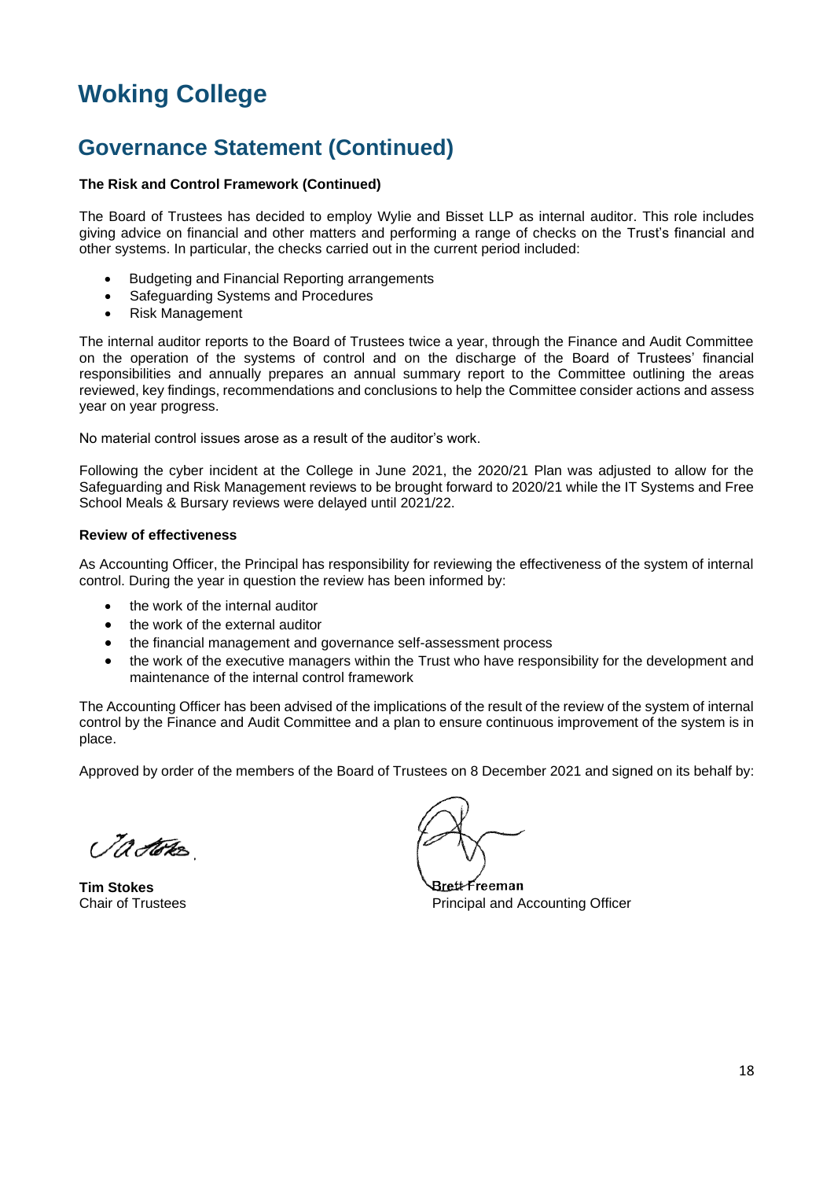# Woking College

## Governance Statement (Continued)

**The Risk and Control Framework (Continued)**

The Board of Trustees has decided to employ Wylie and Bisset LLP as internal auditor. This role includes giving advice on financial and other matters and performing a range of checks on the Trust's financial and other systems. In particular, the checks carried out in the current period included:

- Budgeting and Financial Reporting arrangements
- Safeguarding Systems and Procedures
- Risk Management

The internal auditor reports to the Board of Trustees twice a year, through the Finance and Audit Committee on the operation of the systems of control and on the discharge of the Board of Trustees' financial responsibilities and annually prepares an annual summary report to the Committee outlining the areas reviewed, key findings, recommendations and conclusions to help the Committee consider actions and assess year on year progress.

No material control issues arose as a result of the auditor's work.

Following the cyber incident at the College in June 2021, the 2020/21 Plan was adjusted to allow for the Safeguarding and Risk Management reviews to be brought forward to 2020/21 while the IT Systems and Free School Meals & Bursary reviews were delayed until 2021/22.

**Review of effectiveness**

As Accounting Officer, the Principal has responsibility for reviewing the effectiveness of the system of internal control. During the year in question the review has been informed by:

- the work of the internal auditor
- the work of the external auditor
- the financial management and governance self-assessment process
- the work of the executive managers within the Trust who have responsibility for the development and maintenance of the internal control framework

The Accounting Officer has been advised of the implications of the result of the review of the system of internal control by the Finance and Audit Committee and a plan to ensure continuous improvement of the system is in place.

Approved by order of the members of the Board of Trustees on 8 December 2021 and signed on its behalf by:

**Tim Stokes**
Chair of Trustees

**Brett Freeman**
Principal and Accounting Officer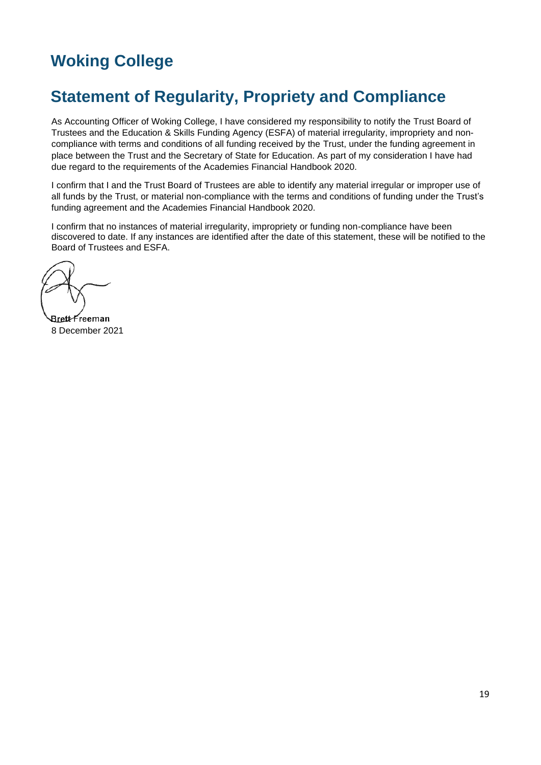# Woking College

## Statement of Regularity, Propriety and Compliance

As Accounting Officer of Woking College, I have considered my responsibility to notify the Trust Board of Trustees and the Education & Skills Funding Agency (ESFA) of material irregularity, impropriety and non-compliance with terms and conditions of all funding received by the Trust, under the funding agreement in place between the Trust and the Secretary of State for Education. As part of my consideration I have had due regard to the requirements of the Academies Financial Handbook 2020.

I confirm that I and the Trust Board of Trustees are able to identify any material irregular or improper use of all funds by the Trust, or material non-compliance with the terms and conditions of funding under the Trust's funding agreement and the Academies Financial Handbook 2020.

I confirm that no instances of material irregularity, impropriety or funding non-compliance have been discovered to date. If any instances are identified after the date of this statement, these will be notified to the Board of Trustees and ESFA.

Brett Freeman
8 December 2021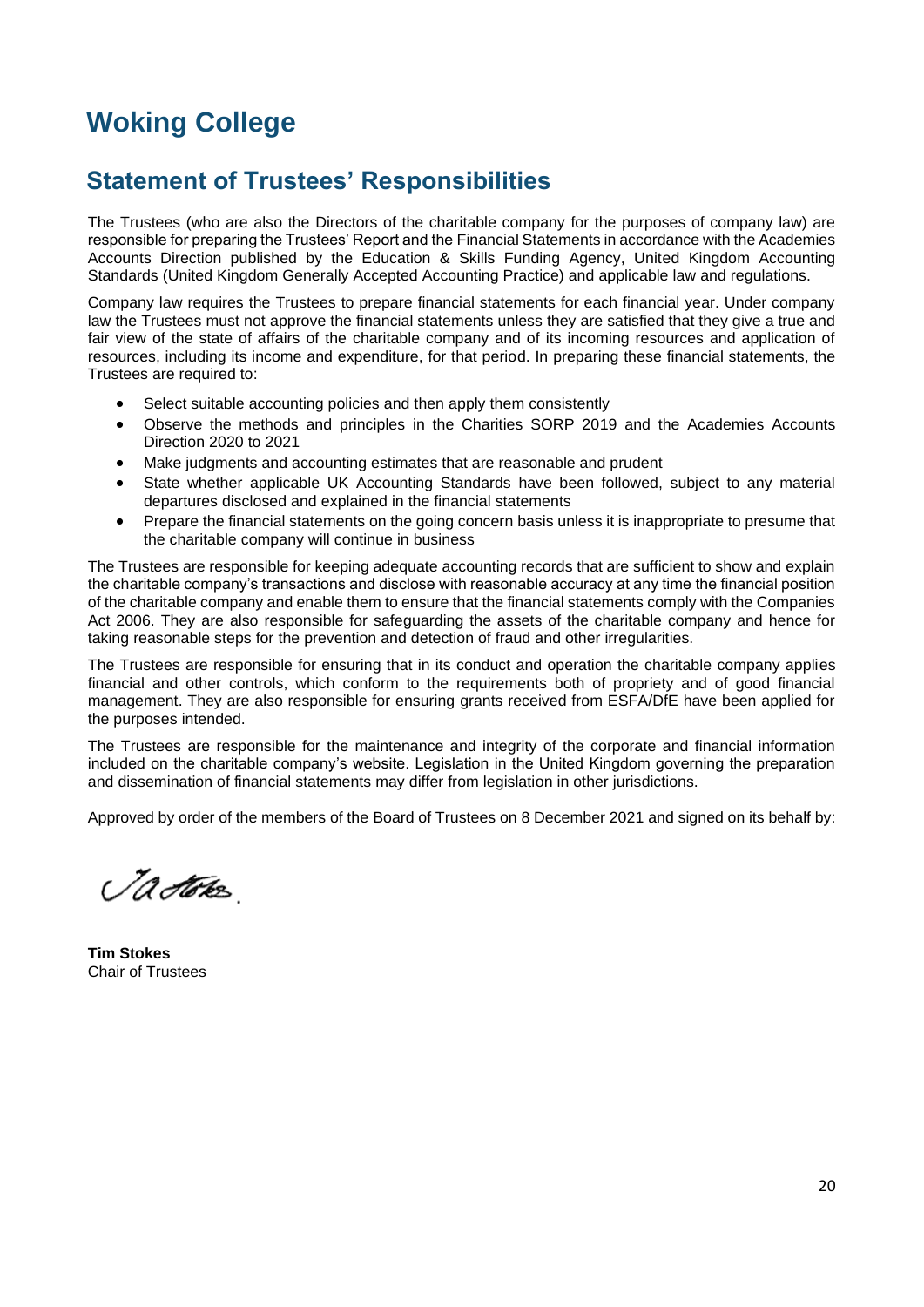# Woking College

## Statement of Trustees' Responsibilities

The Trustees (who are also the Directors of the charitable company for the purposes of company law) are responsible for preparing the Trustees' Report and the Financial Statements in accordance with the Academies Accounts Direction published by the Education & Skills Funding Agency, United Kingdom Accounting Standards (United Kingdom Generally Accepted Accounting Practice) and applicable law and regulations.

Company law requires the Trustees to prepare financial statements for each financial year. Under company law the Trustees must not approve the financial statements unless they are satisfied that they give a true and fair view of the state of affairs of the charitable company and of its incoming resources and application of resources, including its income and expenditure, for that period. In preparing these financial statements, the Trustees are required to:

- Select suitable accounting policies and then apply them consistently
- Observe the methods and principles in the Charities SORP 2019 and the Academies Accounts Direction 2020 to 2021
- Make judgments and accounting estimates that are reasonable and prudent
- State whether applicable UK Accounting Standards have been followed, subject to any material departures disclosed and explained in the financial statements
- Prepare the financial statements on the going concern basis unless it is inappropriate to presume that the charitable company will continue in business

The Trustees are responsible for keeping adequate accounting records that are sufficient to show and explain the charitable company's transactions and disclose with reasonable accuracy at any time the financial position of the charitable company and enable them to ensure that the financial statements comply with the Companies Act 2006. They are also responsible for safeguarding the assets of the charitable company and hence for taking reasonable steps for the prevention and detection of fraud and other irregularities.

The Trustees are responsible for ensuring that in its conduct and operation the charitable company applies financial and other controls, which conform to the requirements both of propriety and of good financial management. They are also responsible for ensuring grants received from ESFA/DfE have been applied for the purposes intended.

The Trustees are responsible for the maintenance and integrity of the corporate and financial information included on the charitable company's website. Legislation in the United Kingdom governing the preparation and dissemination of financial statements may differ from legislation in other jurisdictions.

Approved by order of the members of the Board of Trustees on 8 December 2021 and signed on its behalf by:

**Tim Stokes**
Chair of Trustees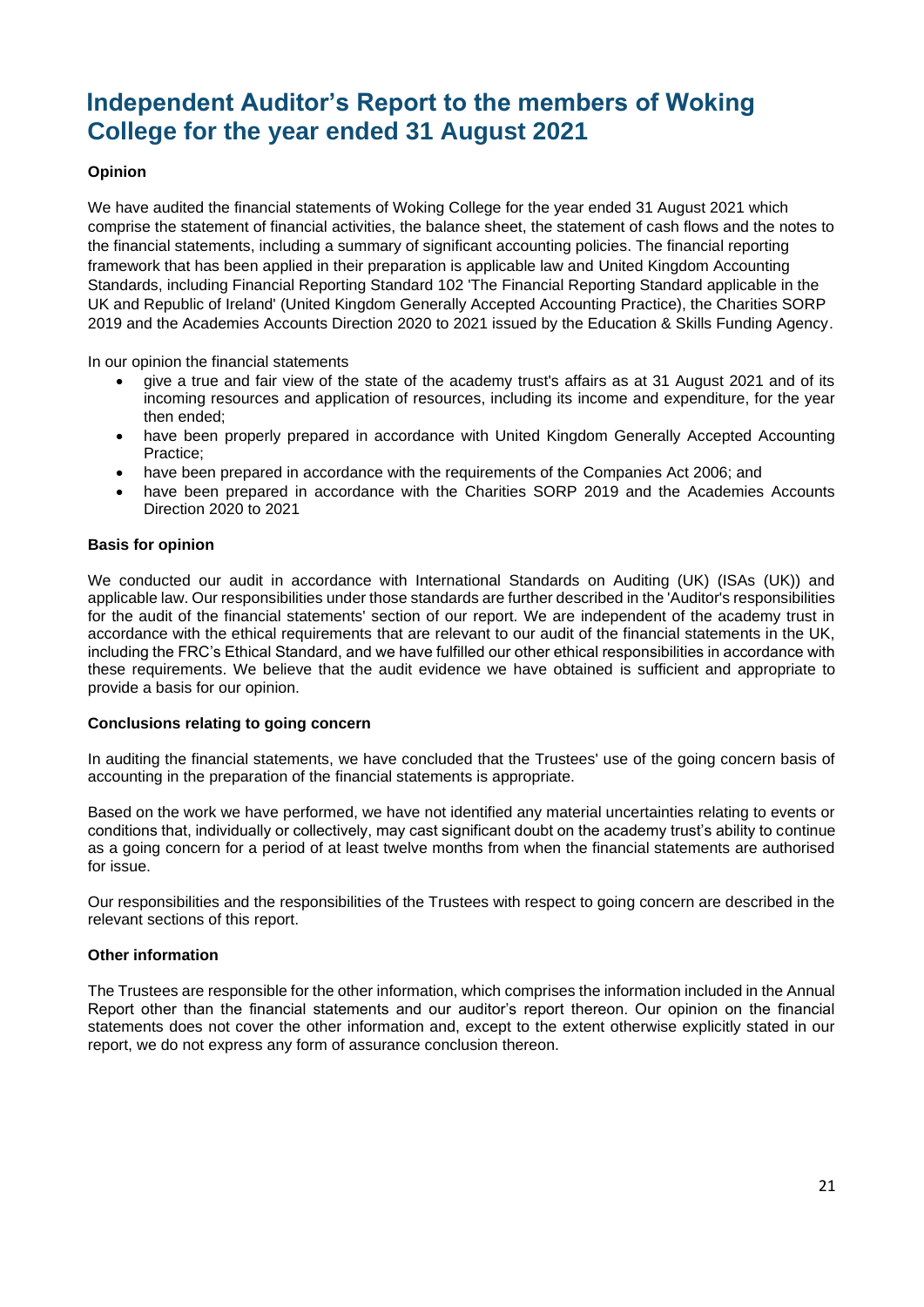# Independent Auditor's Report to the members of Woking College for the year ended 31 August 2021

**Opinion**

We have audited the financial statements of Woking College for the year ended 31 August 2021 which comprise the statement of financial activities, the balance sheet, the statement of cash flows and the notes to the financial statements, including a summary of significant accounting policies. The financial reporting framework that has been applied in their preparation is applicable law and United Kingdom Accounting Standards, including Financial Reporting Standard 102 'The Financial Reporting Standard applicable in the UK and Republic of Ireland' (United Kingdom Generally Accepted Accounting Practice), the Charities SORP 2019 and the Academies Accounts Direction 2020 to 2021 issued by the Education & Skills Funding Agency.

In our opinion the financial statements

- give a true and fair view of the state of the academy trust's affairs as at 31 August 2021 and of its incoming resources and application of resources, including its income and expenditure, for the year then ended;
- have been properly prepared in accordance with United Kingdom Generally Accepted Accounting Practice;
- have been prepared in accordance with the requirements of the Companies Act 2006; and
- have been prepared in accordance with the Charities SORP 2019 and the Academies Accounts Direction 2020 to 2021

**Basis for opinion**

We conducted our audit in accordance with International Standards on Auditing (UK) (ISAs (UK)) and applicable law. Our responsibilities under those standards are further described in the 'Auditor's responsibilities for the audit of the financial statements' section of our report. We are independent of the academy trust in accordance with the ethical requirements that are relevant to our audit of the financial statements in the UK, including the FRC's Ethical Standard, and we have fulfilled our other ethical responsibilities in accordance with these requirements. We believe that the audit evidence we have obtained is sufficient and appropriate to provide a basis for our opinion.

**Conclusions relating to going concern**

In auditing the financial statements, we have concluded that the Trustees' use of the going concern basis of accounting in the preparation of the financial statements is appropriate.

Based on the work we have performed, we have not identified any material uncertainties relating to events or conditions that, individually or collectively, may cast significant doubt on the academy trust's ability to continue as a going concern for a period of at least twelve months from when the financial statements are authorised for issue.

Our responsibilities and the responsibilities of the Trustees with respect to going concern are described in the relevant sections of this report.

**Other information**

The Trustees are responsible for the other information, which comprises the information included in the Annual Report other than the financial statements and our auditor's report thereon. Our opinion on the financial statements does not cover the other information and, except to the extent otherwise explicitly stated in our report, we do not express any form of assurance conclusion thereon.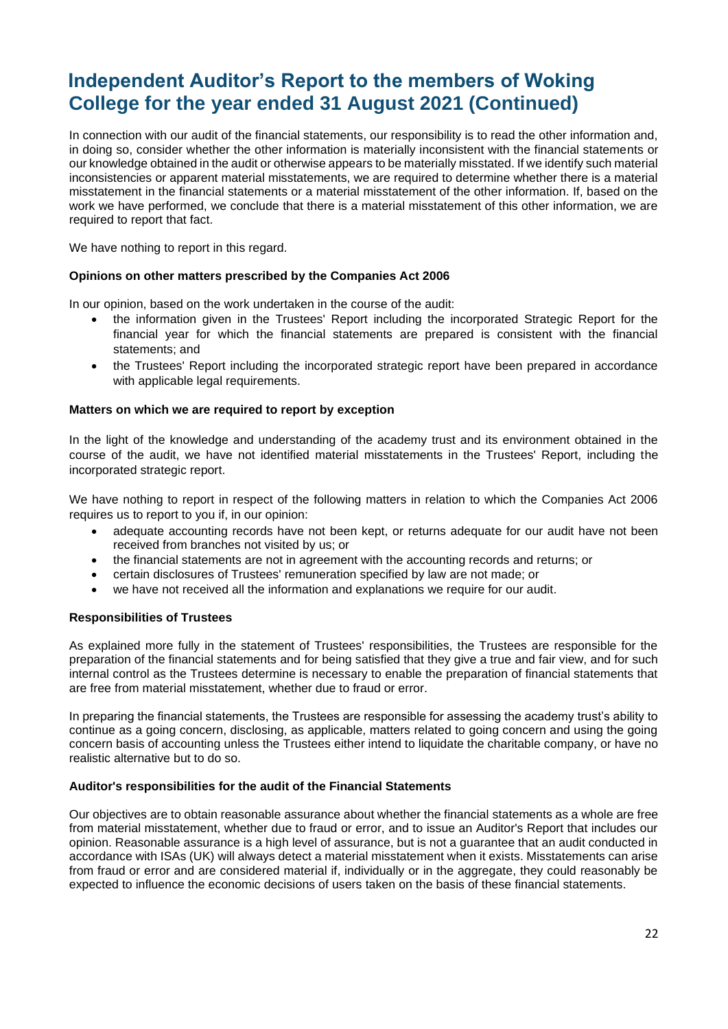# Independent Auditor's Report to the members of Woking College for the year ended 31 August 2021 (Continued)

In connection with our audit of the financial statements, our responsibility is to read the other information and, in doing so, consider whether the other information is materially inconsistent with the financial statements or our knowledge obtained in the audit or otherwise appears to be materially misstated. If we identify such material inconsistencies or apparent material misstatements, we are required to determine whether there is a material misstatement in the financial statements or a material misstatement of the other information. If, based on the work we have performed, we conclude that there is a material misstatement of this other information, we are required to report that fact.

We have nothing to report in this regard.

**Opinions on other matters prescribed by the Companies Act 2006**

In our opinion, based on the work undertaken in the course of the audit:

- the information given in the Trustees' Report including the incorporated Strategic Report for the financial year for which the financial statements are prepared is consistent with the financial statements; and
- the Trustees' Report including the incorporated strategic report have been prepared in accordance with applicable legal requirements.

**Matters on which we are required to report by exception**

In the light of the knowledge and understanding of the academy trust and its environment obtained in the course of the audit, we have not identified material misstatements in the Trustees' Report, including the incorporated strategic report.

We have nothing to report in respect of the following matters in relation to which the Companies Act 2006 requires us to report to you if, in our opinion:

- adequate accounting records have not been kept, or returns adequate for our audit have not been received from branches not visited by us; or
- the financial statements are not in agreement with the accounting records and returns; or
- certain disclosures of Trustees' remuneration specified by law are not made; or
- we have not received all the information and explanations we require for our audit.

**Responsibilities of Trustees**

As explained more fully in the statement of Trustees' responsibilities, the Trustees are responsible for the preparation of the financial statements and for being satisfied that they give a true and fair view, and for such internal control as the Trustees determine is necessary to enable the preparation of financial statements that are free from material misstatement, whether due to fraud or error.

In preparing the financial statements, the Trustees are responsible for assessing the academy trust's ability to continue as a going concern, disclosing, as applicable, matters related to going concern and using the going concern basis of accounting unless the Trustees either intend to liquidate the charitable company, or have no realistic alternative but to do so.

**Auditor's responsibilities for the audit of the Financial Statements**

Our objectives are to obtain reasonable assurance about whether the financial statements as a whole are free from material misstatement, whether due to fraud or error, and to issue an Auditor's Report that includes our opinion. Reasonable assurance is a high level of assurance, but is not a guarantee that an audit conducted in accordance with ISAs (UK) will always detect a material misstatement when it exists. Misstatements can arise from fraud or error and are considered material if, individually or in the aggregate, they could reasonably be expected to influence the economic decisions of users taken on the basis of these financial statements.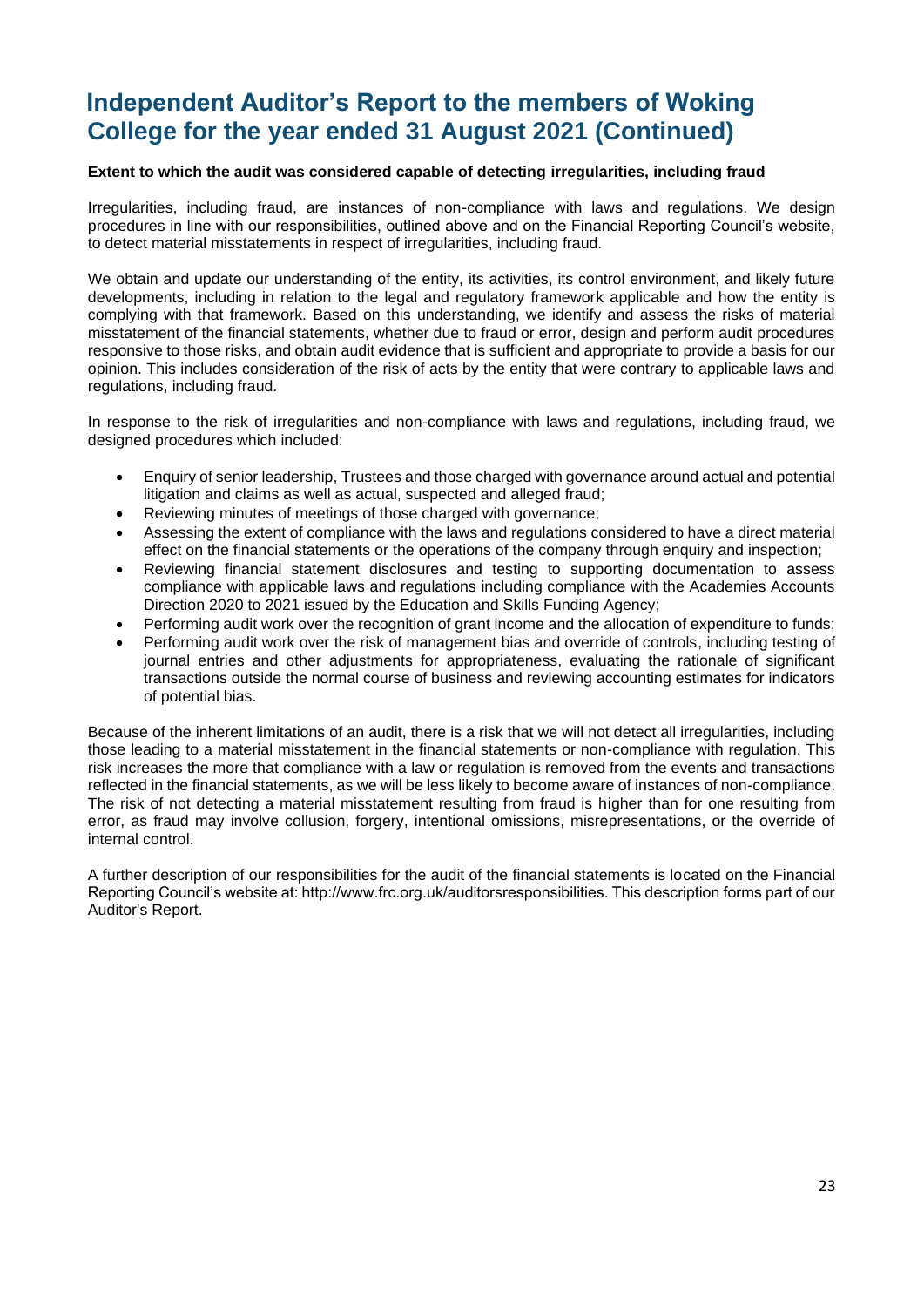# Independent Auditor's Report to the members of Woking College for the year ended 31 August 2021 (Continued)

**Extent to which the audit was considered capable of detecting irregularities, including fraud**

Irregularities, including fraud, are instances of non-compliance with laws and regulations. We design procedures in line with our responsibilities, outlined above and on the Financial Reporting Council's website, to detect material misstatements in respect of irregularities, including fraud.

We obtain and update our understanding of the entity, its activities, its control environment, and likely future developments, including in relation to the legal and regulatory framework applicable and how the entity is complying with that framework. Based on this understanding, we identify and assess the risks of material misstatement of the financial statements, whether due to fraud or error, design and perform audit procedures responsive to those risks, and obtain audit evidence that is sufficient and appropriate to provide a basis for our opinion. This includes consideration of the risk of acts by the entity that were contrary to applicable laws and regulations, including fraud.

In response to the risk of irregularities and non-compliance with laws and regulations, including fraud, we designed procedures which included:

- Enquiry of senior leadership, Trustees and those charged with governance around actual and potential litigation and claims as well as actual, suspected and alleged fraud;
- Reviewing minutes of meetings of those charged with governance;
- Assessing the extent of compliance with the laws and regulations considered to have a direct material effect on the financial statements or the operations of the company through enquiry and inspection;
- Reviewing financial statement disclosures and testing to supporting documentation to assess compliance with applicable laws and regulations including compliance with the Academies Accounts Direction 2020 to 2021 issued by the Education and Skills Funding Agency;
- Performing audit work over the recognition of grant income and the allocation of expenditure to funds;
- Performing audit work over the risk of management bias and override of controls, including testing of journal entries and other adjustments for appropriateness, evaluating the rationale of significant transactions outside the normal course of business and reviewing accounting estimates for indicators of potential bias.

Because of the inherent limitations of an audit, there is a risk that we will not detect all irregularities, including those leading to a material misstatement in the financial statements or non-compliance with regulation. This risk increases the more that compliance with a law or regulation is removed from the events and transactions reflected in the financial statements, as we will be less likely to become aware of instances of non-compliance. The risk of not detecting a material misstatement resulting from fraud is higher than for one resulting from error, as fraud may involve collusion, forgery, intentional omissions, misrepresentations, or the override of internal control.

A further description of our responsibilities for the audit of the financial statements is located on the Financial Reporting Council's website at: http://www.frc.org.uk/auditorsresponsibilities. This description forms part of our Auditor's Report.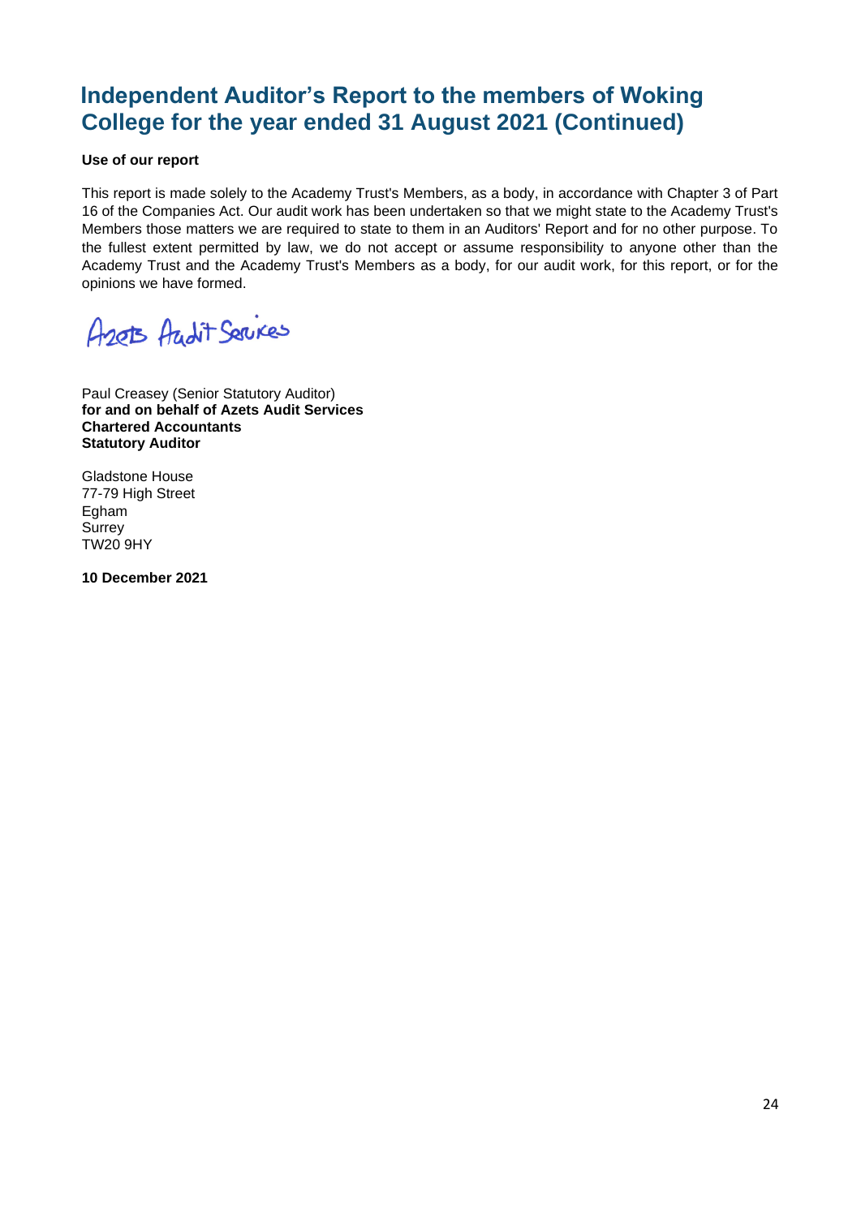# Independent Auditor's Report to the members of Woking College for the year ended 31 August 2021 (Continued)

**Use of our report**

This report is made solely to the Academy Trust's Members, as a body, in accordance with Chapter 3 of Part 16 of the Companies Act. Our audit work has been undertaken so that we might state to the Academy Trust's Members those matters we are required to state to them in an Auditors' Report and for no other purpose. To the fullest extent permitted by law, we do not accept or assume responsibility to anyone other than the Academy Trust and the Academy Trust's Members as a body, for our audit work, for this report, or for the opinions we have formed.

Azets Audit Services

Paul Creasey (Senior Statutory Auditor)
**for and on behalf of Azets Audit Services**
**Chartered Accountants**
**Statutory Auditor**

Gladstone House
77-79 High Street
Egham
Surrey
TW20 9HY

**10 December 2021**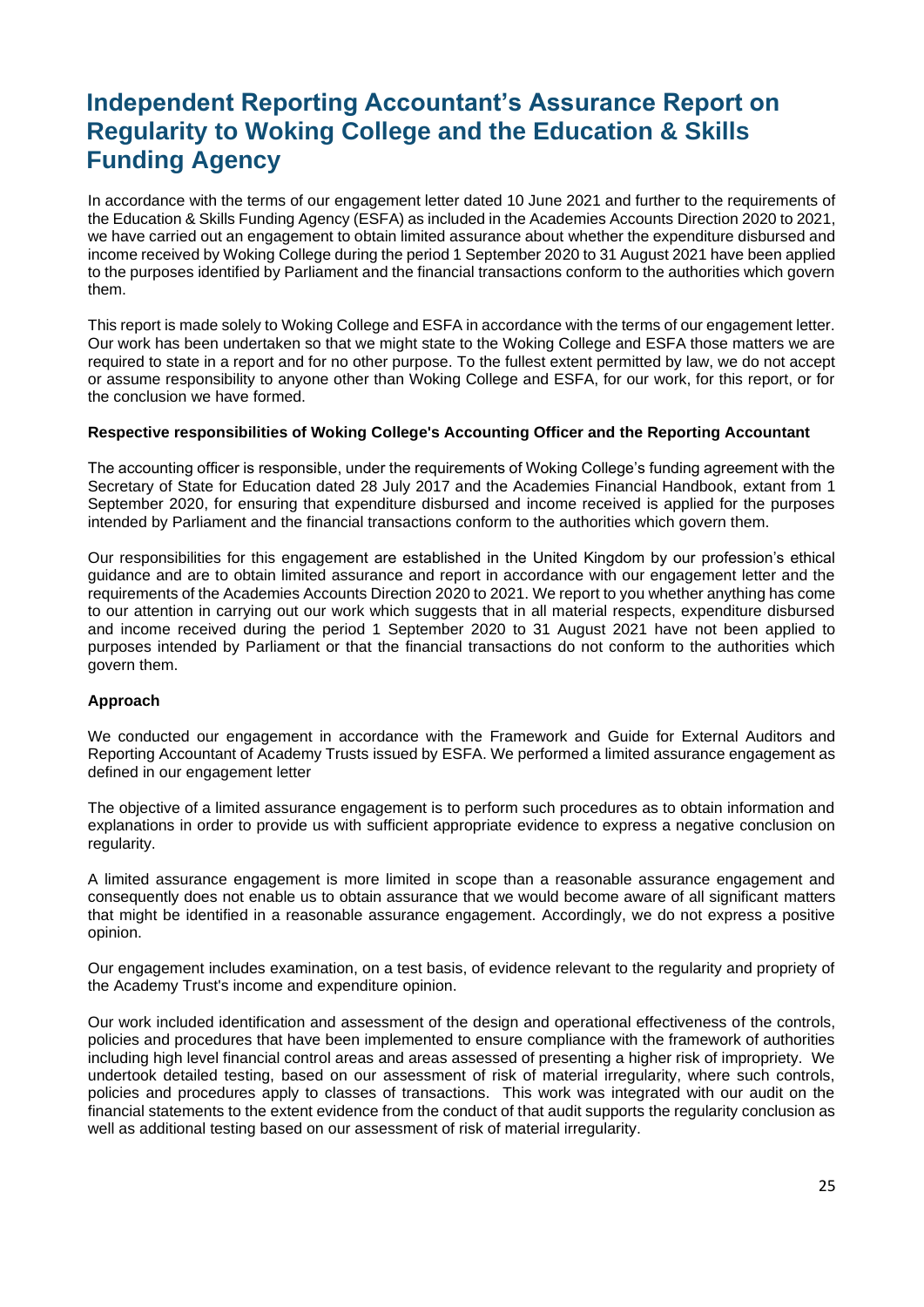# Independent Reporting Accountant's Assurance Report on Regularity to Woking College and the Education & Skills Funding Agency

In accordance with the terms of our engagement letter dated 10 June 2021 and further to the requirements of the Education & Skills Funding Agency (ESFA) as included in the Academies Accounts Direction 2020 to 2021, we have carried out an engagement to obtain limited assurance about whether the expenditure disbursed and income received by Woking College during the period 1 September 2020 to 31 August 2021 have been applied to the purposes identified by Parliament and the financial transactions conform to the authorities which govern them.

This report is made solely to Woking College and ESFA in accordance with the terms of our engagement letter. Our work has been undertaken so that we might state to the Woking College and ESFA those matters we are required to state in a report and for no other purpose. To the fullest extent permitted by law, we do not accept or assume responsibility to anyone other than Woking College and ESFA, for our work, for this report, or for the conclusion we have formed.

**Respective responsibilities of Woking College's Accounting Officer and the Reporting Accountant**

The accounting officer is responsible, under the requirements of Woking College's funding agreement with the Secretary of State for Education dated 28 July 2017 and the Academies Financial Handbook, extant from 1 September 2020, for ensuring that expenditure disbursed and income received is applied for the purposes intended by Parliament and the financial transactions conform to the authorities which govern them.

Our responsibilities for this engagement are established in the United Kingdom by our profession's ethical guidance and are to obtain limited assurance and report in accordance with our engagement letter and the requirements of the Academies Accounts Direction 2020 to 2021. We report to you whether anything has come to our attention in carrying out our work which suggests that in all material respects, expenditure disbursed and income received during the period 1 September 2020 to 31 August 2021 have not been applied to purposes intended by Parliament or that the financial transactions do not conform to the authorities which govern them.

**Approach**

We conducted our engagement in accordance with the Framework and Guide for External Auditors and Reporting Accountant of Academy Trusts issued by ESFA. We performed a limited assurance engagement as defined in our engagement letter

The objective of a limited assurance engagement is to perform such procedures as to obtain information and explanations in order to provide us with sufficient appropriate evidence to express a negative conclusion on regularity.

A limited assurance engagement is more limited in scope than a reasonable assurance engagement and consequently does not enable us to obtain assurance that we would become aware of all significant matters that might be identified in a reasonable assurance engagement. Accordingly, we do not express a positive opinion.

Our engagement includes examination, on a test basis, of evidence relevant to the regularity and propriety of the Academy Trust's income and expenditure opinion.

Our work included identification and assessment of the design and operational effectiveness of the controls, policies and procedures that have been implemented to ensure compliance with the framework of authorities including high level financial control areas and areas assessed of presenting a higher risk of impropriety. We undertook detailed testing, based on our assessment of risk of material irregularity, where such controls, policies and procedures apply to classes of transactions. This work was integrated with our audit on the financial statements to the extent evidence from the conduct of that audit supports the regularity conclusion as well as additional testing based on our assessment of risk of material irregularity.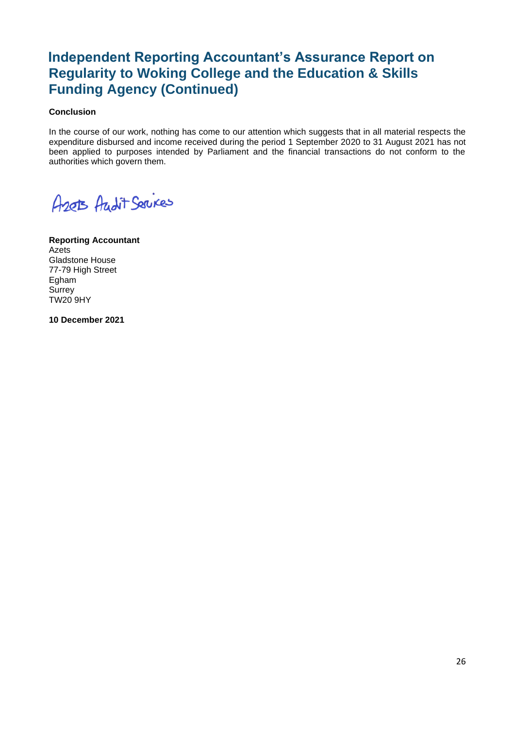# Independent Reporting Accountant's Assurance Report on Regularity to Woking College and the Education & Skills Funding Agency (Continued)

**Conclusion**

In the course of our work, nothing has come to our attention which suggests that in all material respects the expenditure disbursed and income received during the period 1 September 2020 to 31 August 2021 has not been applied to purposes intended by Parliament and the financial transactions do not conform to the authorities which govern them.

Azets Audit Services

**Reporting Accountant**
Azets
Gladstone House
77-79 High Street
Egham
Surrey
TW20 9HY

**10 December 2021**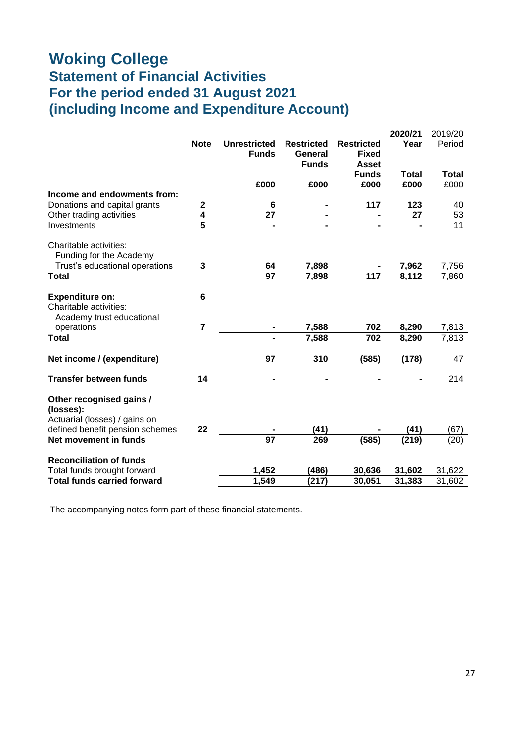# Woking College

## Statement of Financial Activities
## For the period ended 31 August 2021
## (including Income and Expenditure Account)

| | Note | Unrestricted Funds | Restricted General Funds | Restricted Fixed Asset Funds | 2020/21 Year Total | 2019/20 Period Total |
|---|---|---|---|---|---|---|
| | | £000 | £000 | £000 | £000 | £000 |
| **Income and endowments from:** | | | | | | |
| Donations and capital grants | **2** | **6** | **-** | **117** | **123** | 40 |
| Other trading activities | **4** | **27** | **-** | **-** | **27** | 53 |
| Investments | **5** | **-** | **-** | **-** | **-** | 11 |
| Charitable activities: | | | | | | |
| Funding for the Academy Trust's educational operations | **3** | **64** | **7,898** | **-** | **7,962** | 7,756 |
| **Total** | | **97** | **7,898** | **117** | **8,112** | 7,860 |
| **Expenditure on:** | **6** | | | | | |
| Charitable activities: | | | | | | |
| Academy trust educational operations | **7** | **-** | **7,588** | **702** | **8,290** | 7,813 |
| **Total** | | **-** | **7,588** | **702** | **8,290** | 7,813 |
| **Net income / (expenditure)** | | **97** | **310** | **(585)** | **(178)** | 47 |
| **Transfer between funds** | **14** | **-** | **-** | **-** | **-** | 214 |
| **Other recognised gains / (losses):** | | | | | | |
| Actuarial (losses) / gains on defined benefit pension schemes | **22** | **-** | **(41)** | **-** | **(41)** | (67) |
| **Net movement in funds** | | **97** | **269** | **(585)** | **(219)** | (20) |
| **Reconciliation of funds** | | | | | | |
| Total funds brought forward | | **1,452** | **(486)** | **30,636** | **31,602** | 31,622 |
| **Total funds carried forward** | | **1,549** | **(217)** | **30,051** | **31,383** | 31,602 |

The accompanying notes form part of these financial statements.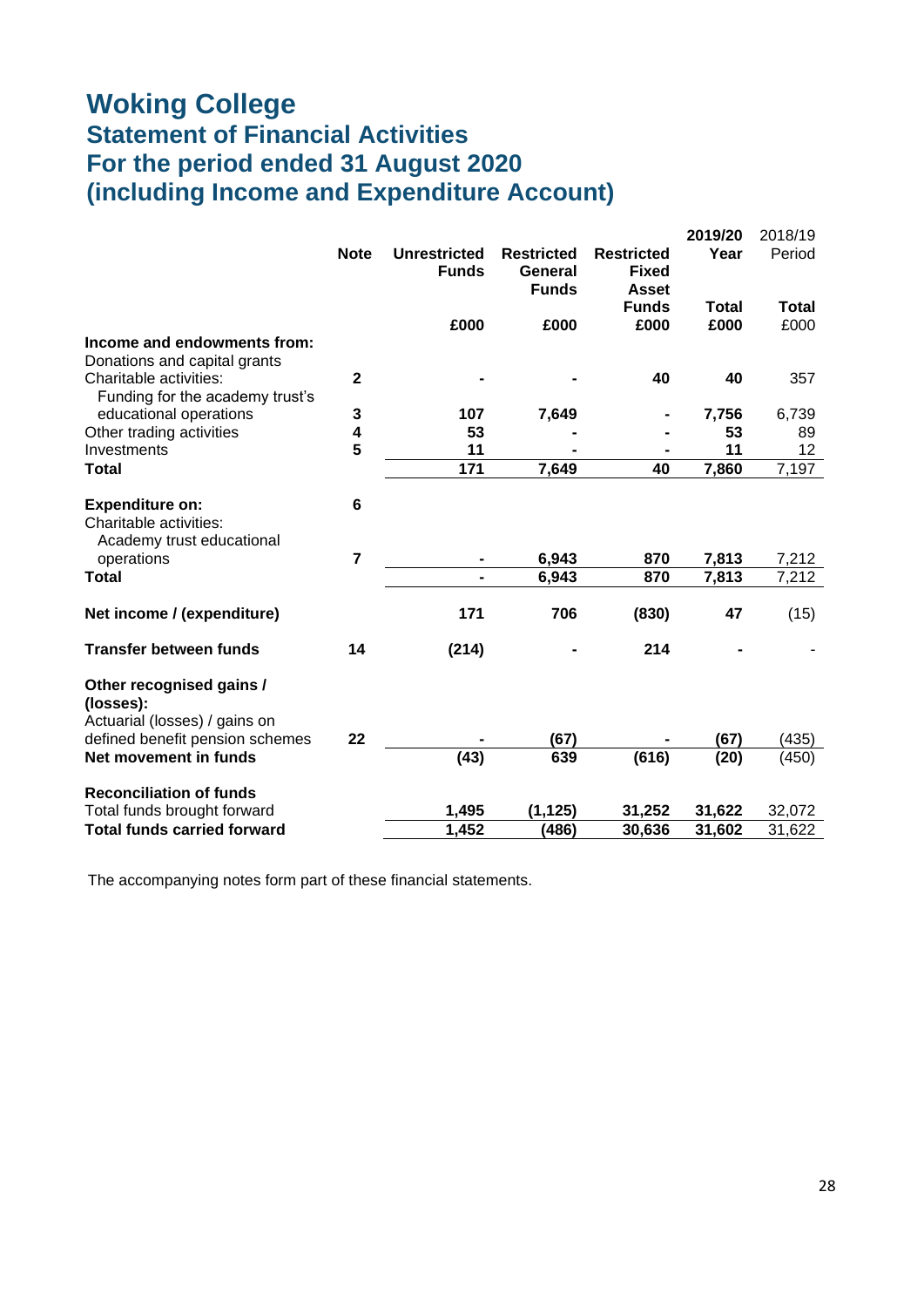# Woking College

## Statement of Financial Activities

## For the period ended 31 August 2020

## (including Income and Expenditure Account)

| | Note | Unrestricted Funds | Restricted General Funds | Restricted Fixed Asset Funds | 2019/20 Year Total | 2018/19 Period Total |
|---|---|---|---|---|---|---|
| | | £000 | £000 | £000 | £000 | £000 |
| **Income and endowments from:** | | | | | | |
| Donations and capital grants | | | | | | |
| Charitable activities: | 2 | - | - | 40 | 40 | 357 |
| Funding for the academy trust's educational operations | 3 | 107 | 7,649 | - | 7,756 | 6,739 |
| Other trading activities | 4 | 53 | - | - | 53 | 89 |
| Investments | 5 | 11 | - | - | 11 | 12 |
| **Total** | | 171 | 7,649 | 40 | 7,860 | 7,197 |
| | | | | | | |
| **Expenditure on:** | 6 | | | | | |
| Charitable activities: | | | | | | |
| Academy trust educational operations | 7 | - | 6,943 | 870 | 7,813 | 7,212 |
| **Total** | | - | 6,943 | 870 | 7,813 | 7,212 |
| | | | | | | |
| **Net income / (expenditure)** | | 171 | 706 | (830) | 47 | (15) |
| | | | | | | |
| **Transfer between funds** | 14 | (214) | - | 214 | - | - |
| | | | | | | |
| **Other recognised gains / (losses):** | | | | | | |
| Actuarial (losses) / gains on defined benefit pension schemes | 22 | - | (67) | - | (67) | (435) |
| **Net movement in funds** | | (43) | 639 | (616) | (20) | (450) |
| | | | | | | |
| **Reconciliation of funds** | | | | | | |
| Total funds brought forward | | 1,495 | (1,125) | 31,252 | 31,622 | 32,072 |
| **Total funds carried forward** | | 1,452 | (486) | 30,636 | 31,602 | 31,622 |

The accompanying notes form part of these financial statements.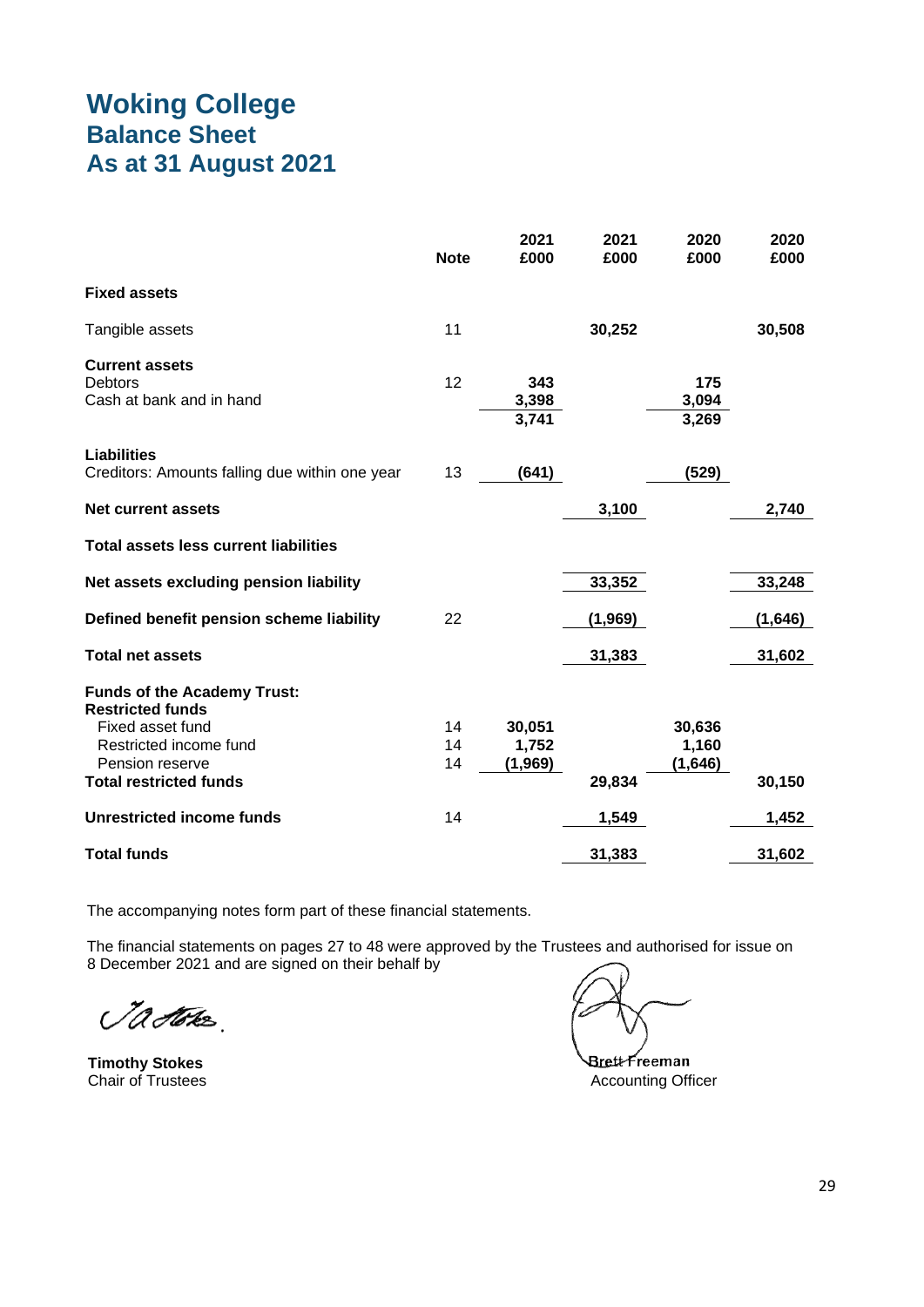# Woking College
## Balance Sheet
## As at 31 August 2021

| | Note | 2021<br>£000 | 2021<br>£000 | 2020<br>£000 | 2020<br>£000 |
|---|---|---|---|---|---|
| **Fixed assets** | | | | | |
| Tangible assets | 11 | | **30,252** | | **30,508** |
| **Current assets** | | | | | |
| Debtors | 12 | **343** | | **175** | |
| Cash at bank and in hand | | **3,398** | | **3,094** | |
| | | **3,741** | | **3,269** | |
| **Liabilities** | | | | | |
| Creditors: Amounts falling due within one year | 13 | **(641)** | | **(529)** | |
| **Net current assets** | | | **3,100** | | **2,740** |
| **Total assets less current liabilities** | | | | | |
| **Net assets excluding pension liability** | | | **33,352** | | **33,248** |
| **Defined benefit pension scheme liability** | 22 | | **(1,969)** | | **(1,646)** |
| **Total net assets** | | | **31,383** | | **31,602** |
| **Funds of the Academy Trust:** | | | | | |
| **Restricted funds** | | | | | |
| Fixed asset fund | 14 | **30,051** | | **30,636** | |
| Restricted income fund | 14 | **1,752** | | **1,160** | |
| Pension reserve | 14 | **(1,969)** | | **(1,646)** | |
| **Total restricted funds** | | | **29,834** | | **30,150** |
| **Unrestricted income funds** | 14 | | **1,549** | | **1,452** |
| **Total funds** | | | **31,383** | | **31,602** |

The accompanying notes form part of these financial statements.

The financial statements on pages 27 to 48 were approved by the Trustees and authorised for issue on 8 December 2021 and are signed on their behalf by

**Timothy Stokes**
Chair of Trustees

**Brett Freeman**
Accounting Officer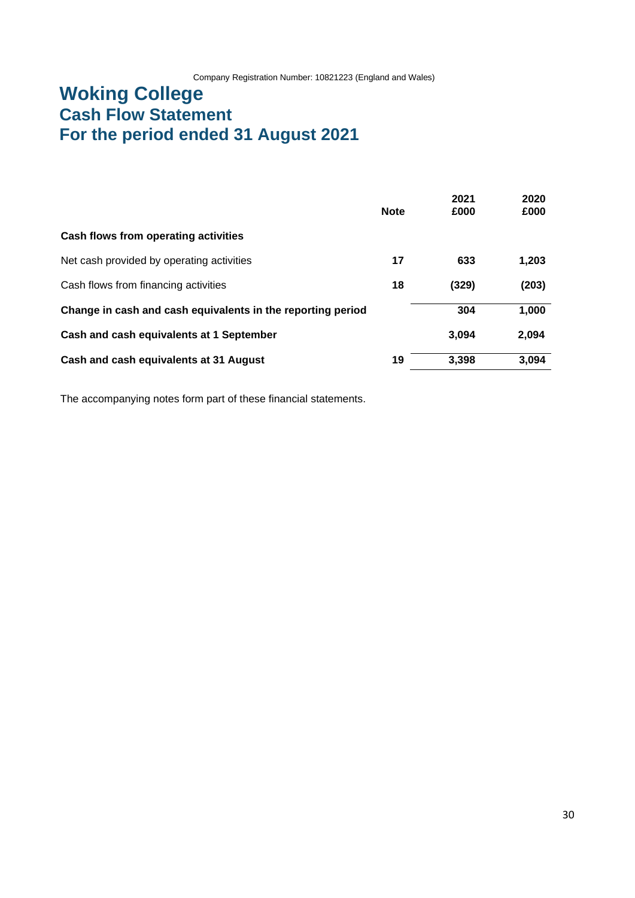Company Registration Number: 10821223 (England and Wales)

# Woking College
## Cash Flow Statement
## For the period ended 31 August 2021

| | Note | 2021 £000 | 2020 £000 |
|---|---|---|---|
| **Cash flows from operating activities** | | | |
| Net cash provided by operating activities | **17** | **633** | **1,203** |
| Cash flows from financing activities | **18** | **(329)** | **(203)** |
| **Change in cash and cash equivalents in the reporting period** | | **304** | **1,000** |
| **Cash and cash equivalents at 1 September** | | **3,094** | **2,094** |
| **Cash and cash equivalents at 31 August** | **19** | **3,398** | **3,094** |

The accompanying notes form part of these financial statements.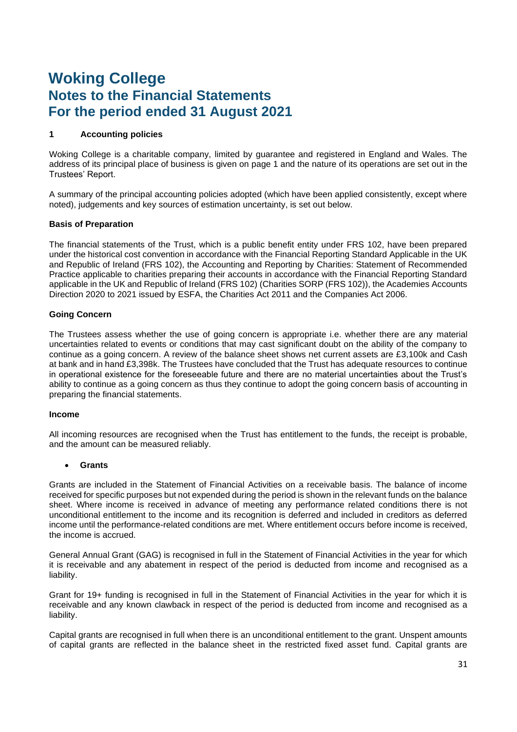# Woking College
## Notes to the Financial Statements
## For the period ended 31 August 2021

### 1 Accounting policies

Woking College is a charitable company, limited by guarantee and registered in England and Wales. The address of its principal place of business is given on page 1 and the nature of its operations are set out in the Trustees' Report.

A summary of the principal accounting policies adopted (which have been applied consistently, except where noted), judgements and key sources of estimation uncertainty, is set out below.

**Basis of Preparation**

The financial statements of the Trust, which is a public benefit entity under FRS 102, have been prepared under the historical cost convention in accordance with the Financial Reporting Standard Applicable in the UK and Republic of Ireland (FRS 102), the Accounting and Reporting by Charities: Statement of Recommended Practice applicable to charities preparing their accounts in accordance with the Financial Reporting Standard applicable in the UK and Republic of Ireland (FRS 102) (Charities SORP (FRS 102)), the Academies Accounts Direction 2020 to 2021 issued by ESFA, the Charities Act 2011 and the Companies Act 2006.

**Going Concern**

The Trustees assess whether the use of going concern is appropriate i.e. whether there are any material uncertainties related to events or conditions that may cast significant doubt on the ability of the company to continue as a going concern. A review of the balance sheet shows net current assets are £3,100k and Cash at bank and in hand £3,398k. The Trustees have concluded that the Trust has adequate resources to continue in operational existence for the foreseeable future and there are no material uncertainties about the Trust's ability to continue as a going concern as thus they continue to adopt the going concern basis of accounting in preparing the financial statements.

**Income**

All incoming resources are recognised when the Trust has entitlement to the funds, the receipt is probable, and the amount can be measured reliably.

- **Grants**

Grants are included in the Statement of Financial Activities on a receivable basis. The balance of income received for specific purposes but not expended during the period is shown in the relevant funds on the balance sheet. Where income is received in advance of meeting any performance related conditions there is not unconditional entitlement to the income and its recognition is deferred and included in creditors as deferred income until the performance-related conditions are met. Where entitlement occurs before income is received, the income is accrued.

General Annual Grant (GAG) is recognised in full in the Statement of Financial Activities in the year for which it is receivable and any abatement in respect of the period is deducted from income and recognised as a liability.

Grant for 19+ funding is recognised in full in the Statement of Financial Activities in the year for which it is receivable and any known clawback in respect of the period is deducted from income and recognised as a liability.

Capital grants are recognised in full when there is an unconditional entitlement to the grant. Unspent amounts of capital grants are reflected in the balance sheet in the restricted fixed asset fund. Capital grants are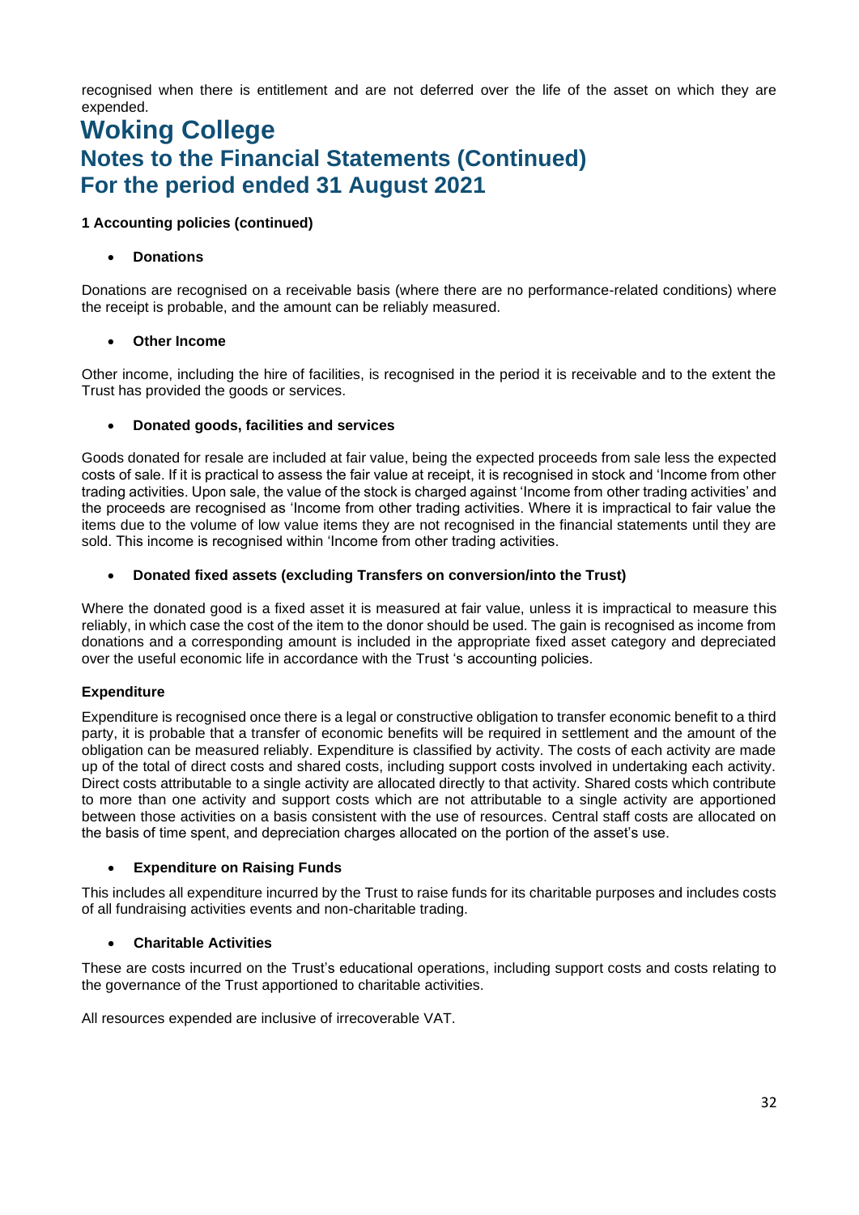recognised when there is entitlement and are not deferred over the life of the asset on which they are expended.

# Woking College
## Notes to the Financial Statements (Continued)
## For the period ended 31 August 2021

**1 Accounting policies (continued)**

- **Donations**

Donations are recognised on a receivable basis (where there are no performance-related conditions) where the receipt is probable, and the amount can be reliably measured.

- **Other Income**

Other income, including the hire of facilities, is recognised in the period it is receivable and to the extent the Trust has provided the goods or services.

- **Donated goods, facilities and services**

Goods donated for resale are included at fair value, being the expected proceeds from sale less the expected costs of sale. If it is practical to assess the fair value at receipt, it is recognised in stock and 'Income from other trading activities. Upon sale, the value of the stock is charged against 'Income from other trading activities' and the proceeds are recognised as 'Income from other trading activities. Where it is impractical to fair value the items due to the volume of low value items they are not recognised in the financial statements until they are sold. This income is recognised within 'Income from other trading activities.

- **Donated fixed assets (excluding Transfers on conversion/into the Trust)**

Where the donated good is a fixed asset it is measured at fair value, unless it is impractical to measure this reliably, in which case the cost of the item to the donor should be used. The gain is recognised as income from donations and a corresponding amount is included in the appropriate fixed asset category and depreciated over the useful economic life in accordance with the Trust 's accounting policies.

**Expenditure**

Expenditure is recognised once there is a legal or constructive obligation to transfer economic benefit to a third party, it is probable that a transfer of economic benefits will be required in settlement and the amount of the obligation can be measured reliably. Expenditure is classified by activity. The costs of each activity are made up of the total of direct costs and shared costs, including support costs involved in undertaking each activity. Direct costs attributable to a single activity are allocated directly to that activity. Shared costs which contribute to more than one activity and support costs which are not attributable to a single activity are apportioned between those activities on a basis consistent with the use of resources. Central staff costs are allocated on the basis of time spent, and depreciation charges allocated on the portion of the asset's use.

- **Expenditure on Raising Funds**

This includes all expenditure incurred by the Trust to raise funds for its charitable purposes and includes costs of all fundraising activities events and non-charitable trading.

- **Charitable Activities**

These are costs incurred on the Trust's educational operations, including support costs and costs relating to the governance of the Trust apportioned to charitable activities.

All resources expended are inclusive of irrecoverable VAT.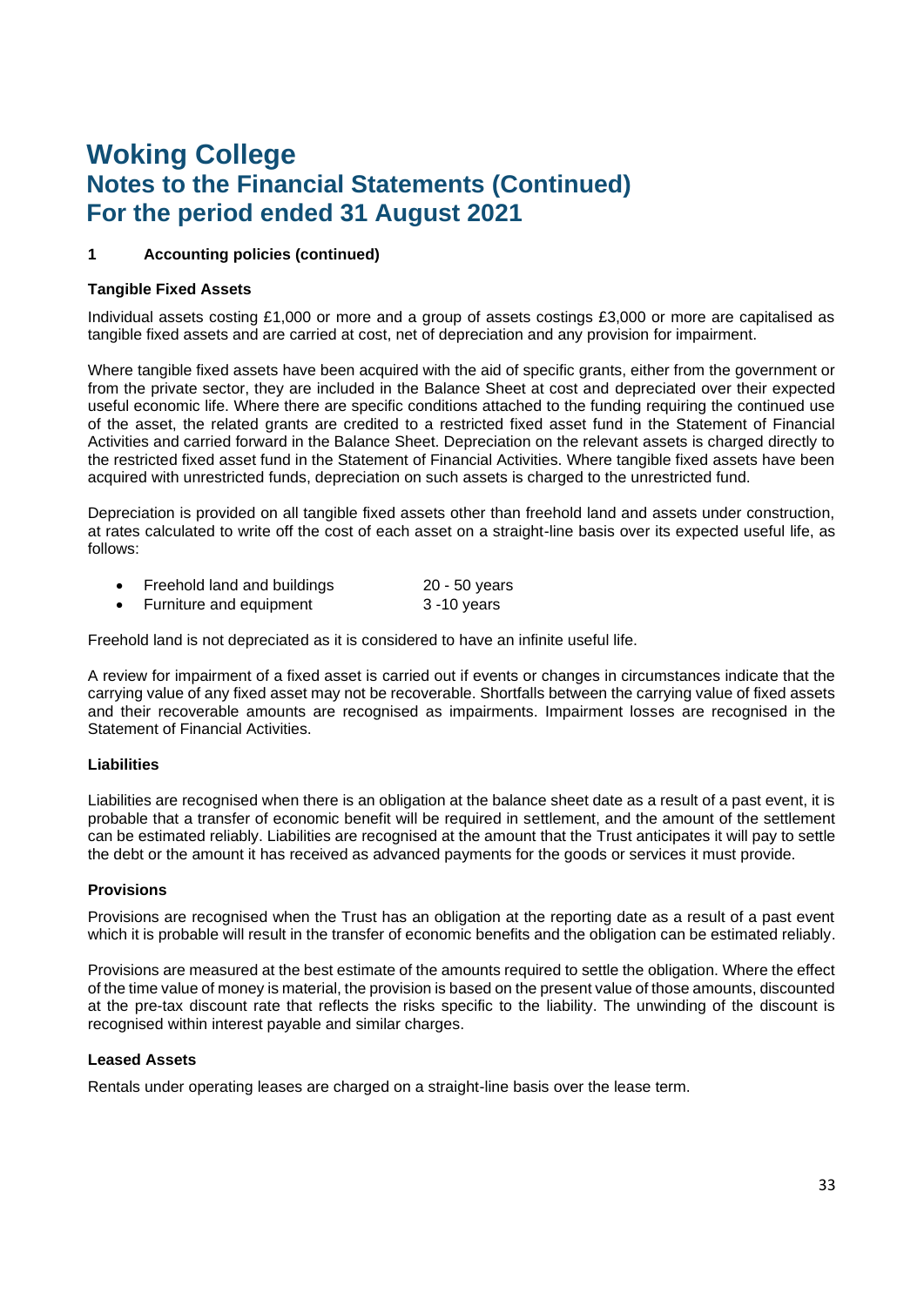# Woking College
## Notes to the Financial Statements (Continued)
## For the period ended 31 August 2021

### 1 Accounting policies (continued)

**Tangible Fixed Assets**

Individual assets costing £1,000 or more and a group of assets costings £3,000 or more are capitalised as tangible fixed assets and are carried at cost, net of depreciation and any provision for impairment.

Where tangible fixed assets have been acquired with the aid of specific grants, either from the government or from the private sector, they are included in the Balance Sheet at cost and depreciated over their expected useful economic life. Where there are specific conditions attached to the funding requiring the continued use of the asset, the related grants are credited to a restricted fixed asset fund in the Statement of Financial Activities and carried forward in the Balance Sheet. Depreciation on the relevant assets is charged directly to the restricted fixed asset fund in the Statement of Financial Activities. Where tangible fixed assets have been acquired with unrestricted funds, depreciation on such assets is charged to the unrestricted fund.

Depreciation is provided on all tangible fixed assets other than freehold land and assets under construction, at rates calculated to write off the cost of each asset on a straight-line basis over its expected useful life, as follows:

- Freehold land and buildings 20 - 50 years
- Furniture and equipment 3 -10 years

Freehold land is not depreciated as it is considered to have an infinite useful life.

A review for impairment of a fixed asset is carried out if events or changes in circumstances indicate that the carrying value of any fixed asset may not be recoverable. Shortfalls between the carrying value of fixed assets and their recoverable amounts are recognised as impairments. Impairment losses are recognised in the Statement of Financial Activities.

**Liabilities**

Liabilities are recognised when there is an obligation at the balance sheet date as a result of a past event, it is probable that a transfer of economic benefit will be required in settlement, and the amount of the settlement can be estimated reliably. Liabilities are recognised at the amount that the Trust anticipates it will pay to settle the debt or the amount it has received as advanced payments for the goods or services it must provide.

**Provisions**

Provisions are recognised when the Trust has an obligation at the reporting date as a result of a past event which it is probable will result in the transfer of economic benefits and the obligation can be estimated reliably.

Provisions are measured at the best estimate of the amounts required to settle the obligation. Where the effect of the time value of money is material, the provision is based on the present value of those amounts, discounted at the pre-tax discount rate that reflects the risks specific to the liability. The unwinding of the discount is recognised within interest payable and similar charges.

**Leased Assets**

Rentals under operating leases are charged on a straight-line basis over the lease term.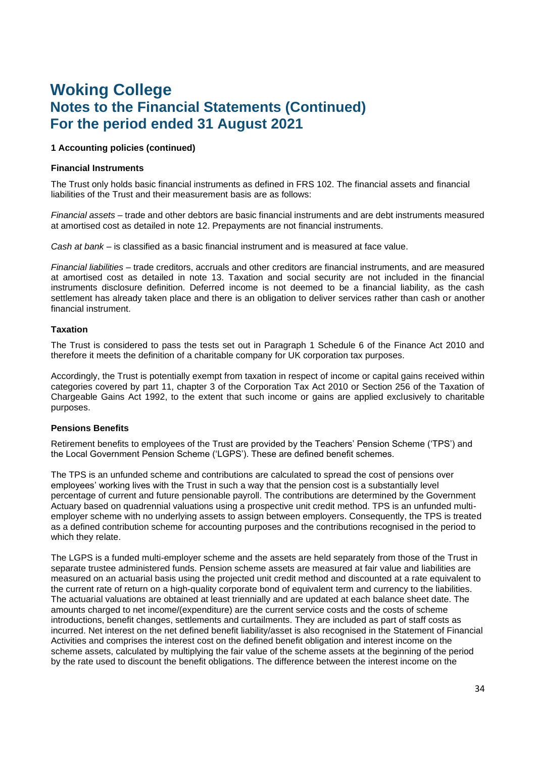# Woking College

## Notes to the Financial Statements (Continued)

## For the period ended 31 August 2021

### 1 Accounting policies (continued)

#### Financial Instruments

The Trust only holds basic financial instruments as defined in FRS 102. The financial assets and financial liabilities of the Trust and their measurement basis are as follows:

*Financial assets* – trade and other debtors are basic financial instruments and are debt instruments measured at amortised cost as detailed in note 12. Prepayments are not financial instruments.

*Cash at bank* – is classified as a basic financial instrument and is measured at face value.

*Financial liabilities* – trade creditors, accruals and other creditors are financial instruments, and are measured at amortised cost as detailed in note 13. Taxation and social security are not included in the financial instruments disclosure definition. Deferred income is not deemed to be a financial liability, as the cash settlement has already taken place and there is an obligation to deliver services rather than cash or another financial instrument.

#### Taxation

The Trust is considered to pass the tests set out in Paragraph 1 Schedule 6 of the Finance Act 2010 and therefore it meets the definition of a charitable company for UK corporation tax purposes.

Accordingly, the Trust is potentially exempt from taxation in respect of income or capital gains received within categories covered by part 11, chapter 3 of the Corporation Tax Act 2010 or Section 256 of the Taxation of Chargeable Gains Act 1992, to the extent that such income or gains are applied exclusively to charitable purposes.

#### Pensions Benefits

Retirement benefits to employees of the Trust are provided by the Teachers' Pension Scheme ('TPS') and the Local Government Pension Scheme ('LGPS'). These are defined benefit schemes.

The TPS is an unfunded scheme and contributions are calculated to spread the cost of pensions over employees' working lives with the Trust in such a way that the pension cost is a substantially level percentage of current and future pensionable payroll. The contributions are determined by the Government Actuary based on quadrennial valuations using a prospective unit credit method. TPS is an unfunded multi-employer scheme with no underlying assets to assign between employers. Consequently, the TPS is treated as a defined contribution scheme for accounting purposes and the contributions recognised in the period to which they relate.

The LGPS is a funded multi-employer scheme and the assets are held separately from those of the Trust in separate trustee administered funds. Pension scheme assets are measured at fair value and liabilities are measured on an actuarial basis using the projected unit credit method and discounted at a rate equivalent to the current rate of return on a high-quality corporate bond of equivalent term and currency to the liabilities. The actuarial valuations are obtained at least triennially and are updated at each balance sheet date. The amounts charged to net income/(expenditure) are the current service costs and the costs of scheme introductions, benefit changes, settlements and curtailments. They are included as part of staff costs as incurred. Net interest on the net defined benefit liability/asset is also recognised in the Statement of Financial Activities and comprises the interest cost on the defined benefit obligation and interest income on the scheme assets, calculated by multiplying the fair value of the scheme assets at the beginning of the period by the rate used to discount the benefit obligations. The difference between the interest income on the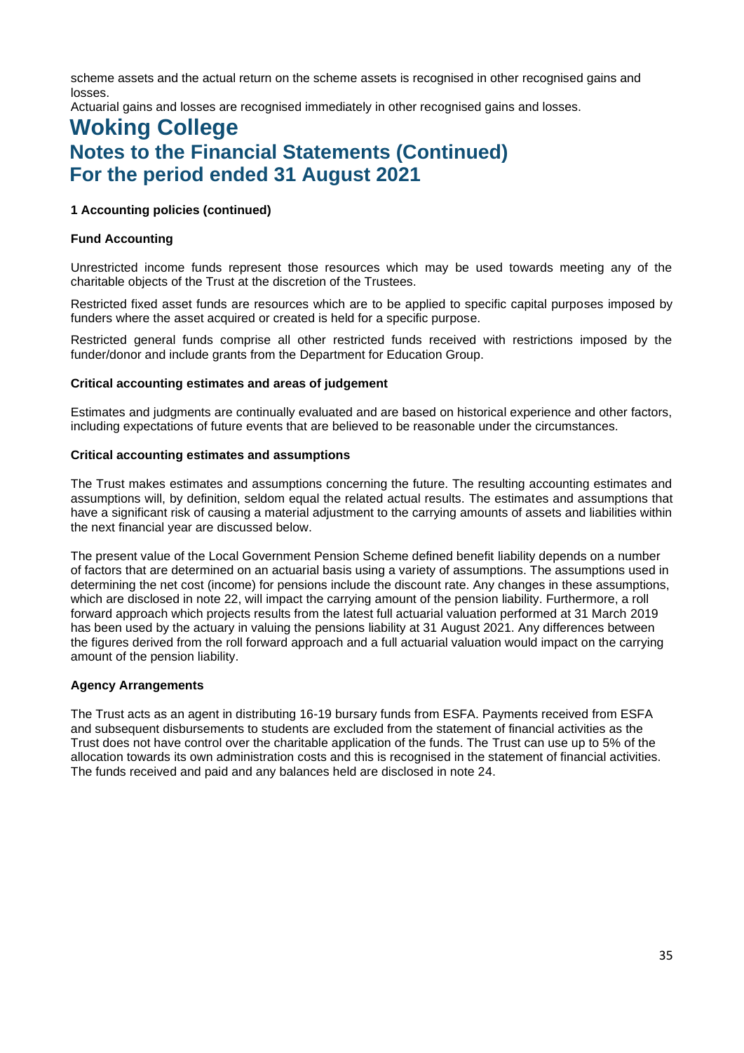scheme assets and the actual return on the scheme assets is recognised in other recognised gains and losses.

Actuarial gains and losses are recognised immediately in other recognised gains and losses.

# Woking College
## Notes to the Financial Statements (Continued)
## For the period ended 31 August 2021

**1 Accounting policies (continued)**

**Fund Accounting**

Unrestricted income funds represent those resources which may be used towards meeting any of the charitable objects of the Trust at the discretion of the Trustees.

Restricted fixed asset funds are resources which are to be applied to specific capital purposes imposed by funders where the asset acquired or created is held for a specific purpose.

Restricted general funds comprise all other restricted funds received with restrictions imposed by the funder/donor and include grants from the Department for Education Group.

**Critical accounting estimates and areas of judgement**

Estimates and judgments are continually evaluated and are based on historical experience and other factors, including expectations of future events that are believed to be reasonable under the circumstances.

**Critical accounting estimates and assumptions**

The Trust makes estimates and assumptions concerning the future. The resulting accounting estimates and assumptions will, by definition, seldom equal the related actual results. The estimates and assumptions that have a significant risk of causing a material adjustment to the carrying amounts of assets and liabilities within the next financial year are discussed below.

The present value of the Local Government Pension Scheme defined benefit liability depends on a number of factors that are determined on an actuarial basis using a variety of assumptions. The assumptions used in determining the net cost (income) for pensions include the discount rate. Any changes in these assumptions, which are disclosed in note 22, will impact the carrying amount of the pension liability. Furthermore, a roll forward approach which projects results from the latest full actuarial valuation performed at 31 March 2019 has been used by the actuary in valuing the pensions liability at 31 August 2021. Any differences between the figures derived from the roll forward approach and a full actuarial valuation would impact on the carrying amount of the pension liability.

**Agency Arrangements**

The Trust acts as an agent in distributing 16-19 bursary funds from ESFA. Payments received from ESFA and subsequent disbursements to students are excluded from the statement of financial activities as the Trust does not have control over the charitable application of the funds. The Trust can use up to 5% of the allocation towards its own administration costs and this is recognised in the statement of financial activities. The funds received and paid and any balances held are disclosed in note 24.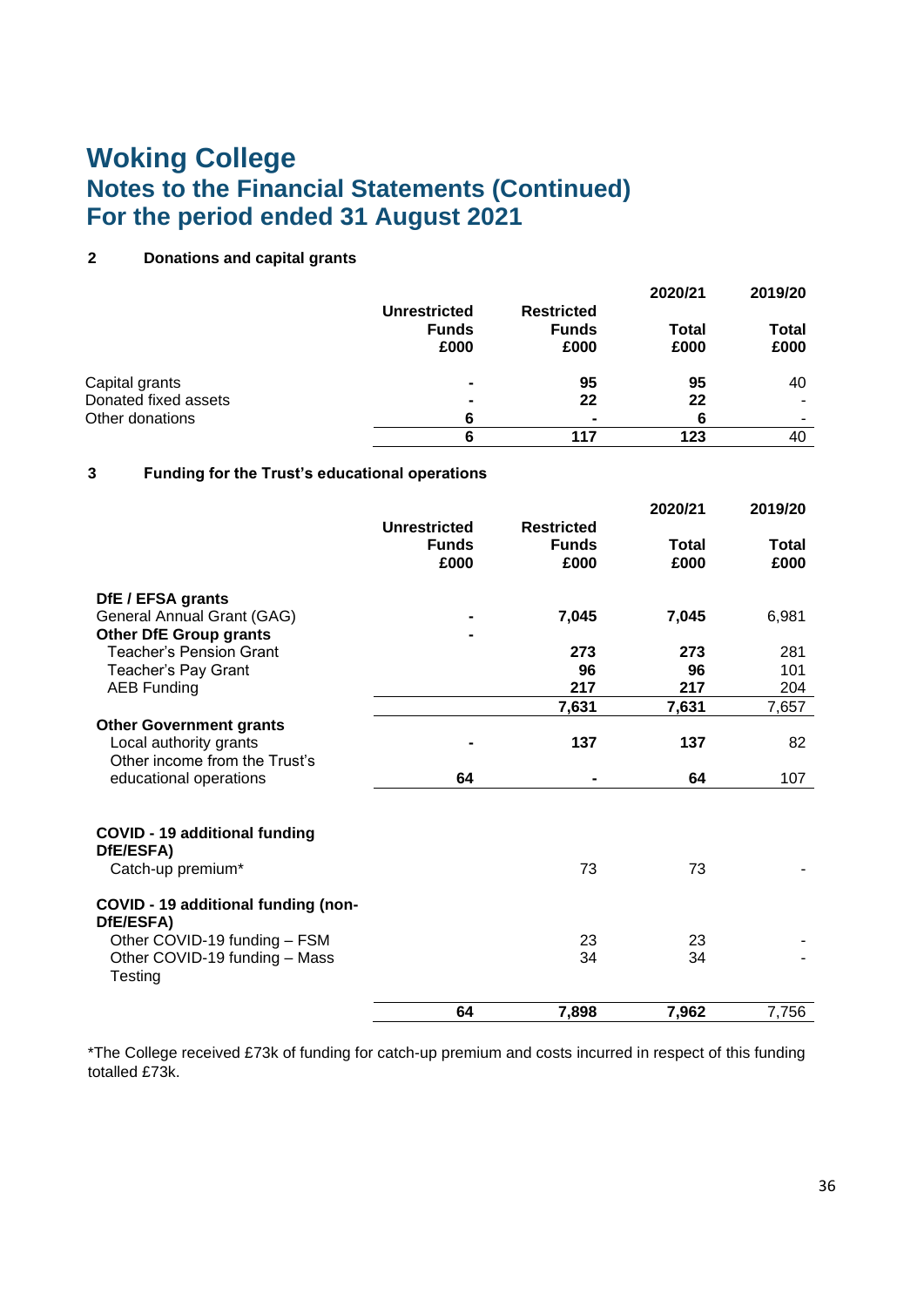# Woking College
## Notes to the Financial Statements (Continued)
## For the period ended 31 August 2021

### 2 Donations and capital grants

| | Unrestricted Funds £000 | Restricted Funds £000 | 2020/21 Total £000 | 2019/20 Total £000 |
|---|---|---|---|---|
| Capital grants | **-** | **95** | **95** | 40 |
| Donated fixed assets | **-** | **22** | **22** | - |
| Other donations | **6** | **-** | **6** | - |
| | **6** | **117** | **123** | 40 |

### 3 Funding for the Trust's educational operations

| | Unrestricted Funds £000 | Restricted Funds £000 | 2020/21 Total £000 | 2019/20 Total £000 |
|---|---|---|---|---|
| **DfE / EFSA grants** | | | | |
| General Annual Grant (GAG) | **-** | **7,045** | **7,045** | 6,981 |
| **Other DfE Group grants** | **-** | | | |
| Teacher's Pension Grant | | **273** | **273** | 281 |
| Teacher's Pay Grant | | **96** | **96** | 101 |
| AEB Funding | | **217** | **217** | 204 |
| | | **7,631** | **7,631** | 7,657 |
| **Other Government grants** | | | | |
| Local authority grants | **-** | **137** | **137** | 82 |
| Other income from the Trust's educational operations | **64** | **-** | **64** | 107 |
| **COVID - 19 additional funding DfE/ESFA)** | | | | |
| Catch-up premium* | | 73 | 73 | - |
| **COVID - 19 additional funding (non-DfE/ESFA)** | | | | |
| Other COVID-19 funding – FSM | | 23 | 23 | - |
| Other COVID-19 funding – Mass Testing | | 34 | 34 | - |
| | **64** | **7,898** | **7,962** | 7,756 |

*The College received £73k of funding for catch-up premium and costs incurred in respect of this funding totalled £73k.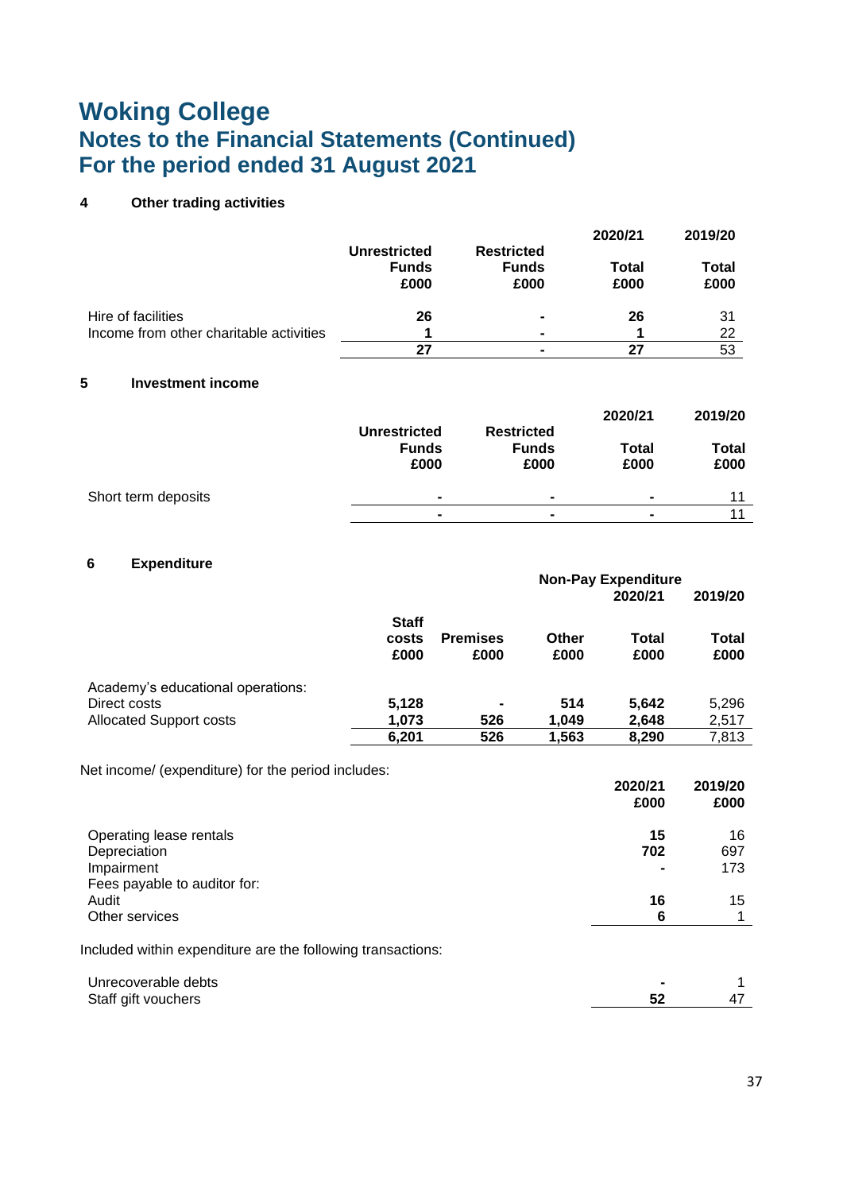# Woking College

## Notes to the Financial Statements (Continued)

## For the period ended 31 August 2021

### 4 Other trading activities

| | Unrestricted Funds £000 | Restricted Funds £000 | 2020/21 Total £000 | 2019/20 Total £000 |
|---|---|---|---|---|
| Hire of facilities | **26** | **-** | **26** | 31 |
| Income from other charitable activities | **1** | **-** | **1** | 22 |
| | **27** | **-** | **27** | 53 |

### 5 Investment income

| | Unrestricted Funds £000 | Restricted Funds £000 | 2020/21 Total £000 | 2019/20 Total £000 |
|---|---|---|---|---|
| Short term deposits | **-** | **-** | **-** | 11 |
| | **-** | **-** | **-** | 11 |

### 6 Expenditure

| | Staff costs £000 | Non-Pay Expenditure Premises £000 | Other £000 | 2020/21 Total £000 | 2019/20 Total £000 |
|---|---|---|---|---|---|
| Academy's educational operations: | | | | | |
| Direct costs | **5,128** | **-** | **514** | **5,642** | 5,296 |
| Allocated Support costs | **1,073** | **526** | **1,049** | **2,648** | 2,517 |
| | **6,201** | **526** | **1,563** | **8,290** | 7,813 |

Net income/ (expenditure) for the period includes:

| | 2020/21 £000 | 2019/20 £000 |
|---|---|---|
| Operating lease rentals | **15** | 16 |
| Depreciation | **702** | 697 |
| Impairment | **-** | 173 |
| Fees payable to auditor for: | | |
| Audit | **16** | 15 |
| Other services | **6** | 1 |

Included within expenditure are the following transactions:

| | 2020/21 £000 | 2019/20 £000 |
|---|---|---|
| Unrecoverable debts | **-** | 1 |
| Staff gift vouchers | **52** | 47 |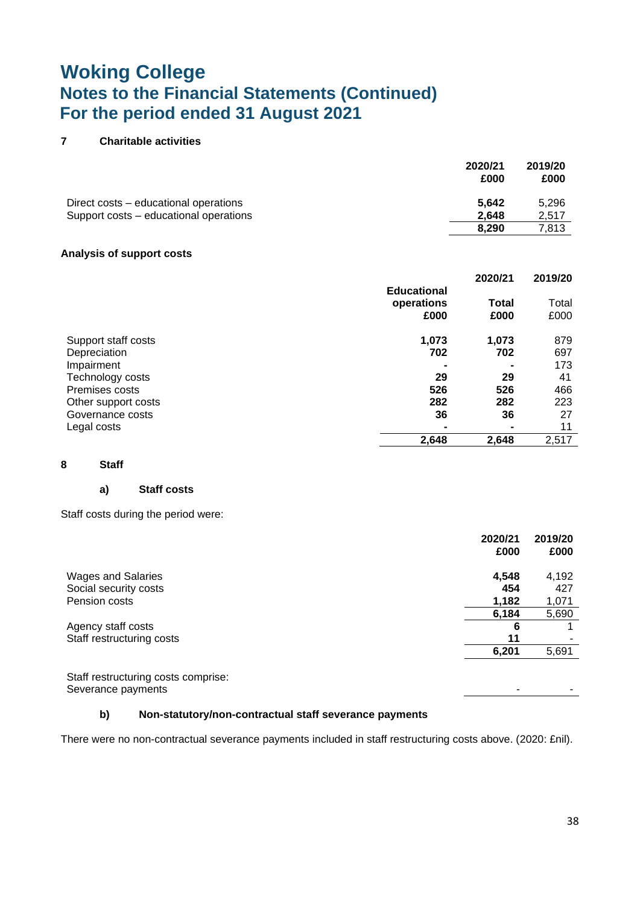# Woking College
## Notes to the Financial Statements (Continued)
## For the period ended 31 August 2021

**7 Charitable activities**

| | 2020/21 £000 | 2019/20 £000 |
|---|---|---|
| Direct costs – educational operations | **5,642** | 5,296 |
| Support costs – educational operations | **2,648** | 2,517 |
| | **8,290** | 7,813 |

**Analysis of support costs**

| | | 2020/21 | 2019/20 |
|---|---|---|---|
| | **Educational operations £000** | **Total £000** | Total £000 |
| Support staff costs | **1,073** | **1,073** | 879 |
| Depreciation | **702** | **702** | 697 |
| Impairment | **-** | **-** | 173 |
| Technology costs | **29** | **29** | 41 |
| Premises costs | **526** | **526** | 466 |
| Other support costs | **282** | **282** | 223 |
| Governance costs | **36** | **36** | 27 |
| Legal costs | **-** | **-** | 11 |
| | **2,648** | **2,648** | 2,517 |

**8 Staff**

**a) Staff costs**

Staff costs during the period were:

| | 2020/21 £000 | 2019/20 £000 |
|---|---|---|
| Wages and Salaries | **4,548** | 4,192 |
| Social security costs | **454** | 427 |
| Pension costs | **1,182** | 1,071 |
| | **6,184** | 5,690 |
| Agency staff costs | **6** | 1 |
| Staff restructuring costs | **11** | - |
| | **6,201** | 5,691 |
| | | |
| Staff restructuring costs comprise: | | |
| Severance payments | - | - |

**b) Non-statutory/non-contractual staff severance payments**

There were no non-contractual severance payments included in staff restructuring costs above. (2020: £nil).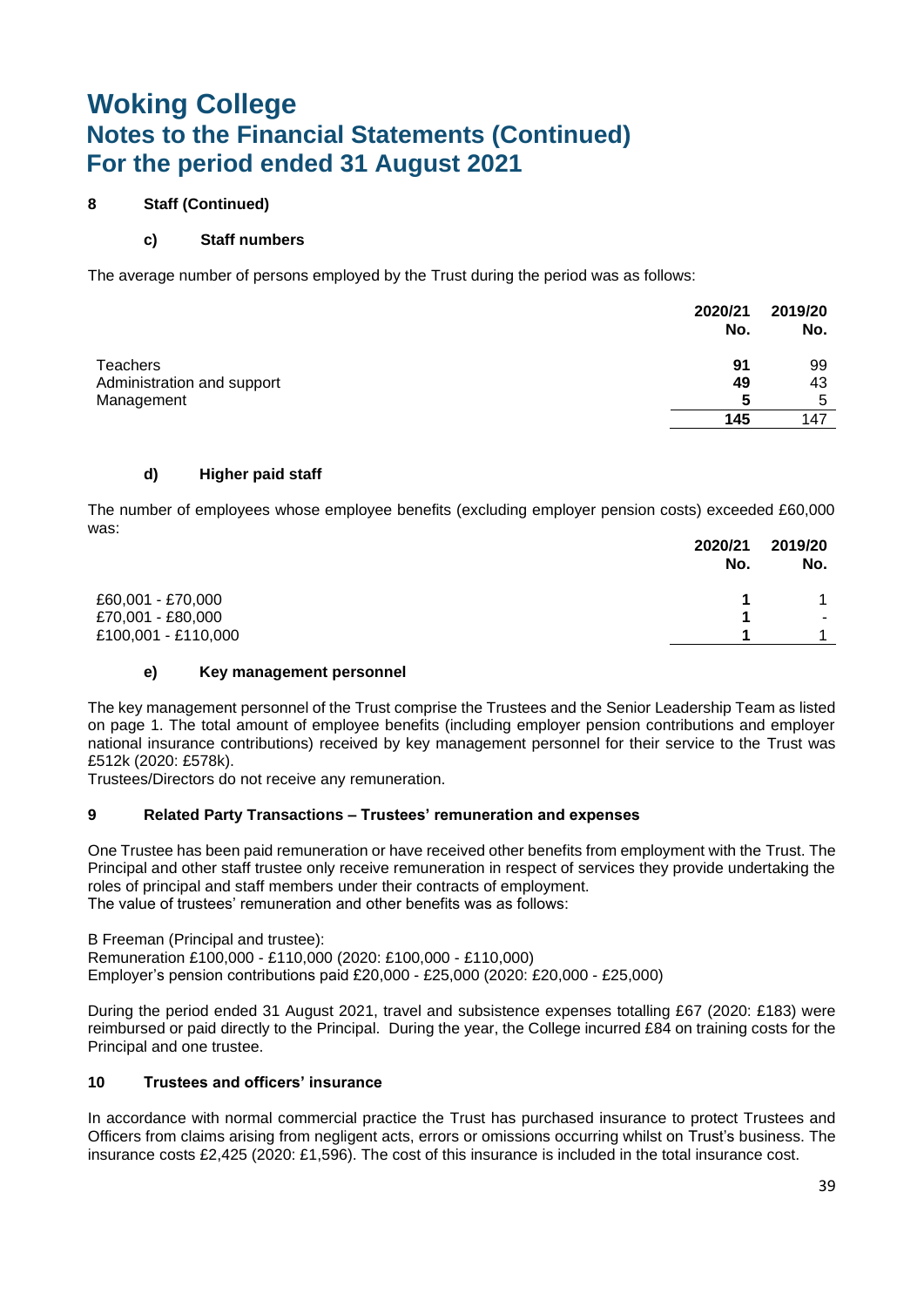# Woking College

## Notes to the Financial Statements (Continued)

## For the period ended 31 August 2021

### 8 Staff (Continued)

#### c) Staff numbers

The average number of persons employed by the Trust during the period was as follows:

| | 2020/21 No. | 2019/20 No. |
|---|---|---|
| Teachers | **91** | 99 |
| Administration and support | **49** | 43 |
| Management | **5** | 5 |
| | **145** | 147 |

#### d) Higher paid staff

The number of employees whose employee benefits (excluding employer pension costs) exceeded £60,000 was:

| | 2020/21 No. | 2019/20 No. |
|---|---|---|
| £60,001 - £70,000 | **1** | 1 |
| £70,001 - £80,000 | **1** | - |
| £100,001 - £110,000 | **1** | 1 |

#### e) Key management personnel

The key management personnel of the Trust comprise the Trustees and the Senior Leadership Team as listed on page 1. The total amount of employee benefits (including employer pension contributions and employer national insurance contributions) received by key management personnel for their service to the Trust was £512k (2020: £578k).

Trustees/Directors do not receive any remuneration.

### 9 Related Party Transactions – Trustees' remuneration and expenses

One Trustee has been paid remuneration or have received other benefits from employment with the Trust. The Principal and other staff trustee only receive remuneration in respect of services they provide undertaking the roles of principal and staff members under their contracts of employment.
The value of trustees' remuneration and other benefits was as follows:

B Freeman (Principal and trustee):
Remuneration £100,000 - £110,000 (2020: £100,000 - £110,000)
Employer's pension contributions paid £20,000 - £25,000 (2020: £20,000 - £25,000)

During the period ended 31 August 2021, travel and subsistence expenses totalling £67 (2020: £183) were reimbursed or paid directly to the Principal. During the year, the College incurred £84 on training costs for the Principal and one trustee.

### 10 Trustees and officers' insurance

In accordance with normal commercial practice the Trust has purchased insurance to protect Trustees and Officers from claims arising from negligent acts, errors or omissions occurring whilst on Trust's business. The insurance costs £2,425 (2020: £1,596). The cost of this insurance is included in the total insurance cost.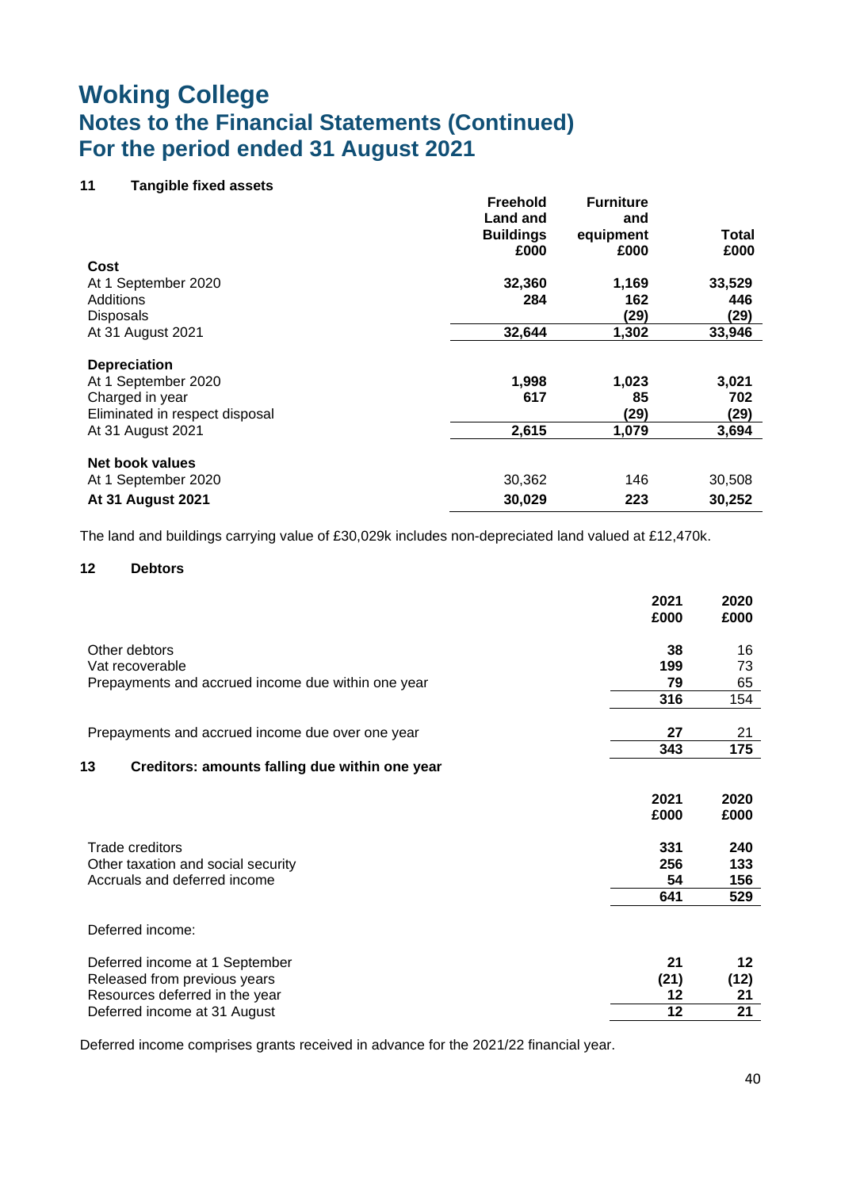# Woking College
## Notes to the Financial Statements (Continued)
## For the period ended 31 August 2021

### 11 Tangible fixed assets

| | Freehold Land and Buildings £000 | Furniture and equipment £000 | Total £000 |
|---|---|---|---|
| **Cost** | | | |
| At 1 September 2020 | **32,360** | **1,169** | **33,529** |
| Additions | **284** | **162** | **446** |
| Disposals | | **(29)** | **(29)** |
| At 31 August 2021 | **32,644** | **1,302** | **33,946** |
| | | | |
| **Depreciation** | | | |
| At 1 September 2020 | **1,998** | **1,023** | **3,021** |
| Charged in year | **617** | **85** | **702** |
| Eliminated in respect disposal | | **(29)** | **(29)** |
| At 31 August 2021 | **2,615** | **1,079** | **3,694** |
| | | | |
| **Net book values** | | | |
| At 1 September 2020 | 30,362 | 146 | 30,508 |
| **At 31 August 2021** | **30,029** | **223** | **30,252** |

The land and buildings carrying value of £30,029k includes non-depreciated land valued at £12,470k.

### 12 Debtors

| | 2021 £000 | 2020 £000 |
|---|---|---|
| Other debtors | **38** | 16 |
| Vat recoverable | **199** | 73 |
| Prepayments and accrued income due within one year | **79** | 65 |
| | **316** | 154 |
| | | |
| Prepayments and accrued income due over one year | **27** | 21 |
| | **343** | **175** |

### 13 Creditors: amounts falling due within one year

| | 2021 £000 | 2020 £000 |
|---|---|---|
| Trade creditors | **331** | **240** |
| Other taxation and social security | **256** | **133** |
| Accruals and deferred income | **54** | **156** |
| | **641** | **529** |
| | | |
| Deferred income: | | |
| | | |
| Deferred income at 1 September | **21** | **12** |
| Released from previous years | **(21)** | **(12)** |
| Resources deferred in the year | **12** | **21** |
| Deferred income at 31 August | **12** | **21** |

Deferred income comprises grants received in advance for the 2021/22 financial year.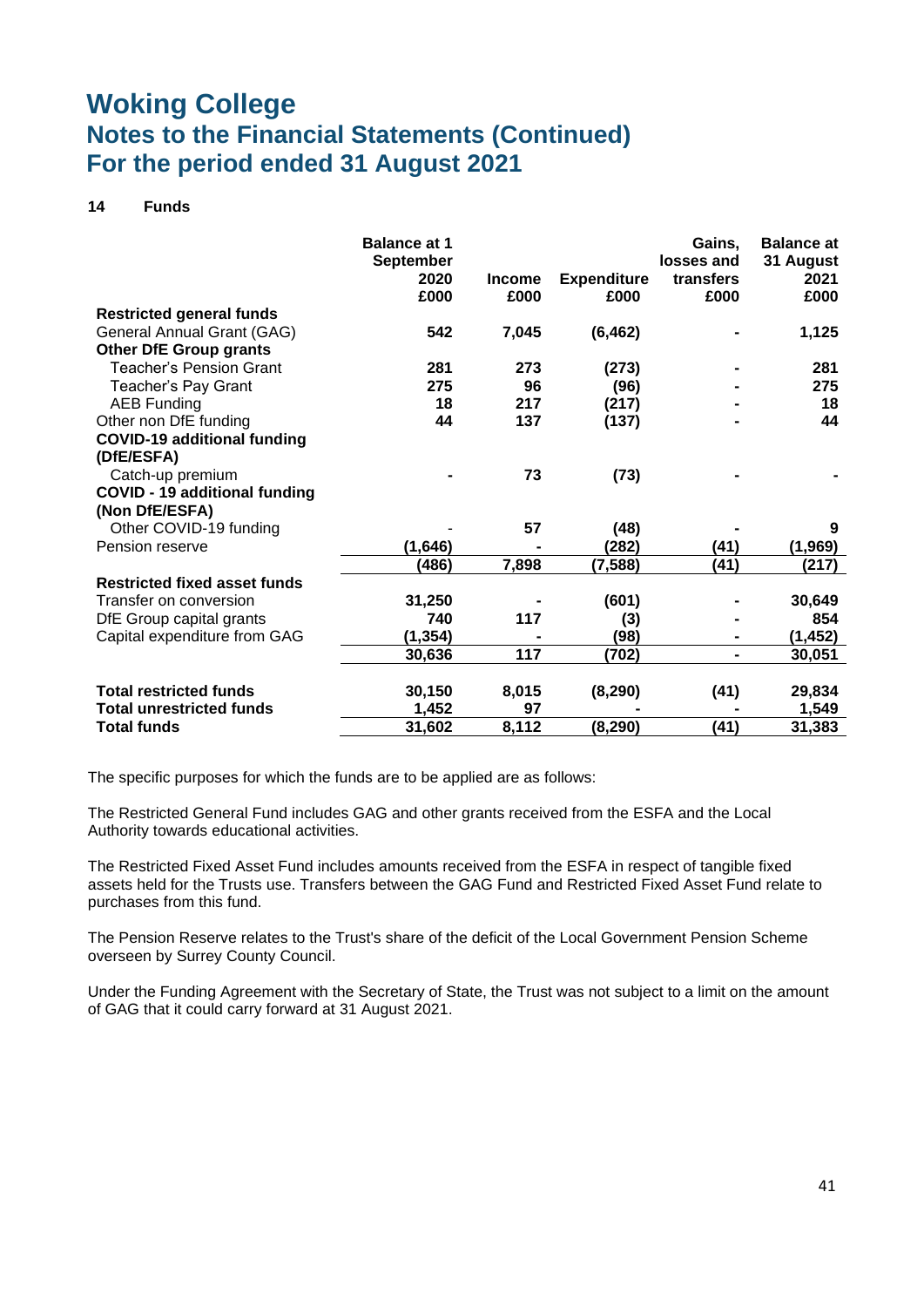# Woking College
## Notes to the Financial Statements (Continued)
## For the period ended 31 August 2021

### 14 Funds

| | Balance at 1 September 2020 £000 | Income £000 | Expenditure £000 | Gains, losses and transfers £000 | Balance at 31 August 2021 £000 |
|---|---|---|---|---|---|
| **Restricted general funds** | | | | | |
| General Annual Grant (GAG) | 542 | 7,045 | (6,462) | - | 1,125 |
| **Other DfE Group grants** | | | | | |
| Teacher's Pension Grant | 281 | 273 | (273) | - | 281 |
| Teacher's Pay Grant | 275 | 96 | (96) | - | 275 |
| AEB Funding | 18 | 217 | (217) | - | 18 |
| Other non DfE funding | 44 | 137 | (137) | - | 44 |
| **COVID-19 additional funding (DfE/ESFA)** | | | | | |
| Catch-up premium | - | 73 | (73) | - | - |
| **COVID - 19 additional funding (Non DfE/ESFA)** | | | | | |
| Other COVID-19 funding | - | 57 | (48) | - | 9 |
| Pension reserve | (1,646) | - | (282) | (41) | (1,969) |
| | (486) | 7,898 | (7,588) | (41) | (217) |
| **Restricted fixed asset funds** | | | | | |
| Transfer on conversion | 31,250 | - | (601) | - | 30,649 |
| DfE Group capital grants | 740 | 117 | (3) | - | 854 |
| Capital expenditure from GAG | (1,354) | - | (98) | - | (1,452) |
| | 30,636 | 117 | (702) | - | 30,051 |
| | | | | | |
| **Total restricted funds** | 30,150 | 8,015 | (8,290) | (41) | 29,834 |
| **Total unrestricted funds** | 1,452 | 97 | - | - | 1,549 |
| **Total funds** | 31,602 | 8,112 | (8,290) | (41) | 31,383 |

The specific purposes for which the funds are to be applied are as follows:

The Restricted General Fund includes GAG and other grants received from the ESFA and the Local Authority towards educational activities.

The Restricted Fixed Asset Fund includes amounts received from the ESFA in respect of tangible fixed assets held for the Trusts use. Transfers between the GAG Fund and Restricted Fixed Asset Fund relate to purchases from this fund.

The Pension Reserve relates to the Trust's share of the deficit of the Local Government Pension Scheme overseen by Surrey County Council.

Under the Funding Agreement with the Secretary of State, the Trust was not subject to a limit on the amount of GAG that it could carry forward at 31 August 2021.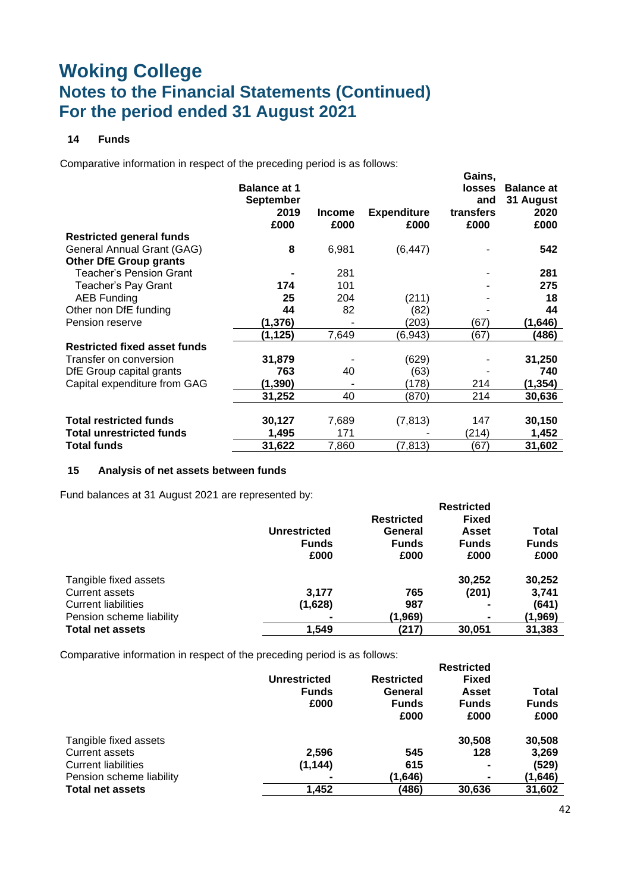# Woking College
## Notes to the Financial Statements (Continued)
## For the period ended 31 August 2021

### 14 Funds

Comparative information in respect of the preceding period is as follows:

| | Balance at 1 September 2019 £000 | Income £000 | Expenditure £000 | Gains, losses and transfers £000 | Balance at 31 August 2020 £000 |
|---|---|---|---|---|---|
| **Restricted general funds** | | | | | |
| General Annual Grant (GAG) | **8** | 6,981 | (6,447) | - | **542** |
| **Other DfE Group grants** | | | | | |
| Teacher's Pension Grant | **-** | 281 | | - | **281** |
| Teacher's Pay Grant | **174** | 101 | | - | **275** |
| AEB Funding | **25** | 204 | (211) | - | **18** |
| Other non DfE funding | **44** | 82 | (82) | - | **44** |
| Pension reserve | **(1,376)** | - | (203) | (67) | **(1,646)** |
| | **(1,125)** | 7,649 | (6,943) | (67) | **(486)** |
| **Restricted fixed asset funds** | | | | | |
| Transfer on conversion | **31,879** | - | (629) | - | **31,250** |
| DfE Group capital grants | **763** | 40 | (63) | - | **740** |
| Capital expenditure from GAG | **(1,390)** | - | (178) | 214 | **(1,354)** |
| | **31,252** | 40 | (870) | 214 | **30,636** |
| | | | | | |
| **Total restricted funds** | **30,127** | 7,689 | (7,813) | 147 | **30,150** |
| **Total unrestricted funds** | **1,495** | 171 | - | (214) | **1,452** |
| **Total funds** | **31,622** | 7,860 | (7,813) | (67) | **31,602** |

### 15 Analysis of net assets between funds

Fund balances at 31 August 2021 are represented by:

| | Unrestricted Funds £000 | Restricted General Funds £000 | Restricted Fixed Asset Funds £000 | Total Funds £000 |
|---|---|---|---|---|
| Tangible fixed assets | | | **30,252** | **30,252** |
| Current assets | **3,177** | **765** | **(201)** | **3,741** |
| Current liabilities | **(1,628)** | **987** | **-** | **(641)** |
| Pension scheme liability | **-** | **(1,969)** | **-** | **(1,969)** |
| **Total net assets** | **1,549** | **(217)** | **30,051** | **31,383** |

Comparative information in respect of the preceding period is as follows:

| | Unrestricted Funds £000 | Restricted General Funds £000 | Restricted Fixed Asset Funds £000 | Total Funds £000 |
|---|---|---|---|---|
| Tangible fixed assets | | | **30,508** | **30,508** |
| Current assets | **2,596** | **545** | **128** | **3,269** |
| Current liabilities | **(1,144)** | **615** | **-** | **(529)** |
| Pension scheme liability | **-** | **(1,646)** | **-** | **(1,646)** |
| **Total net assets** | **1,452** | **(486)** | **30,636** | **31,602** |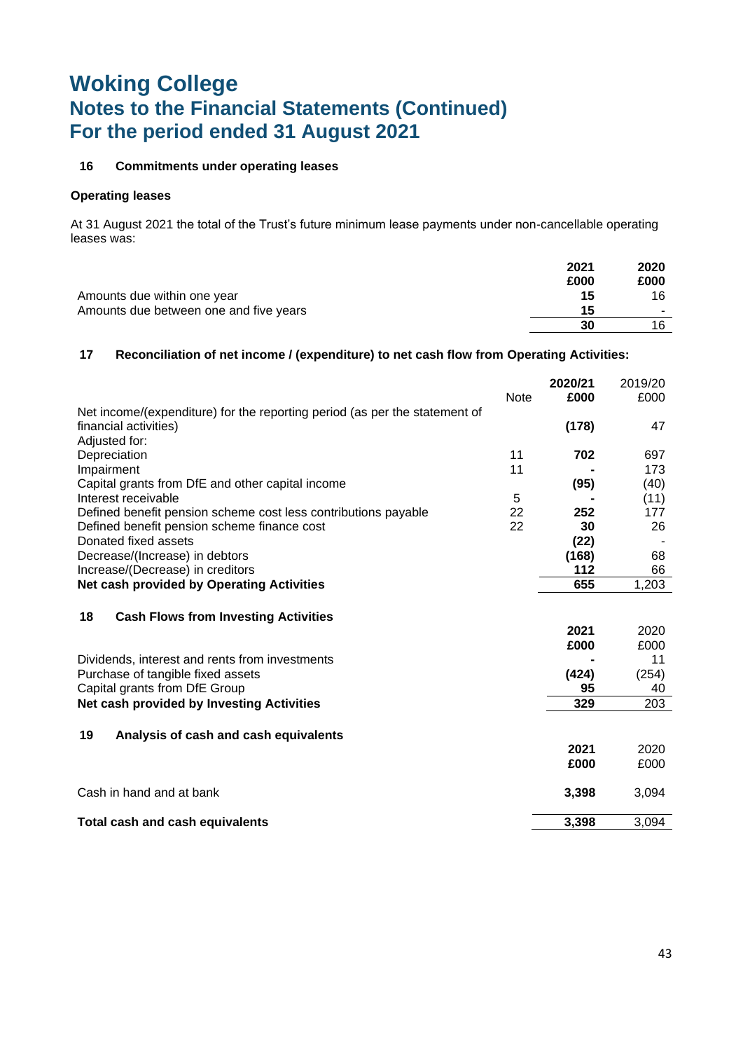# Woking College
## Notes to the Financial Statements (Continued)
## For the period ended 31 August 2021

### 16 Commitments under operating leases

**Operating leases**

At 31 August 2021 the total of the Trust's future minimum lease payments under non-cancellable operating leases was:

| | 2021 £000 | 2020 £000 |
|---|---|---|
| Amounts due within one year | **15** | 16 |
| Amounts due between one and five years | **15** | - |
| | **30** | 16 |

### 17 Reconciliation of net income / (expenditure) to net cash flow from Operating Activities:

| | Note | 2020/21 £000 | 2019/20 £000 |
|---|---|---|---|
| Net income/(expenditure) for the reporting period (as per the statement of financial activities) | | **(178)** | 47 |
| Adjusted for: | | | |
| Depreciation | 11 | **702** | 697 |
| Impairment | 11 | **-** | 173 |
| Capital grants from DfE and other capital income | | **(95)** | (40) |
| Interest receivable | 5 | **-** | (11) |
| Defined benefit pension scheme cost less contributions payable | 22 | **252** | 177 |
| Defined benefit pension scheme finance cost | 22 | **30** | 26 |
| Donated fixed assets | | **(22)** | - |
| Decrease/(Increase) in debtors | | **(168)** | 68 |
| Increase/(Decrease) in creditors | | **112** | 66 |
| **Net cash provided by Operating Activities** | | **655** | 1,203 |

### 18 Cash Flows from Investing Activities

| | 2021 £000 | 2020 £000 |
|---|---|---|
| Dividends, interest and rents from investments | **-** | 11 |
| Purchase of tangible fixed assets | **(424)** | (254) |
| Capital grants from DfE Group | **95** | 40 |
| **Net cash provided by Investing Activities** | **329** | 203 |

### 19 Analysis of cash and cash equivalents

| | 2021 £000 | 2020 £000 |
|---|---|---|
| Cash in hand and at bank | **3,398** | 3,094 |
| **Total cash and cash equivalents** | **3,398** | 3,094 |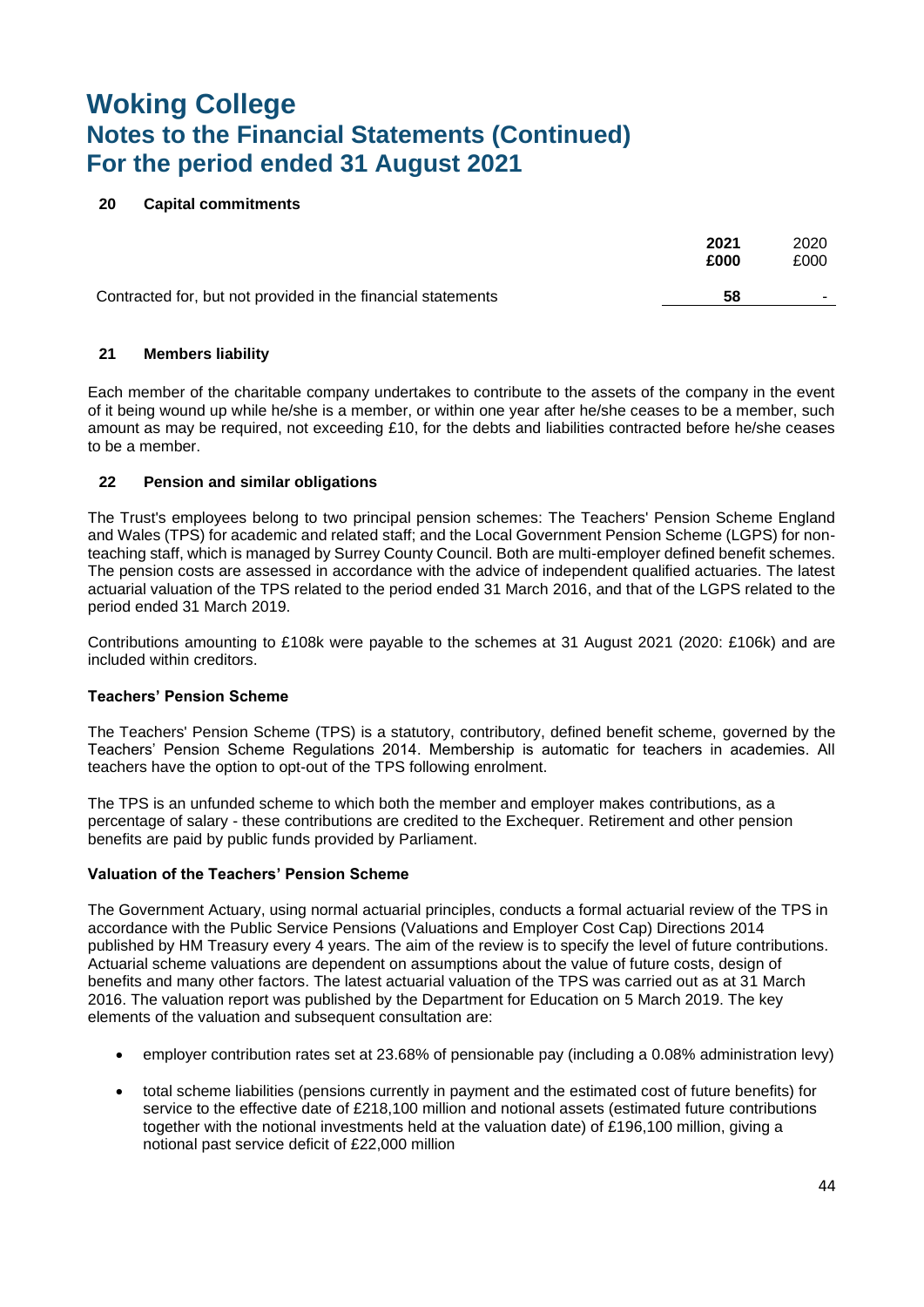# Woking College
## Notes to the Financial Statements (Continued)
## For the period ended 31 August 2021

### 20 Capital commitments

| | 2021 £000 | 2020 £000 |
|---|---|---|
| Contracted for, but not provided in the financial statements | **58** | - |

### 21 Members liability

Each member of the charitable company undertakes to contribute to the assets of the company in the event of it being wound up while he/she is a member, or within one year after he/she ceases to be a member, such amount as may be required, not exceeding £10, for the debts and liabilities contracted before he/she ceases to be a member.

### 22 Pension and similar obligations

The Trust's employees belong to two principal pension schemes: The Teachers' Pension Scheme England and Wales (TPS) for academic and related staff; and the Local Government Pension Scheme (LGPS) for non-teaching staff, which is managed by Surrey County Council. Both are multi-employer defined benefit schemes. The pension costs are assessed in accordance with the advice of independent qualified actuaries. The latest actuarial valuation of the TPS related to the period ended 31 March 2016, and that of the LGPS related to the period ended 31 March 2019.

Contributions amounting to £108k were payable to the schemes at 31 August 2021 (2020: £106k) and are included within creditors.

**Teachers' Pension Scheme**

The Teachers' Pension Scheme (TPS) is a statutory, contributory, defined benefit scheme, governed by the Teachers' Pension Scheme Regulations 2014. Membership is automatic for teachers in academies. All teachers have the option to opt-out of the TPS following enrolment.

The TPS is an unfunded scheme to which both the member and employer makes contributions, as a percentage of salary - these contributions are credited to the Exchequer. Retirement and other pension benefits are paid by public funds provided by Parliament.

**Valuation of the Teachers' Pension Scheme**

The Government Actuary, using normal actuarial principles, conducts a formal actuarial review of the TPS in accordance with the Public Service Pensions (Valuations and Employer Cost Cap) Directions 2014 published by HM Treasury every 4 years. The aim of the review is to specify the level of future contributions. Actuarial scheme valuations are dependent on assumptions about the value of future costs, design of benefits and many other factors. The latest actuarial valuation of the TPS was carried out as at 31 March 2016. The valuation report was published by the Department for Education on 5 March 2019. The key elements of the valuation and subsequent consultation are:

- employer contribution rates set at 23.68% of pensionable pay (including a 0.08% administration levy)
- total scheme liabilities (pensions currently in payment and the estimated cost of future benefits) for service to the effective date of £218,100 million and notional assets (estimated future contributions together with the notional investments held at the valuation date) of £196,100 million, giving a notional past service deficit of £22,000 million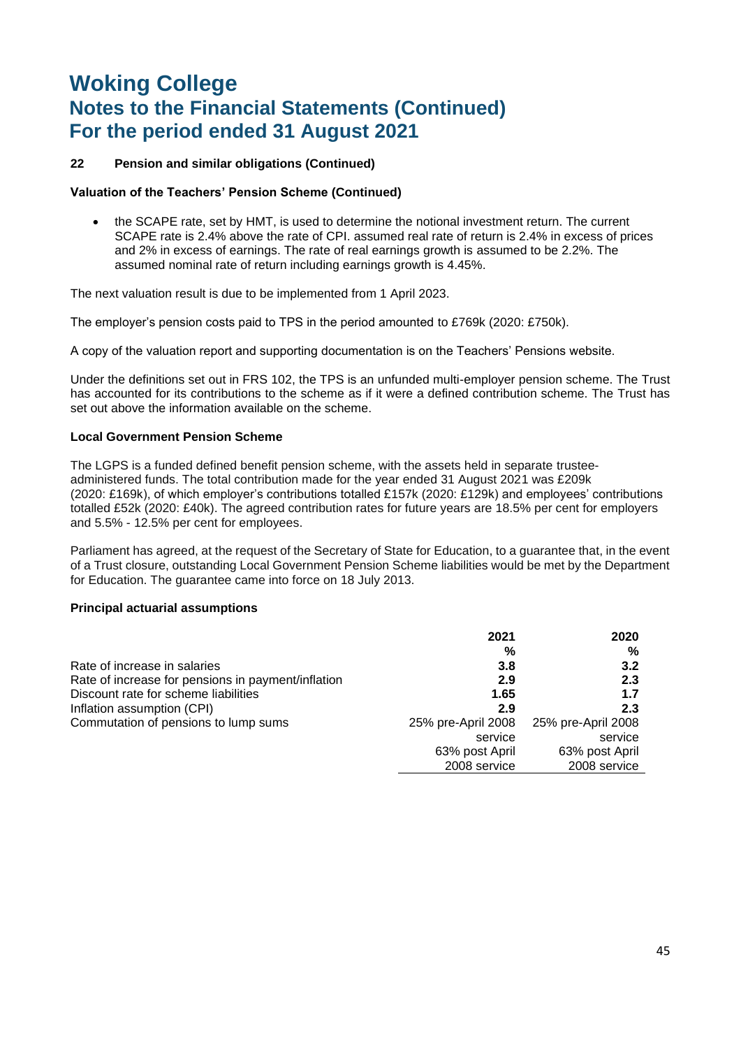# Woking College
## Notes to the Financial Statements (Continued)
## For the period ended 31 August 2021

**22 Pension and similar obligations (Continued)**

**Valuation of the Teachers' Pension Scheme (Continued)**

- the SCAPE rate, set by HMT, is used to determine the notional investment return. The current SCAPE rate is 2.4% above the rate of CPI. assumed real rate of return is 2.4% in excess of prices and 2% in excess of earnings. The rate of real earnings growth is assumed to be 2.2%. The assumed nominal rate of return including earnings growth is 4.45%.

The next valuation result is due to be implemented from 1 April 2023.

The employer's pension costs paid to TPS in the period amounted to £769k (2020: £750k).

A copy of the valuation report and supporting documentation is on the Teachers' Pensions website.

Under the definitions set out in FRS 102, the TPS is an unfunded multi-employer pension scheme. The Trust has accounted for its contributions to the scheme as if it were a defined contribution scheme. The Trust has set out above the information available on the scheme.

**Local Government Pension Scheme**

The LGPS is a funded defined benefit pension scheme, with the assets held in separate trustee-administered funds. The total contribution made for the year ended 31 August 2021 was £209k (2020: £169k), of which employer's contributions totalled £157k (2020: £129k) and employees' contributions totalled £52k (2020: £40k). The agreed contribution rates for future years are 18.5% per cent for employers and 5.5% - 12.5% per cent for employees.

Parliament has agreed, at the request of the Secretary of State for Education, to a guarantee that, in the event of a Trust closure, outstanding Local Government Pension Scheme liabilities would be met by the Department for Education. The guarantee came into force on 18 July 2013.

**Principal actuarial assumptions**

| | 2021 | 2020 |
|---|---|---|
| | % | % |
| Rate of increase in salaries | **3.8** | **3.2** |
| Rate of increase for pensions in payment/inflation | **2.9** | **2.3** |
| Discount rate for scheme liabilities | **1.65** | **1.7** |
| Inflation assumption (CPI) | **2.9** | **2.3** |
| Commutation of pensions to lump sums | 25% pre-April 2008 service 63% post April 2008 service | 25% pre-April 2008 service 63% post April 2008 service |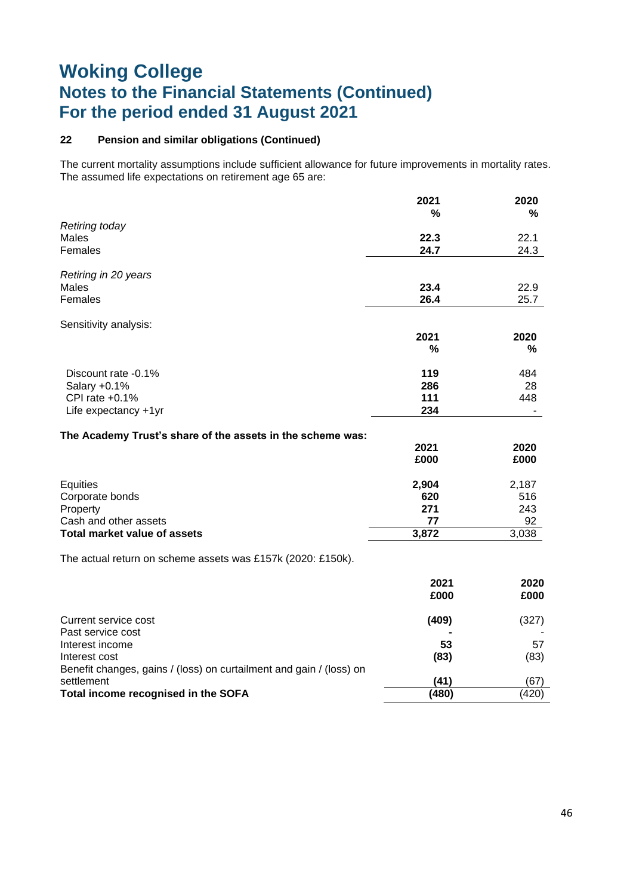# Woking College
## Notes to the Financial Statements (Continued)
## For the period ended 31 August 2021

### 22 Pension and similar obligations (Continued)

The current mortality assumptions include sufficient allowance for future improvements in mortality rates. The assumed life expectations on retirement age 65 are:

| | 2021 % | 2020 % |
|---|---|---|
| *Retiring today* | | |
| Males | **22.3** | 22.1 |
| Females | **24.7** | 24.3 |
| *Retiring in 20 years* | | |
| Males | **23.4** | 22.9 |
| Females | **26.4** | 25.7 |

Sensitivity analysis:

| | 2021 % | 2020 % |
|---|---|---|
| Discount rate -0.1% | **119** | 484 |
| Salary +0.1% | **286** | 28 |
| CPI rate +0.1% | **111** | 448 |
| Life expectancy +1yr | **234** | - |

**The Academy Trust's share of the assets in the scheme was:**

| | 2021 £000 | 2020 £000 |
|---|---|---|
| Equities | **2,904** | 2,187 |
| Corporate bonds | **620** | 516 |
| Property | **271** | 243 |
| Cash and other assets | **77** | 92 |
| **Total market value of assets** | **3,872** | 3,038 |

The actual return on scheme assets was £157k (2020: £150k).

| | 2021 £000 | 2020 £000 |
|---|---|---|
| Current service cost | **(409)** | (327) |
| Past service cost | **-** | - |
| Interest income | **53** | 57 |
| Interest cost | **(83)** | (83) |
| Benefit changes, gains / (loss) on curtailment and gain / (loss) on settlement | **(41)** | (67) |
| **Total income recognised in the SOFA** | **(480)** | (420) |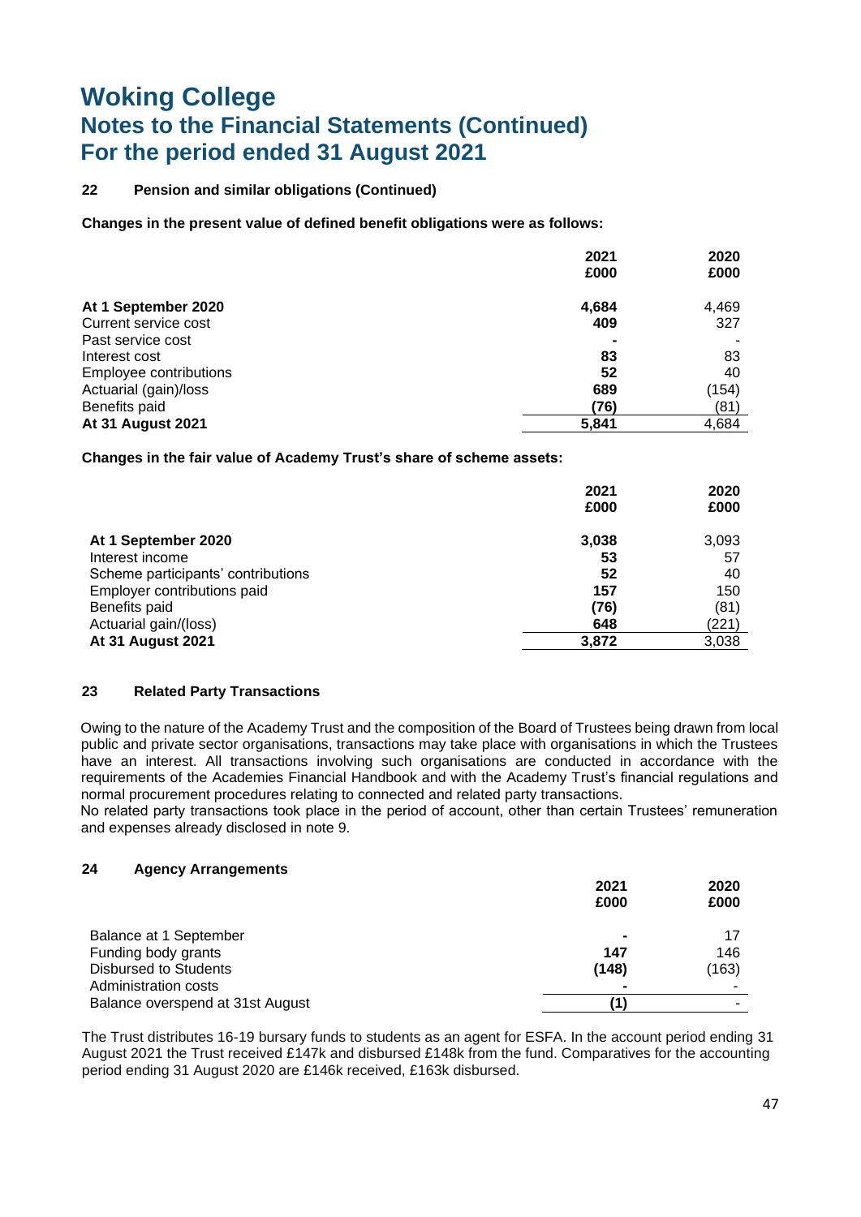# Woking College
## Notes to the Financial Statements (Continued)
## For the period ended 31 August 2021

### 22 Pension and similar obligations (Continued)

**Changes in the present value of defined benefit obligations were as follows:**

| | 2021 £000 | 2020 £000 |
|---|---|---|
| **At 1 September 2020** | **4,684** | 4,469 |
| Current service cost | **409** | 327 |
| Past service cost | **-** | - |
| Interest cost | **83** | 83 |
| Employee contributions | **52** | 40 |
| Actuarial (gain)/loss | **689** | (154) |
| Benefits paid | **(76)** | (81) |
| **At 31 August 2021** | **5,841** | 4,684 |

**Changes in the fair value of Academy Trust's share of scheme assets:**

| | 2021 £000 | 2020 £000 |
|---|---|---|
| **At 1 September 2020** | **3,038** | 3,093 |
| Interest income | **53** | 57 |
| Scheme participants' contributions | **52** | 40 |
| Employer contributions paid | **157** | 150 |
| Benefits paid | **(76)** | (81) |
| Actuarial gain/(loss) | **648** | (221) |
| **At 31 August 2021** | **3,872** | 3,038 |

### 23 Related Party Transactions

Owing to the nature of the Academy Trust and the composition of the Board of Trustees being drawn from local public and private sector organisations, transactions may take place with organisations in which the Trustees have an interest. All transactions involving such organisations are conducted in accordance with the requirements of the Academies Financial Handbook and with the Academy Trust's financial regulations and normal procurement procedures relating to connected and related party transactions.
No related party transactions took place in the period of account, other than certain Trustees' remuneration and expenses already disclosed in note 9.

### 24 Agency Arrangements

| | 2021 £000 | 2020 £000 |
|---|---|---|
| Balance at 1 September | **-** | 17 |
| Funding body grants | **147** | 146 |
| Disbursed to Students | **(148)** | (163) |
| Administration costs | **-** | - |
| Balance overspend at 31st August | **(1)** | - |

The Trust distributes 16-19 bursary funds to students as an agent for ESFA. In the account period ending 31 August 2021 the Trust received £147k and disbursed £148k from the fund. Comparatives for the accounting period ending 31 August 2020 are £146k received, £163k disbursed.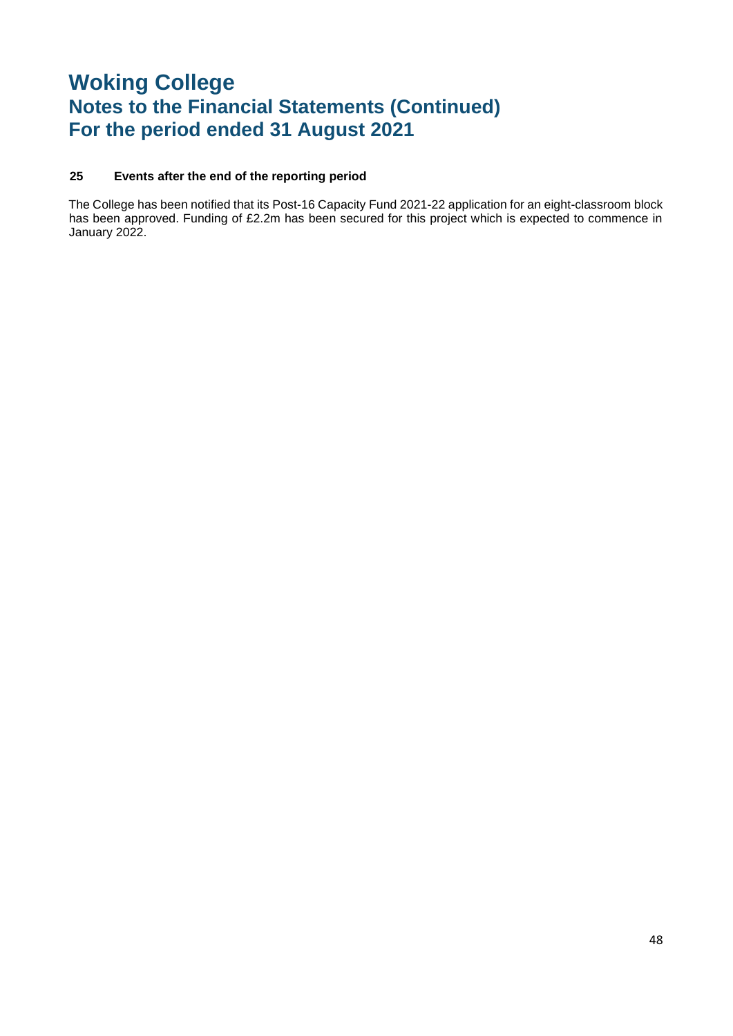# Woking College
## Notes to the Financial Statements (Continued)
## For the period ended 31 August 2021

**25 Events after the end of the reporting period**

The College has been notified that its Post-16 Capacity Fund 2021-22 application for an eight-classroom block has been approved. Funding of £2.2m has been secured for this project which is expected to commence in January 2022.